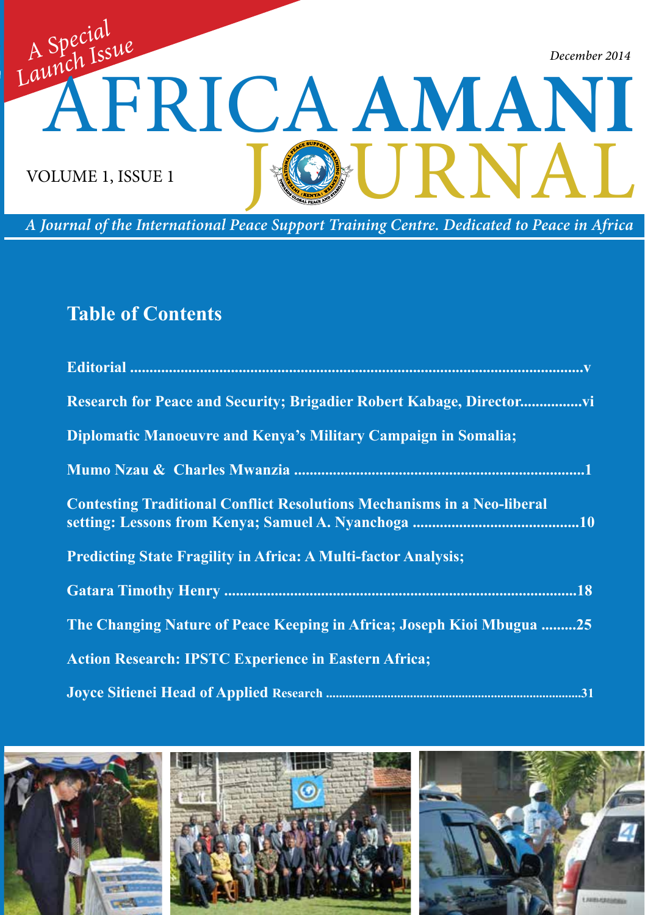A Special Launch Issue

December 2014

# AFRICA AMANI JOURNAL

VOLUME 1, ISSUE 1

*A Journal of the International Peace Support Training Centre. Dedicated to Peace in Africa*

## Table of Contents

**Editorial ....................................................................................................................v**

**Research for Peace and Security; Brigadier Robert Kabage, Director................vi**

**Diplomatic Manoeuvre and Kenya's Military Campaign in Somalia;**

**Mumo Nzau & Charles Mwanzia ..........................................................................1**

**Contesting Traditional Conflict Resolutions Mechanisms in a Neo-liberal setting: Lessons from Kenya; Samuel A. Nyanchoga ..........................................10**

**Predicting State Fragility in Africa: A Multi-factor Analysis;**

**Gatara Timothy Henry .........................................................................................18**

**The Changing Nature of Peace Keeping in Africa; Joseph Kioi Mbugua .........25**

**Action Research: IPSTC Experience in Eastern Africa;**

**Joyce Sitienei Head of Applied Research ...........................................................................31**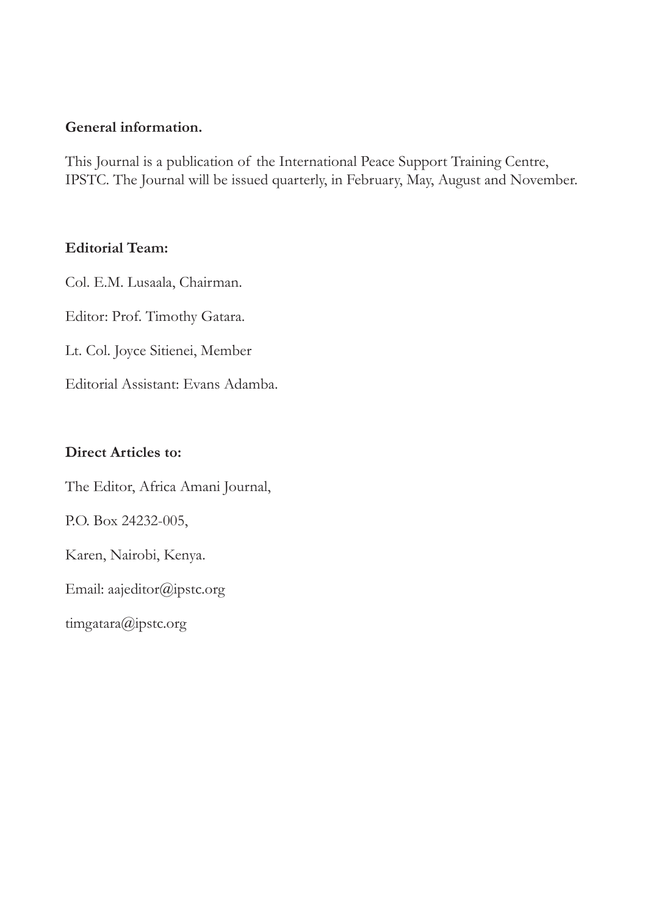**General information.**

This Journal is a publication of the International Peace Support Training Centre, IPSTC. The Journal will be issued quarterly, in February, May, August and November.

**Editorial Team:**

Col. E.M. Lusaala, Chairman.

Editor: Prof. Timothy Gatara.

Lt. Col. Joyce Sitienei, Member

Editorial Assistant: Evans Adamba.

**Direct Articles to:**

The Editor, Africa Amani Journal,

P.O. Box 24232-005,

Karen, Nairobi, Kenya.

Email: aajeditor@ipstc.org

timgatara@ipstc.org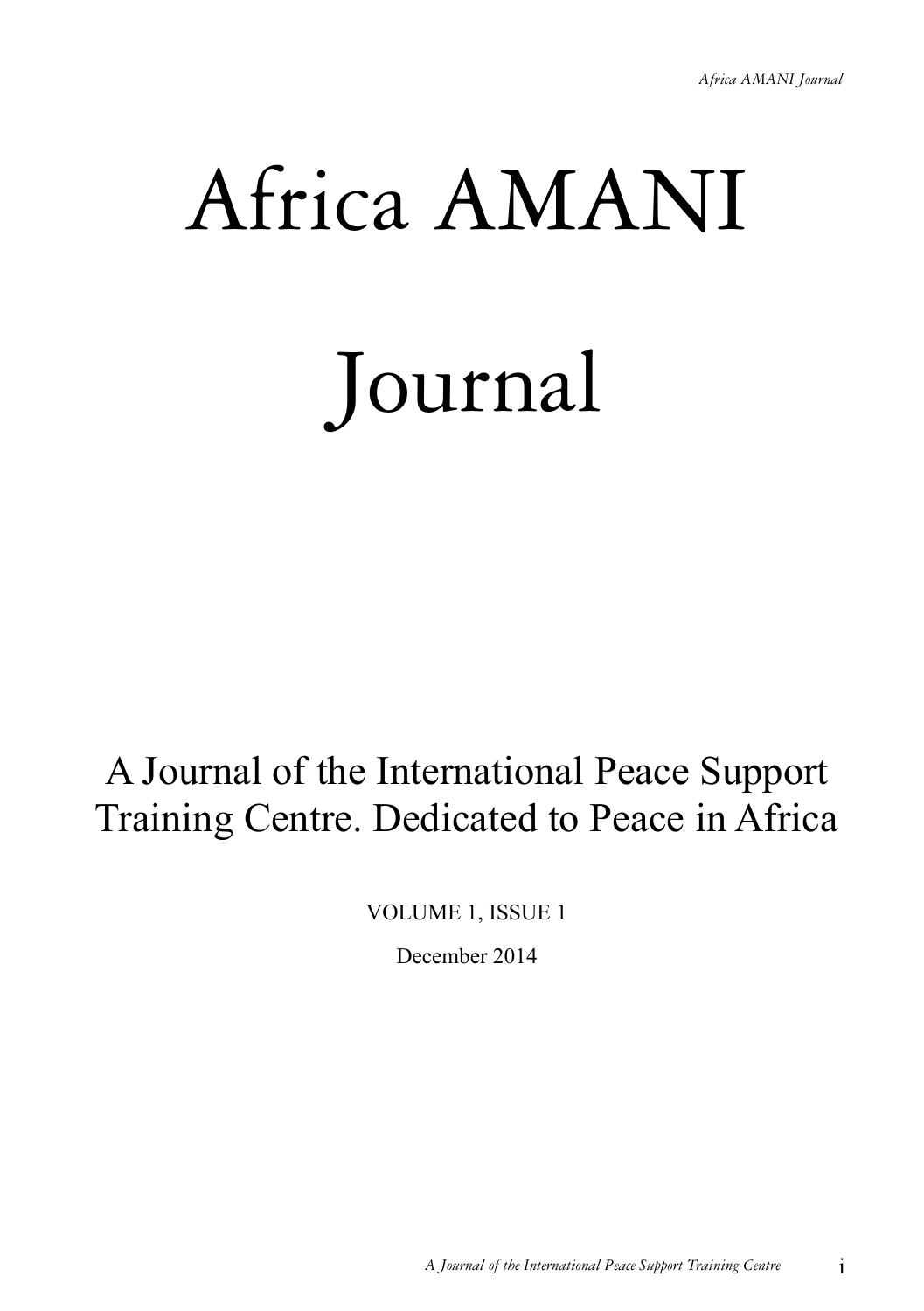# Africa AMANI Journal

A Journal of the International Peace Support Training Centre. Dedicated to Peace in Africa

VOLUME 1, ISSUE 1

December 2014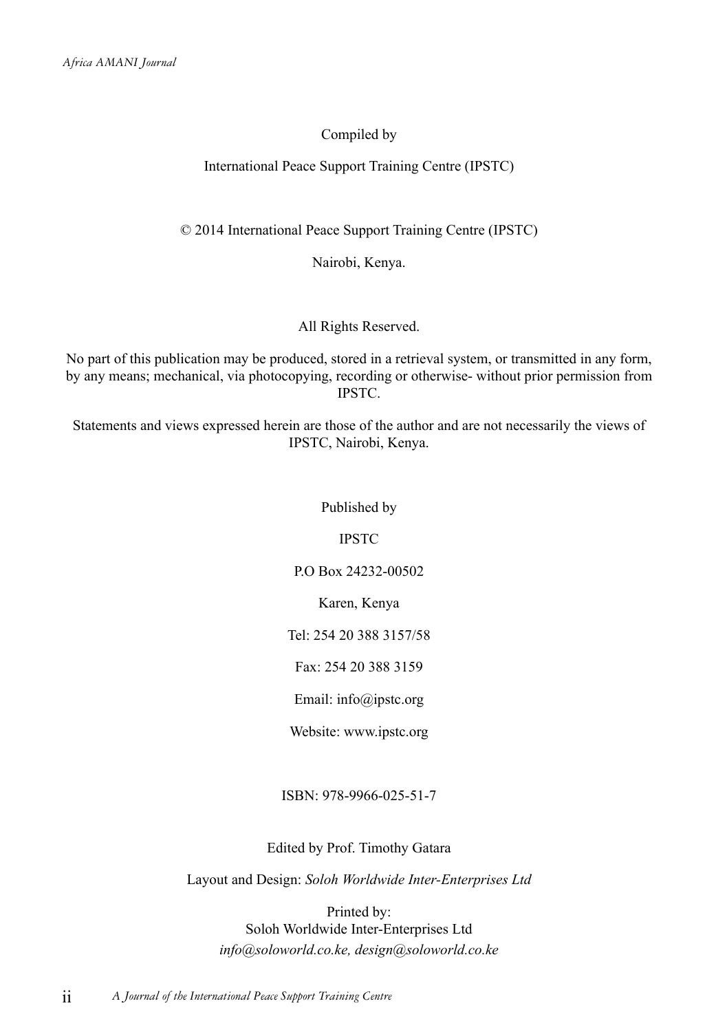Compiled by

International Peace Support Training Centre (IPSTC)

© 2014 International Peace Support Training Centre (IPSTC)

Nairobi, Kenya.

All Rights Reserved.

No part of this publication may be produced, stored in a retrieval system, or transmitted in any form, by any means; mechanical, via photocopying, recording or otherwise- without prior permission from IPSTC.

Statements and views expressed herein are those of the author and are not necessarily the views of IPSTC, Nairobi, Kenya.

Published by

IPSTC

P.O Box 24232-00502

Karen, Kenya

Tel: 254 20 388 3157/58

Fax: 254 20 388 3159

Email: info@ipstc.org

Website: www.ipstc.org

ISBN: 978-9966-025-51-7

Edited by Prof. Timothy Gatara

Layout and Design: *Soloh Worldwide Inter-Enterprises Ltd*

Printed by:
Soloh Worldwide Inter-Enterprises Ltd
*info@soloworld.co.ke, design@soloworld.co.ke*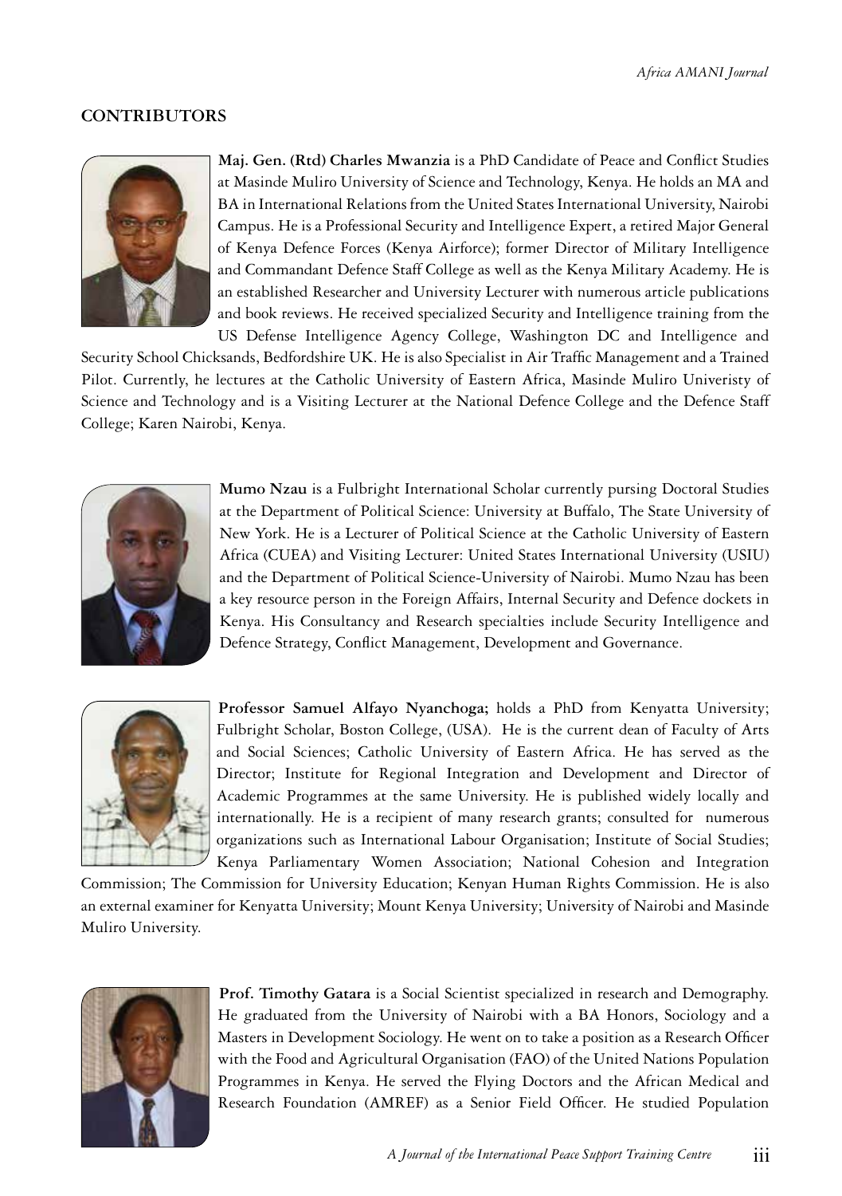## CONTRIBUTORS

**Maj. Gen. (Rtd) Charles Mwanzia** is a PhD Candidate of Peace and Conflict Studies at Masinde Muliro University of Science and Technology, Kenya. He holds an MA and BA in International Relations from the United States International University, Nairobi Campus. He is a Professional Security and Intelligence Expert, a retired Major General of Kenya Defence Forces (Kenya Airforce); former Director of Military Intelligence and Commandant Defence Staff College as well as the Kenya Military Academy. He is an established Researcher and University Lecturer with numerous article publications and book reviews. He received specialized Security and Intelligence training from the US Defense Intelligence Agency College, Washington DC and Intelligence and Security School Chicksands, Bedfordshire UK. He is also Specialist in Air Traffic Management and a Trained Pilot. Currently, he lectures at the Catholic University of Eastern Africa, Masinde Muliro Univeristy of Science and Technology and is a Visiting Lecturer at the National Defence College and the Defence Staff College; Karen Nairobi, Kenya.

**Mumo Nzau** is a Fulbright International Scholar currently pursing Doctoral Studies at the Department of Political Science: University at Buffalo, The State University of New York. He is a Lecturer of Political Science at the Catholic University of Eastern Africa (CUEA) and Visiting Lecturer: United States International University (USIU) and the Department of Political Science-University of Nairobi. Mumo Nzau has been a key resource person in the Foreign Affairs, Internal Security and Defence dockets in Kenya. His Consultancy and Research specialties include Security Intelligence and Defence Strategy, Conflict Management, Development and Governance.

**Professor Samuel Alfayo Nyanchoga;** holds a PhD from Kenyatta University; Fulbright Scholar, Boston College, (USA). He is the current dean of Faculty of Arts and Social Sciences; Catholic University of Eastern Africa. He has served as the Director; Institute for Regional Integration and Development and Director of Academic Programmes at the same University. He is published widely locally and internationally. He is a recipient of many research grants; consulted for numerous organizations such as International Labour Organisation; Institute of Social Studies; Kenya Parliamentary Women Association; National Cohesion and Integration Commission; The Commission for University Education; Kenyan Human Rights Commission. He is also an external examiner for Kenyatta University; Mount Kenya University; University of Nairobi and Masinde Muliro University.

**Prof. Timothy Gatara** is a Social Scientist specialized in research and Demography. He graduated from the University of Nairobi with a BA Honors, Sociology and a Masters in Development Sociology. He went on to take a position as a Research Officer with the Food and Agricultural Organisation (FAO) of the United Nations Population Programmes in Kenya. He served the Flying Doctors and the African Medical and Research Foundation (AMREF) as a Senior Field Officer. He studied Population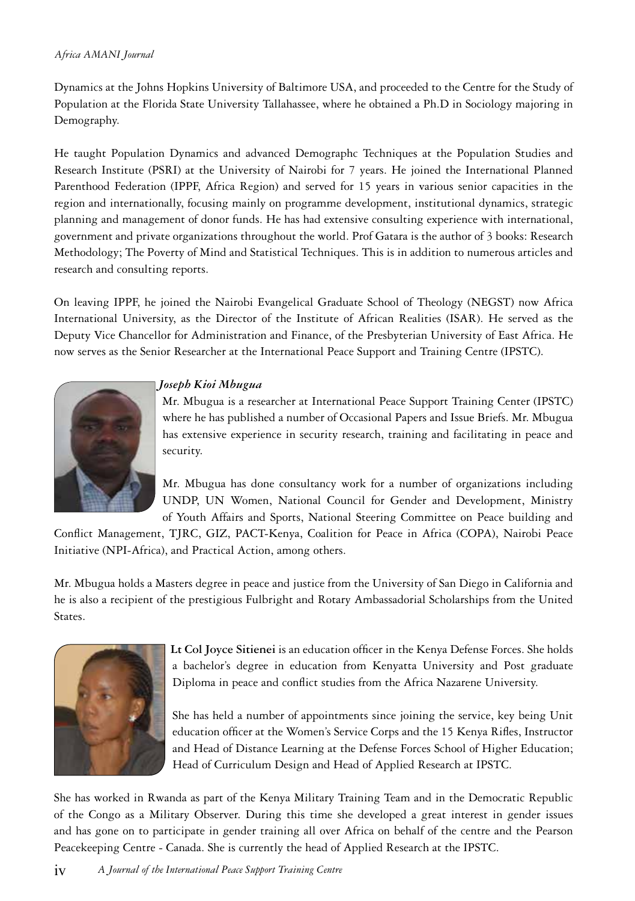Dynamics at the Johns Hopkins University of Baltimore USA, and proceeded to the Centre for the Study of Population at the Florida State University Tallahassee, where he obtained a Ph.D in Sociology majoring in Demography.

He taught Population Dynamics and advanced Demographc Techniques at the Population Studies and Research Institute (PSRI) at the University of Nairobi for 7 years. He joined the International Planned Parenthood Federation (IPPF, Africa Region) and served for 15 years in various senior capacities in the region and internationally, focusing mainly on programme development, institutional dynamics, strategic planning and management of donor funds. He has had extensive consulting experience with international, government and private organizations throughout the world. Prof Gatara is the author of 3 books: Research Methodology; The Poverty of Mind and Statistical Techniques. This is in addition to numerous articles and research and consulting reports.

On leaving IPPF, he joined the Nairobi Evangelical Graduate School of Theology (NEGST) now Africa International University, as the Director of the Institute of African Realities (ISAR). He served as the Deputy Vice Chancellor for Administration and Finance, of the Presbyterian University of East Africa. He now serves as the Senior Researcher at the International Peace Support and Training Centre (IPSTC).

***Joseph Kioi Mbugua***

Mr. Mbugua is a researcher at International Peace Support Training Center (IPSTC) where he has published a number of Occasional Papers and Issue Briefs. Mr. Mbugua has extensive experience in security research, training and facilitating in peace and security.

Mr. Mbugua has done consultancy work for a number of organizations including UNDP, UN Women, National Council for Gender and Development, Ministry of Youth Affairs and Sports, National Steering Committee on Peace building and Conflict Management, TJRC, GIZ, PACT-Kenya, Coalition for Peace in Africa (COPA), Nairobi Peace Initiative (NPI-Africa), and Practical Action, among others.

Mr. Mbugua holds a Masters degree in peace and justice from the University of San Diego in California and he is also a recipient of the prestigious Fulbright and Rotary Ambassadorial Scholarships from the United States.

**Lt Col Joyce Sitienei** is an education officer in the Kenya Defense Forces. She holds a bachelor's degree in education from Kenyatta University and Post graduate Diploma in peace and conflict studies from the Africa Nazarene University.

She has held a number of appointments since joining the service, key being Unit education officer at the Women's Service Corps and the 15 Kenya Rifles, Instructor and Head of Distance Learning at the Defense Forces School of Higher Education; Head of Curriculum Design and Head of Applied Research at IPSTC.

She has worked in Rwanda as part of the Kenya Military Training Team and in the Democratic Republic of the Congo as a Military Observer. During this time she developed a great interest in gender issues and has gone on to participate in gender training all over Africa on behalf of the centre and the Pearson Peacekeeping Centre - Canada. She is currently the head of Applied Research at the IPSTC.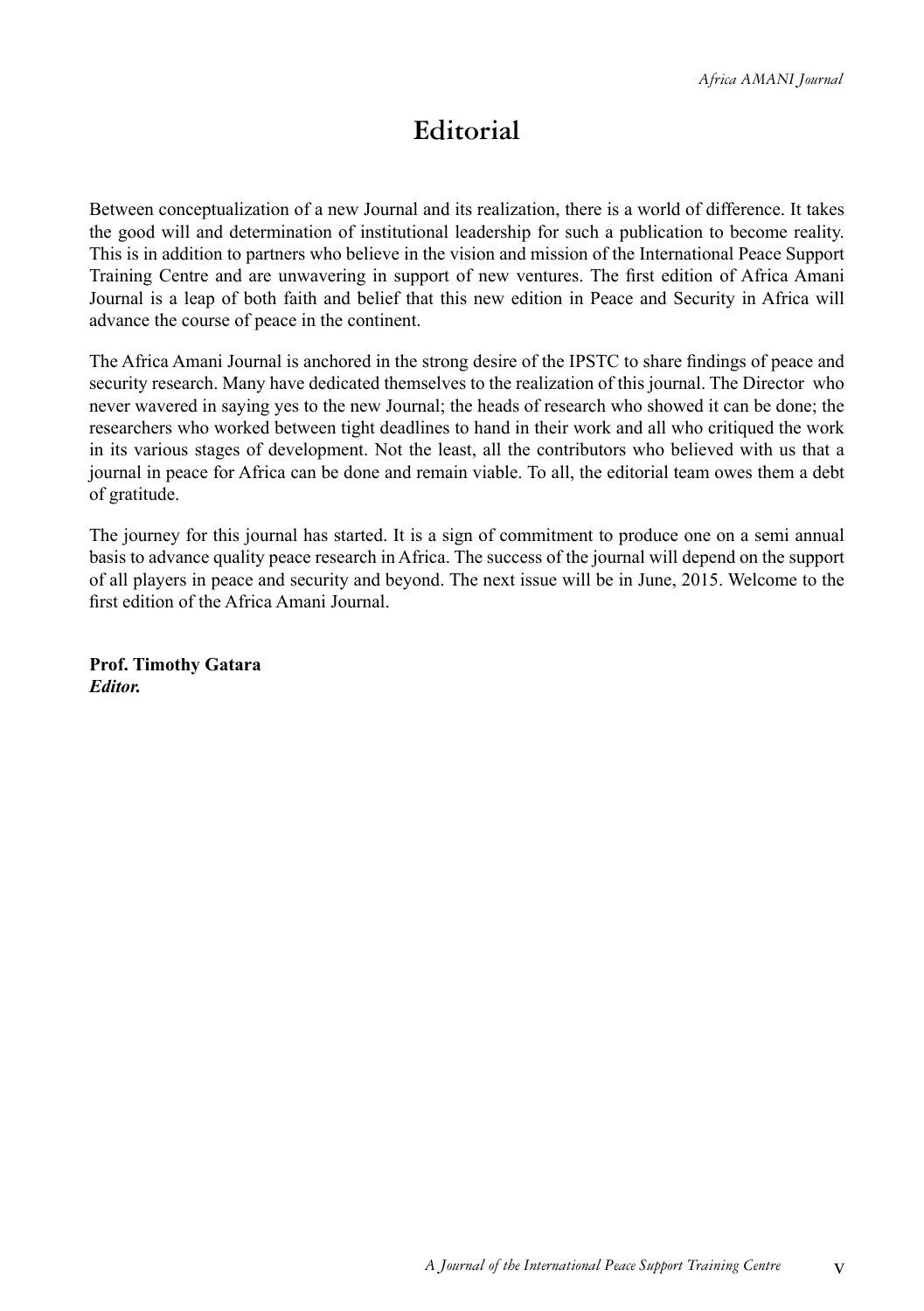# Editorial

Between conceptualization of a new Journal and its realization, there is a world of difference. It takes the good will and determination of institutional leadership for such a publication to become reality. This is in addition to partners who believe in the vision and mission of the International Peace Support Training Centre and are unwavering in support of new ventures. The first edition of Africa Amani Journal is a leap of both faith and belief that this new edition in Peace and Security in Africa will advance the course of peace in the continent.

The Africa Amani Journal is anchored in the strong desire of the IPSTC to share findings of peace and security research. Many have dedicated themselves to the realization of this journal. The Director who never wavered in saying yes to the new Journal; the heads of research who showed it can be done; the researchers who worked between tight deadlines to hand in their work and all who critiqued the work in its various stages of development. Not the least, all the contributors who believed with us that a journal in peace for Africa can be done and remain viable. To all, the editorial team owes them a debt of gratitude.

The journey for this journal has started. It is a sign of commitment to produce one on a semi annual basis to advance quality peace research in Africa. The success of the journal will depend on the support of all players in peace and security and beyond. The next issue will be in June, 2015. Welcome to the first edition of the Africa Amani Journal.

**Prof. Timothy Gatara**
***Editor.***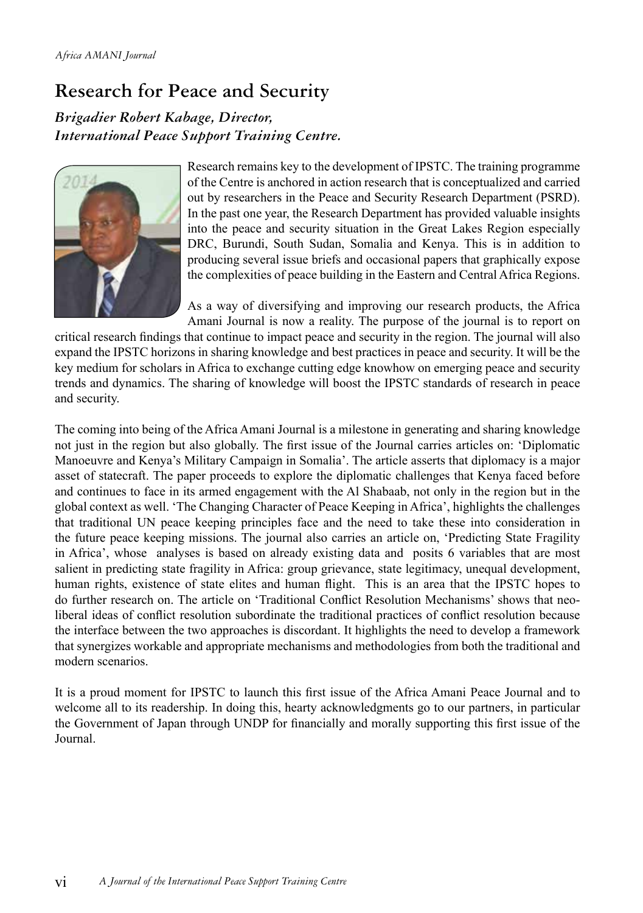# Research for Peace and Security

***Brigadier Robert Kabage, Director, International Peace Support Training Centre.***

Research remains key to the development of IPSTC. The training programme of the Centre is anchored in action research that is conceptualized and carried out by researchers in the Peace and Security Research Department (PSRD). In the past one year, the Research Department has provided valuable insights into the peace and security situation in the Great Lakes Region especially DRC, Burundi, South Sudan, Somalia and Kenya. This is in addition to producing several issue briefs and occasional papers that graphically expose the complexities of peace building in the Eastern and Central Africa Regions.

As a way of diversifying and improving our research products, the Africa Amani Journal is now a reality. The purpose of the journal is to report on critical research findings that continue to impact peace and security in the region. The journal will also expand the IPSTC horizons in sharing knowledge and best practices in peace and security. It will be the key medium for scholars in Africa to exchange cutting edge knowhow on emerging peace and security trends and dynamics. The sharing of knowledge will boost the IPSTC standards of research in peace and security.

The coming into being of the Africa Amani Journal is a milestone in generating and sharing knowledge not just in the region but also globally. The first issue of the Journal carries articles on: 'Diplomatic Manoeuvre and Kenya's Military Campaign in Somalia'. The article asserts that diplomacy is a major asset of statecraft. The paper proceeds to explore the diplomatic challenges that Kenya faced before and continues to face in its armed engagement with the Al Shabaab, not only in the region but in the global context as well. 'The Changing Character of Peace Keeping in Africa', highlights the challenges that traditional UN peace keeping principles face and the need to take these into consideration in the future peace keeping missions. The journal also carries an article on, 'Predicting State Fragility in Africa', whose analyses is based on already existing data and posits 6 variables that are most salient in predicting state fragility in Africa: group grievance, state legitimacy, unequal development, human rights, existence of state elites and human flight. This is an area that the IPSTC hopes to do further research on. The article on 'Traditional Conflict Resolution Mechanisms' shows that neo-liberal ideas of conflict resolution subordinate the traditional practices of conflict resolution because the interface between the two approaches is discordant. It highlights the need to develop a framework that synergizes workable and appropriate mechanisms and methodologies from both the traditional and modern scenarios.

It is a proud moment for IPSTC to launch this first issue of the Africa Amani Peace Journal and to welcome all to its readership. In doing this, hearty acknowledgments go to our partners, in particular the Government of Japan through UNDP for financially and morally supporting this first issue of the Journal.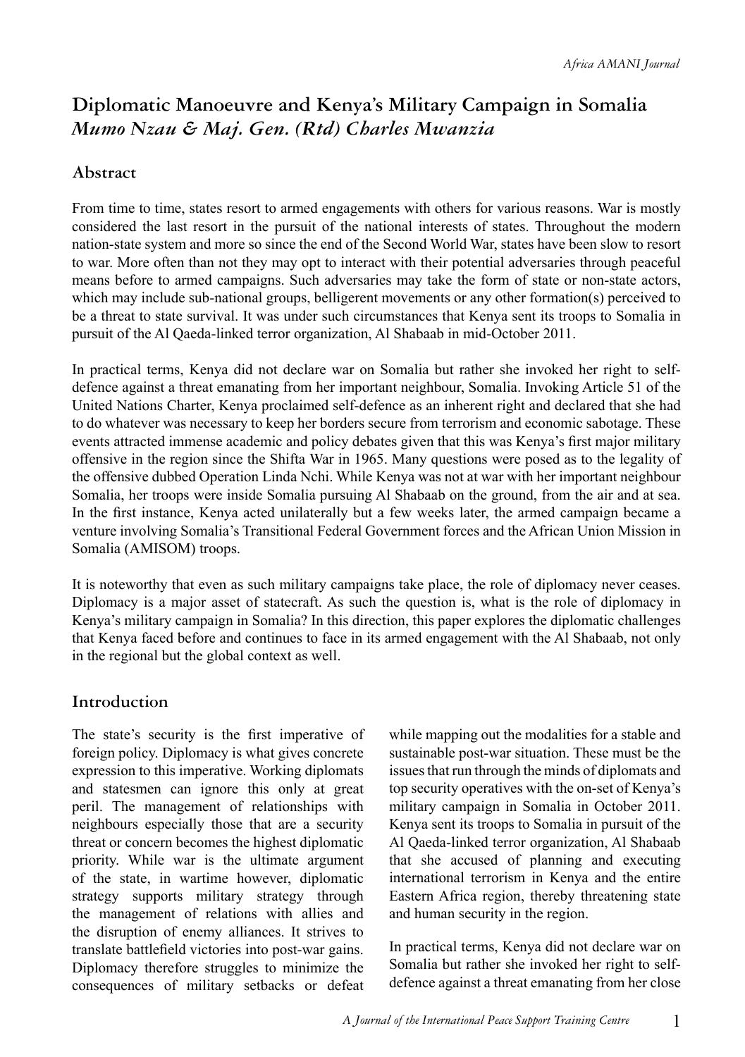# Diplomatic Manoeuvre and Kenya's Military Campaign in Somalia

*Mumo Nzau & Maj. Gen. (Rtd) Charles Mwanzia*

## Abstract

From time to time, states resort to armed engagements with others for various reasons. War is mostly considered the last resort in the pursuit of the national interests of states. Throughout the modern nation-state system and more so since the end of the Second World War, states have been slow to resort to war. More often than not they may opt to interact with their potential adversaries through peaceful means before to armed campaigns. Such adversaries may take the form of state or non-state actors, which may include sub-national groups, belligerent movements or any other formation(s) perceived to be a threat to state survival. It was under such circumstances that Kenya sent its troops to Somalia in pursuit of the Al Qaeda-linked terror organization, Al Shabaab in mid-October 2011.

In practical terms, Kenya did not declare war on Somalia but rather she invoked her right to self-defence against a threat emanating from her important neighbour, Somalia. Invoking Article 51 of the United Nations Charter, Kenya proclaimed self-defence as an inherent right and declared that she had to do whatever was necessary to keep her borders secure from terrorism and economic sabotage. These events attracted immense academic and policy debates given that this was Kenya's first major military offensive in the region since the Shifta War in 1965. Many questions were posed as to the legality of the offensive dubbed Operation Linda Nchi. While Kenya was not at war with her important neighbour Somalia, her troops were inside Somalia pursuing Al Shabaab on the ground, from the air and at sea. In the first instance, Kenya acted unilaterally but a few weeks later, the armed campaign became a venture involving Somalia's Transitional Federal Government forces and the African Union Mission in Somalia (AMISOM) troops.

It is noteworthy that even as such military campaigns take place, the role of diplomacy never ceases. Diplomacy is a major asset of statecraft. As such the question is, what is the role of diplomacy in Kenya's military campaign in Somalia? In this direction, this paper explores the diplomatic challenges that Kenya faced before and continues to face in its armed engagement with the Al Shabaab, not only in the regional but the global context as well.

## Introduction

The state's security is the first imperative of foreign policy. Diplomacy is what gives concrete expression to this imperative. Working diplomats and statesmen can ignore this only at great peril. The management of relationships with neighbours especially those that are a security threat or concern becomes the highest diplomatic priority. While war is the ultimate argument of the state, in wartime however, diplomatic strategy supports military strategy through the management of relations with allies and the disruption of enemy alliances. It strives to translate battlefield victories into post-war gains. Diplomacy therefore struggles to minimize the consequences of military setbacks or defeat while mapping out the modalities for a stable and sustainable post-war situation. These must be the issues that run through the minds of diplomats and top security operatives with the on-set of Kenya's military campaign in Somalia in October 2011. Kenya sent its troops to Somalia in pursuit of the Al Qaeda-linked terror organization, Al Shabaab that she accused of planning and executing international terrorism in Kenya and the entire Eastern Africa region, thereby threatening state and human security in the region.

In practical terms, Kenya did not declare war on Somalia but rather she invoked her right to self-defence against a threat emanating from her close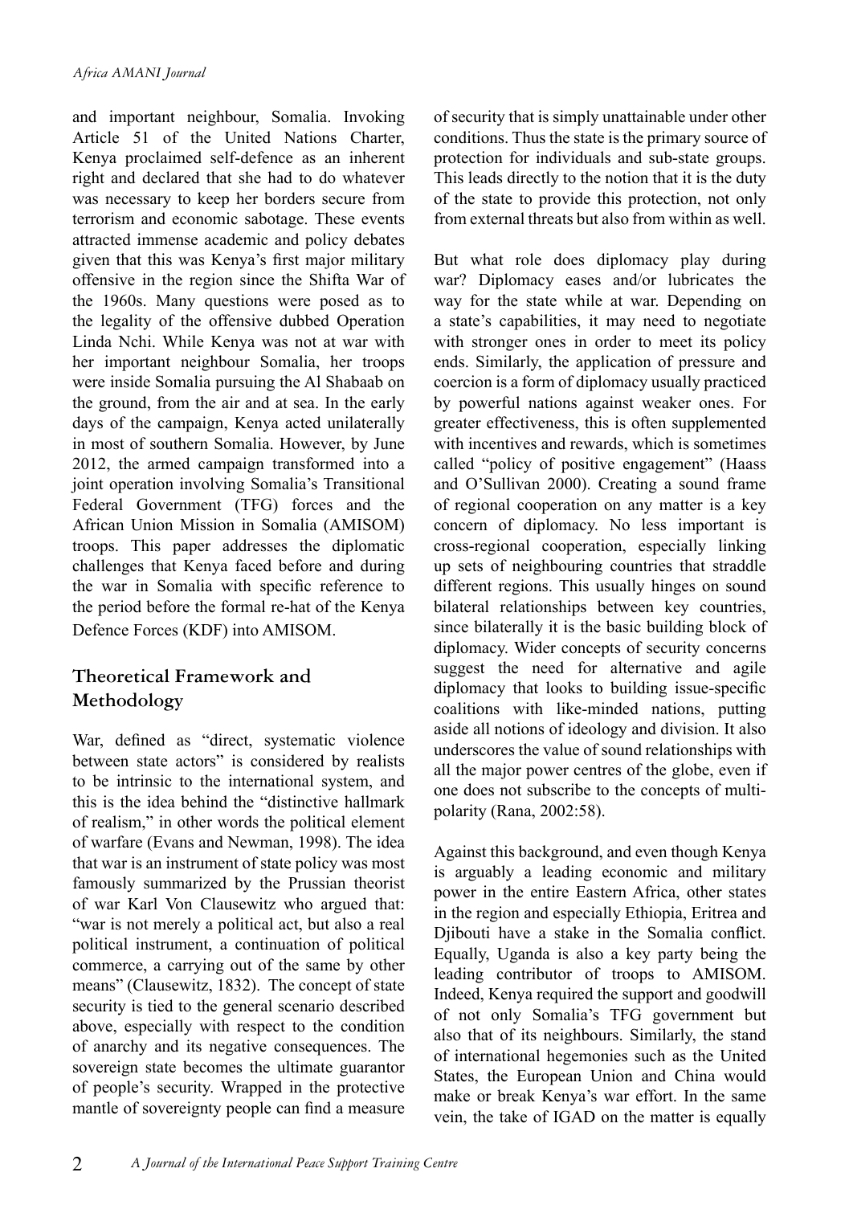and important neighbour, Somalia. Invoking Article 51 of the United Nations Charter, Kenya proclaimed self-defence as an inherent right and declared that she had to do whatever was necessary to keep her borders secure from terrorism and economic sabotage. These events attracted immense academic and policy debates given that this was Kenya's first major military offensive in the region since the Shifta War of the 1960s. Many questions were posed as to the legality of the offensive dubbed Operation Linda Nchi. While Kenya was not at war with her important neighbour Somalia, her troops were inside Somalia pursuing the Al Shabaab on the ground, from the air and at sea. In the early days of the campaign, Kenya acted unilaterally in most of southern Somalia. However, by June 2012, the armed campaign transformed into a joint operation involving Somalia's Transitional Federal Government (TFG) forces and the African Union Mission in Somalia (AMISOM) troops. This paper addresses the diplomatic challenges that Kenya faced before and during the war in Somalia with specific reference to the period before the formal re-hat of the Kenya Defence Forces (KDF) into AMISOM.

## Theoretical Framework and Methodology

War, defined as "direct, systematic violence between state actors" is considered by realists to be intrinsic to the international system, and this is the idea behind the "distinctive hallmark of realism," in other words the political element of warfare (Evans and Newman, 1998). The idea that war is an instrument of state policy was most famously summarized by the Prussian theorist of war Karl Von Clausewitz who argued that: "war is not merely a political act, but also a real political instrument, a continuation of political commerce, a carrying out of the same by other means" (Clausewitz, 1832). The concept of state security is tied to the general scenario described above, especially with respect to the condition of anarchy and its negative consequences. The sovereign state becomes the ultimate guarantor of people's security. Wrapped in the protective mantle of sovereignty people can find a measure of security that is simply unattainable under other conditions. Thus the state is the primary source of protection for individuals and sub-state groups. This leads directly to the notion that it is the duty of the state to provide this protection, not only from external threats but also from within as well.

But what role does diplomacy play during war? Diplomacy eases and/or lubricates the way for the state while at war. Depending on a state's capabilities, it may need to negotiate with stronger ones in order to meet its policy ends. Similarly, the application of pressure and coercion is a form of diplomacy usually practiced by powerful nations against weaker ones. For greater effectiveness, this is often supplemented with incentives and rewards, which is sometimes called "policy of positive engagement" (Haass and O'Sullivan 2000). Creating a sound frame of regional cooperation on any matter is a key concern of diplomacy. No less important is cross-regional cooperation, especially linking up sets of neighbouring countries that straddle different regions. This usually hinges on sound bilateral relationships between key countries, since bilaterally it is the basic building block of diplomacy. Wider concepts of security concerns suggest the need for alternative and agile diplomacy that looks to building issue-specific coalitions with like-minded nations, putting aside all notions of ideology and division. It also underscores the value of sound relationships with all the major power centres of the globe, even if one does not subscribe to the concepts of multi-polarity (Rana, 2002:58).

Against this background, and even though Kenya is arguably a leading economic and military power in the entire Eastern Africa, other states in the region and especially Ethiopia, Eritrea and Djibouti have a stake in the Somalia conflict. Equally, Uganda is also a key party being the leading contributor of troops to AMISOM. Indeed, Kenya required the support and goodwill of not only Somalia's TFG government but also that of its neighbours. Similarly, the stand of international hegemonies such as the United States, the European Union and China would make or break Kenya's war effort. In the same vein, the take of IGAD on the matter is equally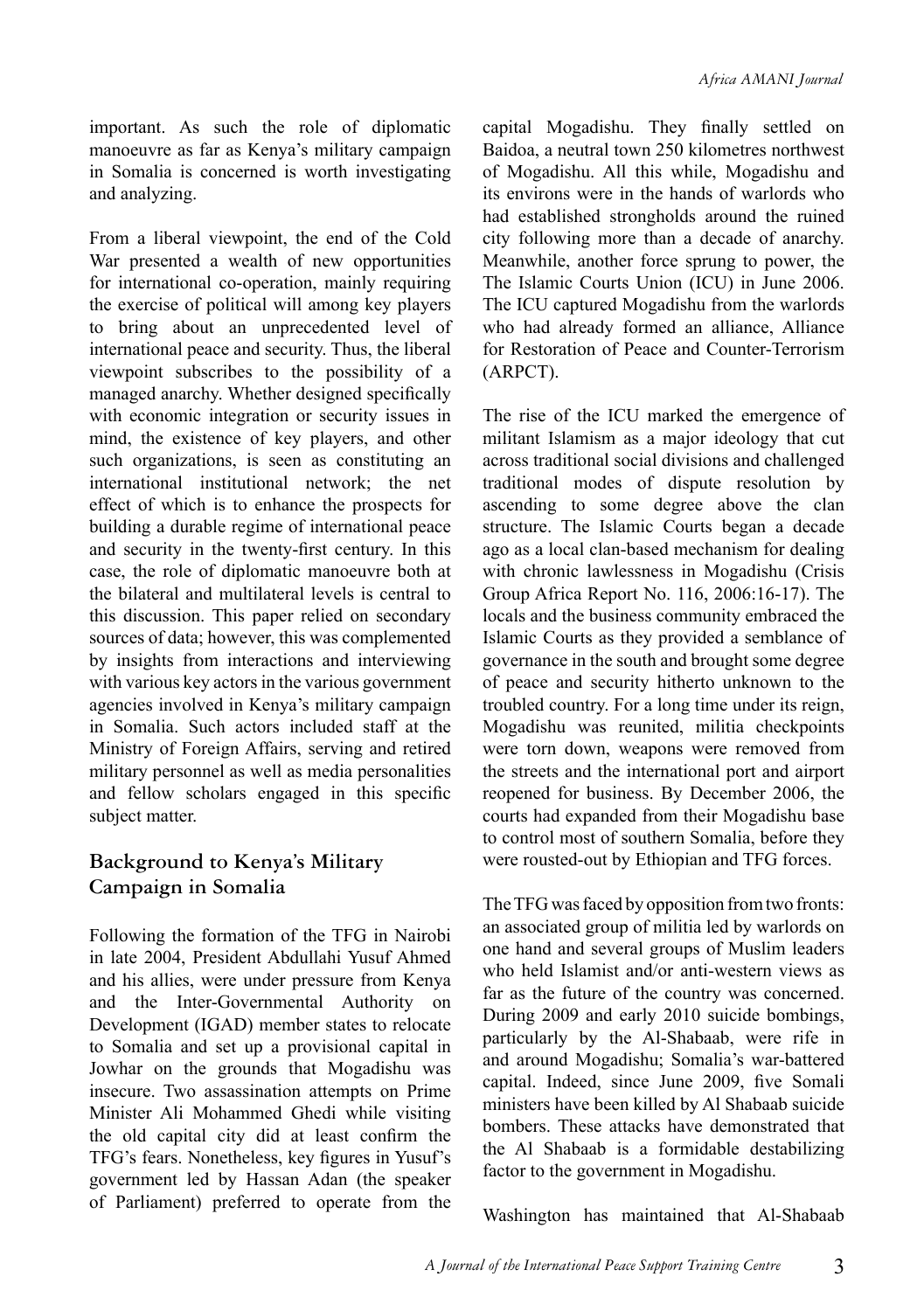important. As such the role of diplomatic manoeuvre as far as Kenya's military campaign in Somalia is concerned is worth investigating and analyzing.

From a liberal viewpoint, the end of the Cold War presented a wealth of new opportunities for international co-operation, mainly requiring the exercise of political will among key players to bring about an unprecedented level of international peace and security. Thus, the liberal viewpoint subscribes to the possibility of a managed anarchy. Whether designed specifically with economic integration or security issues in mind, the existence of key players, and other such organizations, is seen as constituting an international institutional network; the net effect of which is to enhance the prospects for building a durable regime of international peace and security in the twenty-first century. In this case, the role of diplomatic manoeuvre both at the bilateral and multilateral levels is central to this discussion. This paper relied on secondary sources of data; however, this was complemented by insights from interactions and interviewing with various key actors in the various government agencies involved in Kenya's military campaign in Somalia. Such actors included staff at the Ministry of Foreign Affairs, serving and retired military personnel as well as media personalities and fellow scholars engaged in this specific subject matter.

## Background to Kenya's Military Campaign in Somalia

Following the formation of the TFG in Nairobi in late 2004, President Abdullahi Yusuf Ahmed and his allies, were under pressure from Kenya and the Inter-Governmental Authority on Development (IGAD) member states to relocate to Somalia and set up a provisional capital in Jowhar on the grounds that Mogadishu was insecure. Two assassination attempts on Prime Minister Ali Mohammed Ghedi while visiting the old capital city did at least confirm the TFG's fears. Nonetheless, key figures in Yusuf's government led by Hassan Adan (the speaker of Parliament) preferred to operate from the capital Mogadishu. They finally settled on Baidoa, a neutral town 250 kilometres northwest of Mogadishu. All this while, Mogadishu and its environs were in the hands of warlords who had established strongholds around the ruined city following more than a decade of anarchy. Meanwhile, another force sprung to power, the The Islamic Courts Union (ICU) in June 2006. The ICU captured Mogadishu from the warlords who had already formed an alliance, Alliance for Restoration of Peace and Counter-Terrorism (ARPCT).

The rise of the ICU marked the emergence of militant Islamism as a major ideology that cut across traditional social divisions and challenged traditional modes of dispute resolution by ascending to some degree above the clan structure. The Islamic Courts began a decade ago as a local clan-based mechanism for dealing with chronic lawlessness in Mogadishu (Crisis Group Africa Report No. 116, 2006:16-17). The locals and the business community embraced the Islamic Courts as they provided a semblance of governance in the south and brought some degree of peace and security hitherto unknown to the troubled country. For a long time under its reign, Mogadishu was reunited, militia checkpoints were torn down, weapons were removed from the streets and the international port and airport reopened for business. By December 2006, the courts had expanded from their Mogadishu base to control most of southern Somalia, before they were rousted-out by Ethiopian and TFG forces.

The TFG was faced by opposition from two fronts: an associated group of militia led by warlords on one hand and several groups of Muslim leaders who held Islamist and/or anti-western views as far as the future of the country was concerned. During 2009 and early 2010 suicide bombings, particularly by the Al-Shabaab, were rife in and around Mogadishu; Somalia's war-battered capital. Indeed, since June 2009, five Somali ministers have been killed by Al Shabaab suicide bombers. These attacks have demonstrated that the Al Shabaab is a formidable destabilizing factor to the government in Mogadishu.

Washington has maintained that Al-Shabaab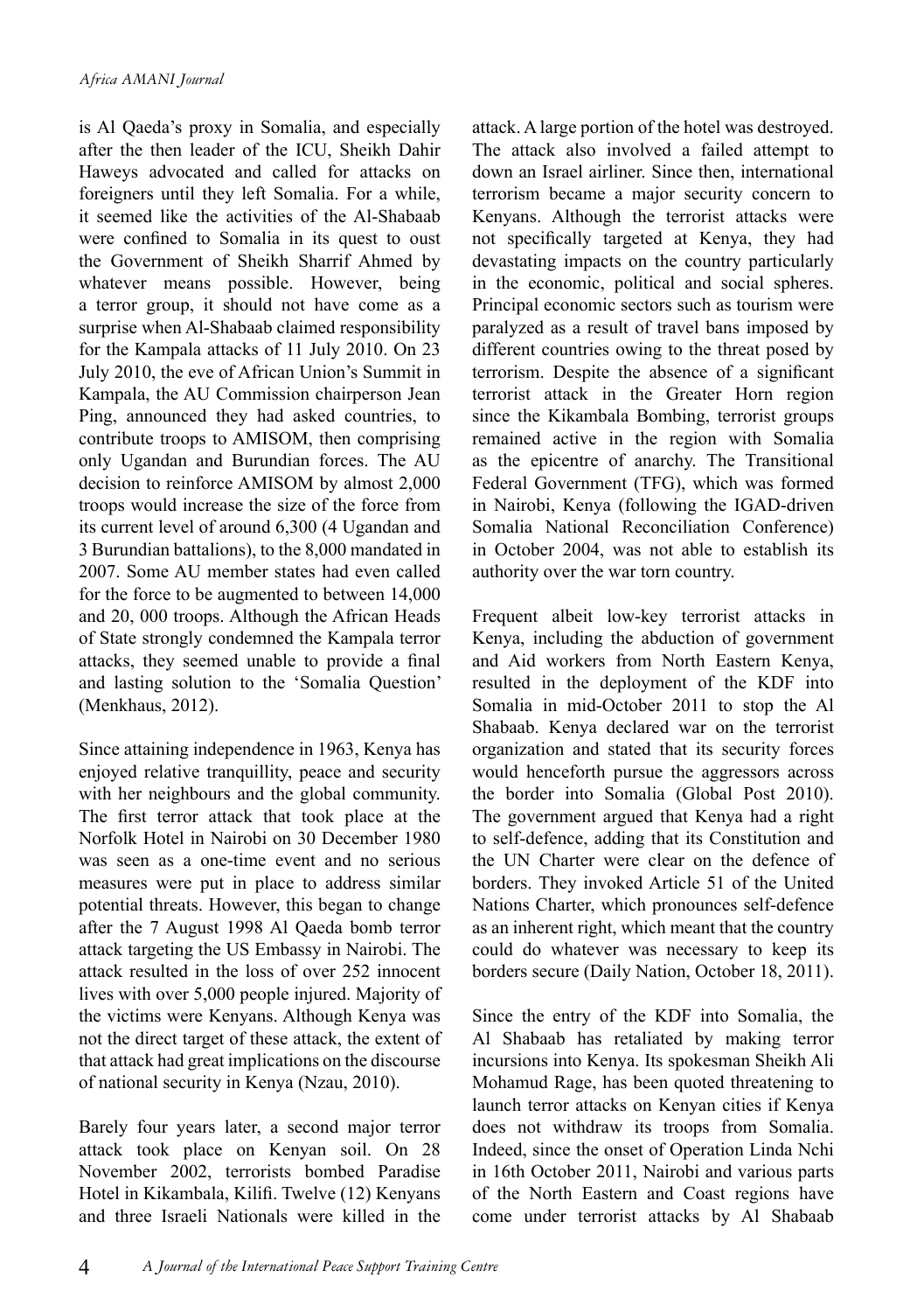is Al Qaeda's proxy in Somalia, and especially after the then leader of the ICU, Sheikh Dahir Haweys advocated and called for attacks on foreigners until they left Somalia. For a while, it seemed like the activities of the Al-Shabaab were confined to Somalia in its quest to oust the Government of Sheikh Sharrif Ahmed by whatever means possible. However, being a terror group, it should not have come as a surprise when Al-Shabaab claimed responsibility for the Kampala attacks of 11 July 2010. On 23 July 2010, the eve of African Union's Summit in Kampala, the AU Commission chairperson Jean Ping, announced they had asked countries, to contribute troops to AMISOM, then comprising only Ugandan and Burundian forces. The AU decision to reinforce AMISOM by almost 2,000 troops would increase the size of the force from its current level of around 6,300 (4 Ugandan and 3 Burundian battalions), to the 8,000 mandated in 2007. Some AU member states had even called for the force to be augmented to between 14,000 and 20, 000 troops. Although the African Heads of State strongly condemned the Kampala terror attacks, they seemed unable to provide a final and lasting solution to the 'Somalia Question' (Menkhaus, 2012).

Since attaining independence in 1963, Kenya has enjoyed relative tranquillity, peace and security with her neighbours and the global community. The first terror attack that took place at the Norfolk Hotel in Nairobi on 30 December 1980 was seen as a one-time event and no serious measures were put in place to address similar potential threats. However, this began to change after the 7 August 1998 Al Qaeda bomb terror attack targeting the US Embassy in Nairobi. The attack resulted in the loss of over 252 innocent lives with over 5,000 people injured. Majority of the victims were Kenyans. Although Kenya was not the direct target of these attack, the extent of that attack had great implications on the discourse of national security in Kenya (Nzau, 2010).

Barely four years later, a second major terror attack took place on Kenyan soil. On 28 November 2002, terrorists bombed Paradise Hotel in Kikambala, Kilifi. Twelve (12) Kenyans and three Israeli Nationals were killed in the attack. A large portion of the hotel was destroyed. The attack also involved a failed attempt to down an Israel airliner. Since then, international terrorism became a major security concern to Kenyans. Although the terrorist attacks were not specifically targeted at Kenya, they had devastating impacts on the country particularly in the economic, political and social spheres. Principal economic sectors such as tourism were paralyzed as a result of travel bans imposed by different countries owing to the threat posed by terrorism. Despite the absence of a significant terrorist attack in the Greater Horn region since the Kikambala Bombing, terrorist groups remained active in the region with Somalia as the epicentre of anarchy. The Transitional Federal Government (TFG), which was formed in Nairobi, Kenya (following the IGAD-driven Somalia National Reconciliation Conference) in October 2004, was not able to establish its authority over the war torn country.

Frequent albeit low-key terrorist attacks in Kenya, including the abduction of government and Aid workers from North Eastern Kenya, resulted in the deployment of the KDF into Somalia in mid-October 2011 to stop the Al Shabaab. Kenya declared war on the terrorist organization and stated that its security forces would henceforth pursue the aggressors across the border into Somalia (Global Post 2010). The government argued that Kenya had a right to self-defence, adding that its Constitution and the UN Charter were clear on the defence of borders. They invoked Article 51 of the United Nations Charter, which pronounces self-defence as an inherent right, which meant that the country could do whatever was necessary to keep its borders secure (Daily Nation, October 18, 2011).

Since the entry of the KDF into Somalia, the Al Shabaab has retaliated by making terror incursions into Kenya. Its spokesman Sheikh Ali Mohamud Rage, has been quoted threatening to launch terror attacks on Kenyan cities if Kenya does not withdraw its troops from Somalia. Indeed, since the onset of Operation Linda Nchi in 16th October 2011, Nairobi and various parts of the North Eastern and Coast regions have come under terrorist attacks by Al Shabaab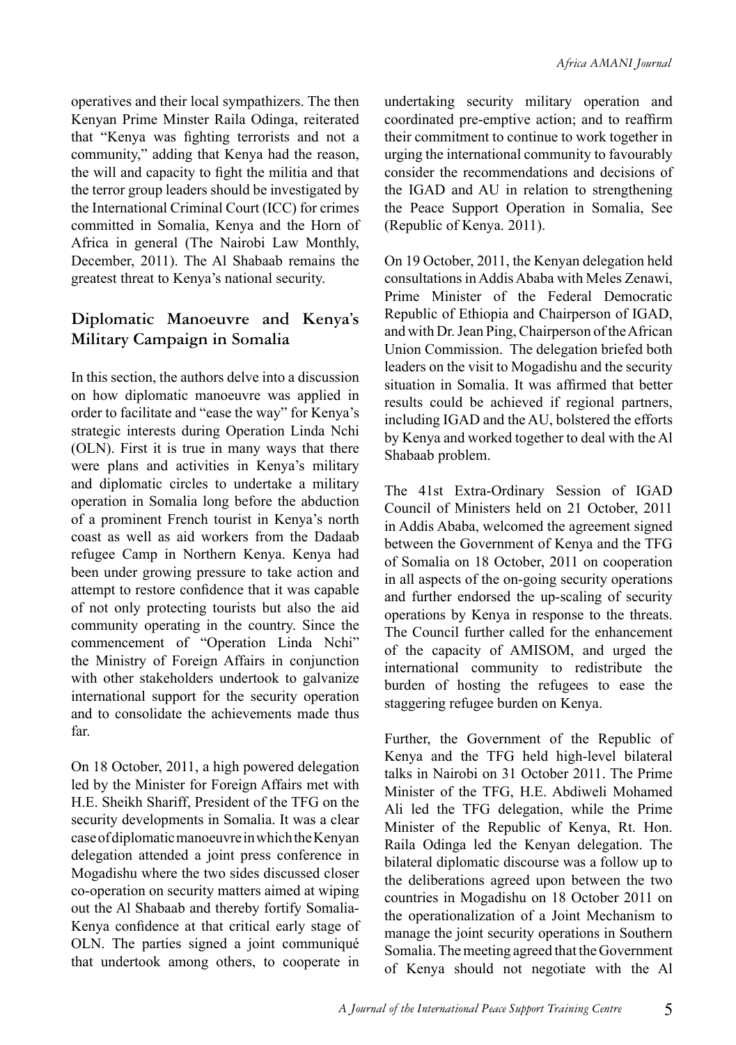operatives and their local sympathizers. The then Kenyan Prime Minster Raila Odinga, reiterated that "Kenya was fighting terrorists and not a community," adding that Kenya had the reason, the will and capacity to fight the militia and that the terror group leaders should be investigated by the International Criminal Court (ICC) for crimes committed in Somalia, Kenya and the Horn of Africa in general (The Nairobi Law Monthly, December, 2011). The Al Shabaab remains the greatest threat to Kenya's national security.

## Diplomatic Manoeuvre and Kenya's Military Campaign in Somalia

In this section, the authors delve into a discussion on how diplomatic manoeuvre was applied in order to facilitate and "ease the way" for Kenya's strategic interests during Operation Linda Nchi (OLN). First it is true in many ways that there were plans and activities in Kenya's military and diplomatic circles to undertake a military operation in Somalia long before the abduction of a prominent French tourist in Kenya's north coast as well as aid workers from the Dadaab refugee Camp in Northern Kenya. Kenya had been under growing pressure to take action and attempt to restore confidence that it was capable of not only protecting tourists but also the aid community operating in the country. Since the commencement of "Operation Linda Nchi" the Ministry of Foreign Affairs in conjunction with other stakeholders undertook to galvanize international support for the security operation and to consolidate the achievements made thus far.

On 18 October, 2011, a high powered delegation led by the Minister for Foreign Affairs met with H.E. Sheikh Shariff, President of the TFG on the security developments in Somalia. It was a clear case of diplomatic manoeuvre in which the Kenyan delegation attended a joint press conference in Mogadishu where the two sides discussed closer co-operation on security matters aimed at wiping out the Al Shabaab and thereby fortify Somalia-Kenya confidence at that critical early stage of OLN. The parties signed a joint communiqué that undertook among others, to cooperate in undertaking security military operation and coordinated pre-emptive action; and to reaffirm their commitment to continue to work together in urging the international community to favourably consider the recommendations and decisions of the IGAD and AU in relation to strengthening the Peace Support Operation in Somalia, See (Republic of Kenya. 2011).

On 19 October, 2011, the Kenyan delegation held consultations in Addis Ababa with Meles Zenawi, Prime Minister of the Federal Democratic Republic of Ethiopia and Chairperson of IGAD, and with Dr. Jean Ping, Chairperson of the African Union Commission. The delegation briefed both leaders on the visit to Mogadishu and the security situation in Somalia. It was affirmed that better results could be achieved if regional partners, including IGAD and the AU, bolstered the efforts by Kenya and worked together to deal with the Al Shabaab problem.

The 41st Extra-Ordinary Session of IGAD Council of Ministers held on 21 October, 2011 in Addis Ababa, welcomed the agreement signed between the Government of Kenya and the TFG of Somalia on 18 October, 2011 on cooperation in all aspects of the on-going security operations and further endorsed the up-scaling of security operations by Kenya in response to the threats. The Council further called for the enhancement of the capacity of AMISOM, and urged the international community to redistribute the burden of hosting the refugees to ease the staggering refugee burden on Kenya.

Further, the Government of the Republic of Kenya and the TFG held high-level bilateral talks in Nairobi on 31 October 2011. The Prime Minister of the TFG, H.E. Abdiweli Mohamed Ali led the TFG delegation, while the Prime Minister of the Republic of Kenya, Rt. Hon. Raila Odinga led the Kenyan delegation. The bilateral diplomatic discourse was a follow up to the deliberations agreed upon between the two countries in Mogadishu on 18 October 2011 on the operationalization of a Joint Mechanism to manage the joint security operations in Southern Somalia. The meeting agreed that the Government of Kenya should not negotiate with the Al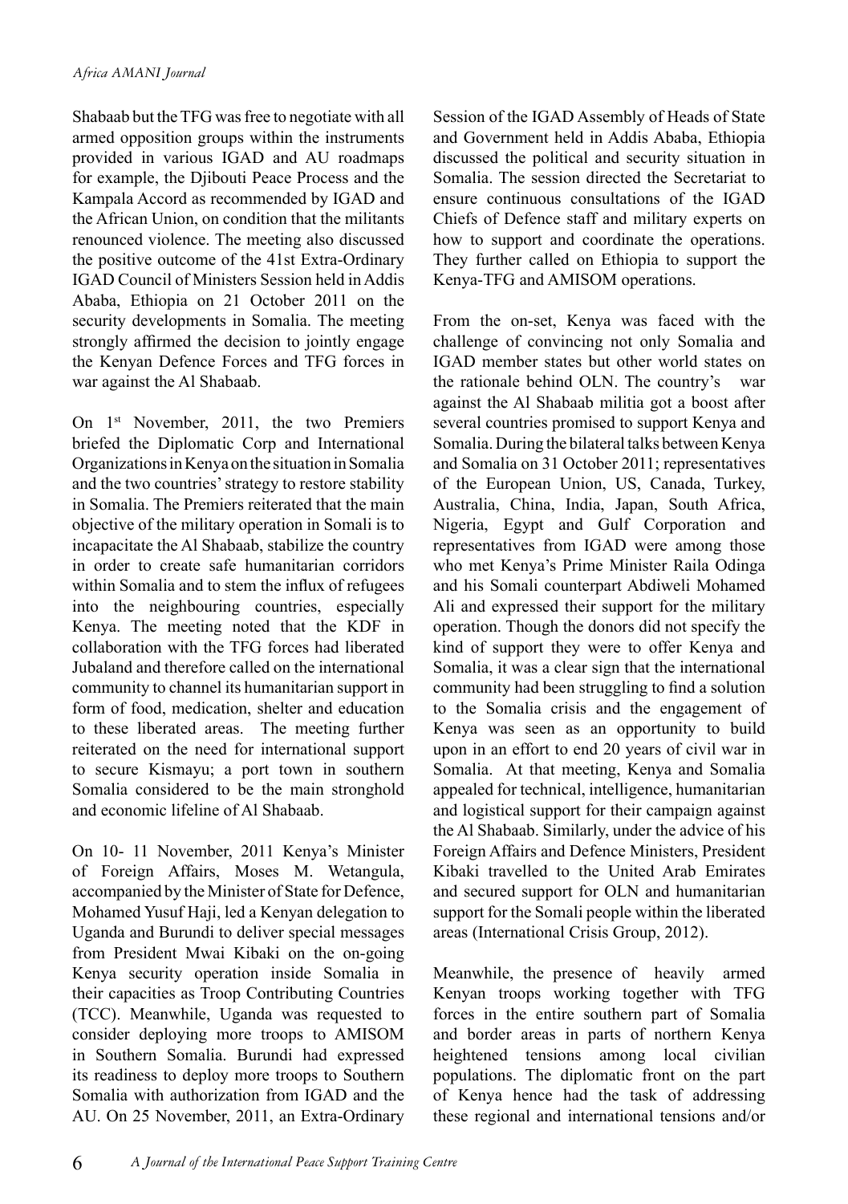Shabaab but the TFG was free to negotiate with all armed opposition groups within the instruments provided in various IGAD and AU roadmaps for example, the Djibouti Peace Process and the Kampala Accord as recommended by IGAD and the African Union, on condition that the militants renounced violence. The meeting also discussed the positive outcome of the 41st Extra-Ordinary IGAD Council of Ministers Session held in Addis Ababa, Ethiopia on 21 October 2011 on the security developments in Somalia. The meeting strongly affirmed the decision to jointly engage the Kenyan Defence Forces and TFG forces in war against the Al Shabaab.

On 1st November, 2011, the two Premiers briefed the Diplomatic Corp and International Organizations in Kenya on the situation in Somalia and the two countries' strategy to restore stability in Somalia. The Premiers reiterated that the main objective of the military operation in Somali is to incapacitate the Al Shabaab, stabilize the country in order to create safe humanitarian corridors within Somalia and to stem the influx of refugees into the neighbouring countries, especially Kenya. The meeting noted that the KDF in collaboration with the TFG forces had liberated Jubaland and therefore called on the international community to channel its humanitarian support in form of food, medication, shelter and education to these liberated areas. The meeting further reiterated on the need for international support to secure Kismayu; a port town in southern Somalia considered to be the main stronghold and economic lifeline of Al Shabaab.

On 10- 11 November, 2011 Kenya's Minister of Foreign Affairs, Moses M. Wetangula, accompanied by the Minister of State for Defence, Mohamed Yusuf Haji, led a Kenyan delegation to Uganda and Burundi to deliver special messages from President Mwai Kibaki on the on-going Kenya security operation inside Somalia in their capacities as Troop Contributing Countries (TCC). Meanwhile, Uganda was requested to consider deploying more troops to AMISOM in Southern Somalia. Burundi had expressed its readiness to deploy more troops to Southern Somalia with authorization from IGAD and the AU. On 25 November, 2011, an Extra-Ordinary Session of the IGAD Assembly of Heads of State and Government held in Addis Ababa, Ethiopia discussed the political and security situation in Somalia. The session directed the Secretariat to ensure continuous consultations of the IGAD Chiefs of Defence staff and military experts on how to support and coordinate the operations. They further called on Ethiopia to support the Kenya-TFG and AMISOM operations.

From the on-set, Kenya was faced with the challenge of convincing not only Somalia and IGAD member states but other world states on the rationale behind OLN. The country's war against the Al Shabaab militia got a boost after several countries promised to support Kenya and Somalia. During the bilateral talks between Kenya and Somalia on 31 October 2011; representatives of the European Union, US, Canada, Turkey, Australia, China, India, Japan, South Africa, Nigeria, Egypt and Gulf Corporation and representatives from IGAD were among those who met Kenya's Prime Minister Raila Odinga and his Somali counterpart Abdiweli Mohamed Ali and expressed their support for the military operation. Though the donors did not specify the kind of support they were to offer Kenya and Somalia, it was a clear sign that the international community had been struggling to find a solution to the Somalia crisis and the engagement of Kenya was seen as an opportunity to build upon in an effort to end 20 years of civil war in Somalia. At that meeting, Kenya and Somalia appealed for technical, intelligence, humanitarian and logistical support for their campaign against the Al Shabaab. Similarly, under the advice of his Foreign Affairs and Defence Ministers, President Kibaki travelled to the United Arab Emirates and secured support for OLN and humanitarian support for the Somali people within the liberated areas (International Crisis Group, 2012).

Meanwhile, the presence of heavily armed Kenyan troops working together with TFG forces in the entire southern part of Somalia and border areas in parts of northern Kenya heightened tensions among local civilian populations. The diplomatic front on the part of Kenya hence had the task of addressing these regional and international tensions and/or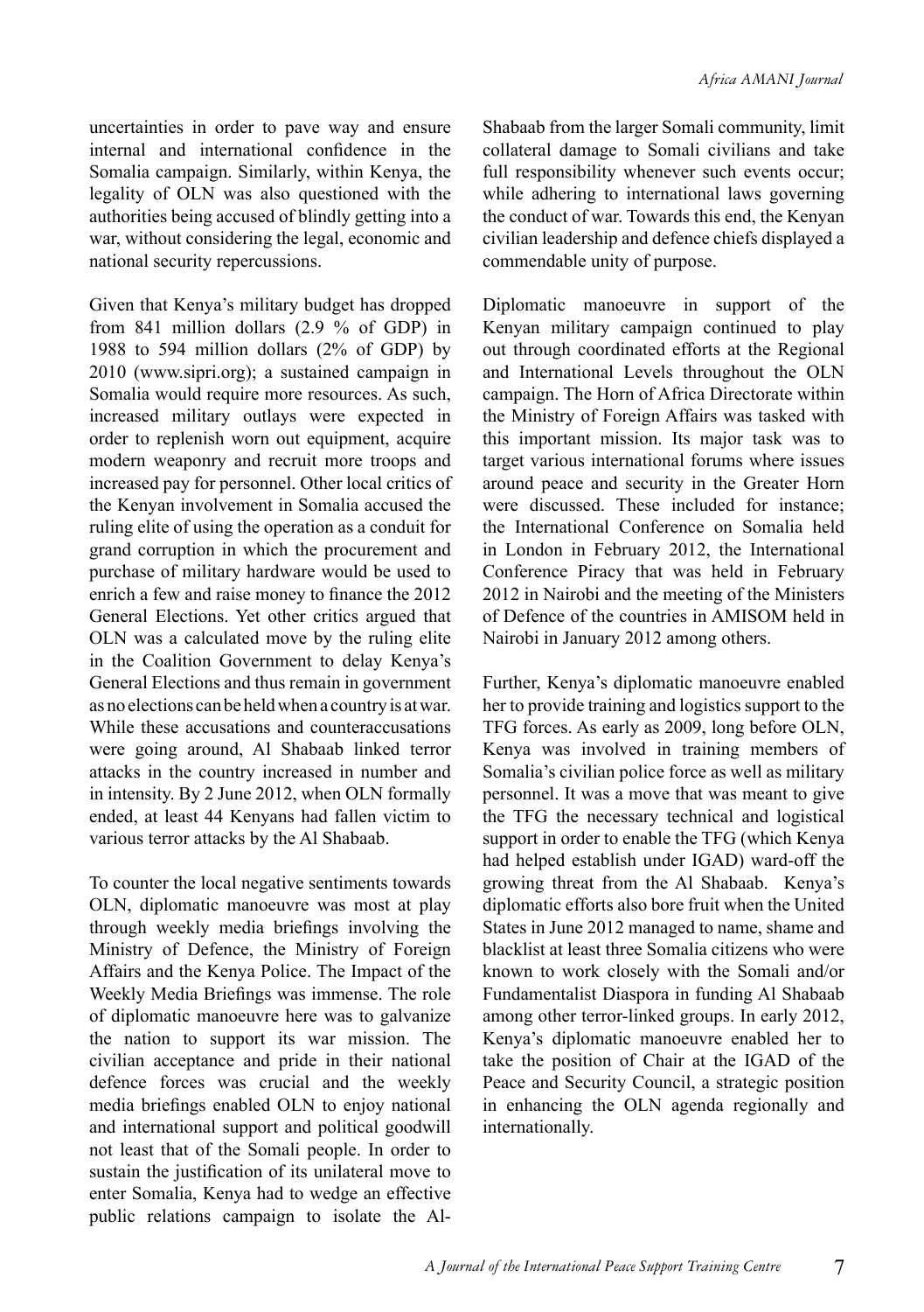uncertainties in order to pave way and ensure internal and international confidence in the Somalia campaign. Similarly, within Kenya, the legality of OLN was also questioned with the authorities being accused of blindly getting into a war, without considering the legal, economic and national security repercussions.

Given that Kenya's military budget has dropped from 841 million dollars (2.9 % of GDP) in 1988 to 594 million dollars (2% of GDP) by 2010 (www.sipri.org); a sustained campaign in Somalia would require more resources. As such, increased military outlays were expected in order to replenish worn out equipment, acquire modern weaponry and recruit more troops and increased pay for personnel. Other local critics of the Kenyan involvement in Somalia accused the ruling elite of using the operation as a conduit for grand corruption in which the procurement and purchase of military hardware would be used to enrich a few and raise money to finance the 2012 General Elections. Yet other critics argued that OLN was a calculated move by the ruling elite in the Coalition Government to delay Kenya's General Elections and thus remain in government as no elections can be held when a country is at war. While these accusations and counteraccusations were going around, Al Shabaab linked terror attacks in the country increased in number and in intensity. By 2 June 2012, when OLN formally ended, at least 44 Kenyans had fallen victim to various terror attacks by the Al Shabaab.

To counter the local negative sentiments towards OLN, diplomatic manoeuvre was most at play through weekly media briefings involving the Ministry of Defence, the Ministry of Foreign Affairs and the Kenya Police. The Impact of the Weekly Media Briefings was immense. The role of diplomatic manoeuvre here was to galvanize the nation to support its war mission. The civilian acceptance and pride in their national defence forces was crucial and the weekly media briefings enabled OLN to enjoy national and international support and political goodwill not least that of the Somali people. In order to sustain the justification of its unilateral move to enter Somalia, Kenya had to wedge an effective public relations campaign to isolate the Al-Shabaab from the larger Somali community, limit collateral damage to Somali civilians and take full responsibility whenever such events occur; while adhering to international laws governing the conduct of war. Towards this end, the Kenyan civilian leadership and defence chiefs displayed a commendable unity of purpose.

Diplomatic manoeuvre in support of the Kenyan military campaign continued to play out through coordinated efforts at the Regional and International Levels throughout the OLN campaign. The Horn of Africa Directorate within the Ministry of Foreign Affairs was tasked with this important mission. Its major task was to target various international forums where issues around peace and security in the Greater Horn were discussed. These included for instance; the International Conference on Somalia held in London in February 2012, the International Conference Piracy that was held in February 2012 in Nairobi and the meeting of the Ministers of Defence of the countries in AMISOM held in Nairobi in January 2012 among others.

Further, Kenya's diplomatic manoeuvre enabled her to provide training and logistics support to the TFG forces. As early as 2009, long before OLN, Kenya was involved in training members of Somalia's civilian police force as well as military personnel. It was a move that was meant to give the TFG the necessary technical and logistical support in order to enable the TFG (which Kenya had helped establish under IGAD) ward-off the growing threat from the Al Shabaab. Kenya's diplomatic efforts also bore fruit when the United States in June 2012 managed to name, shame and blacklist at least three Somalia citizens who were known to work closely with the Somali and/or Fundamentalist Diaspora in funding Al Shabaab among other terror-linked groups. In early 2012, Kenya's diplomatic manoeuvre enabled her to take the position of Chair at the IGAD of the Peace and Security Council, a strategic position in enhancing the OLN agenda regionally and internationally.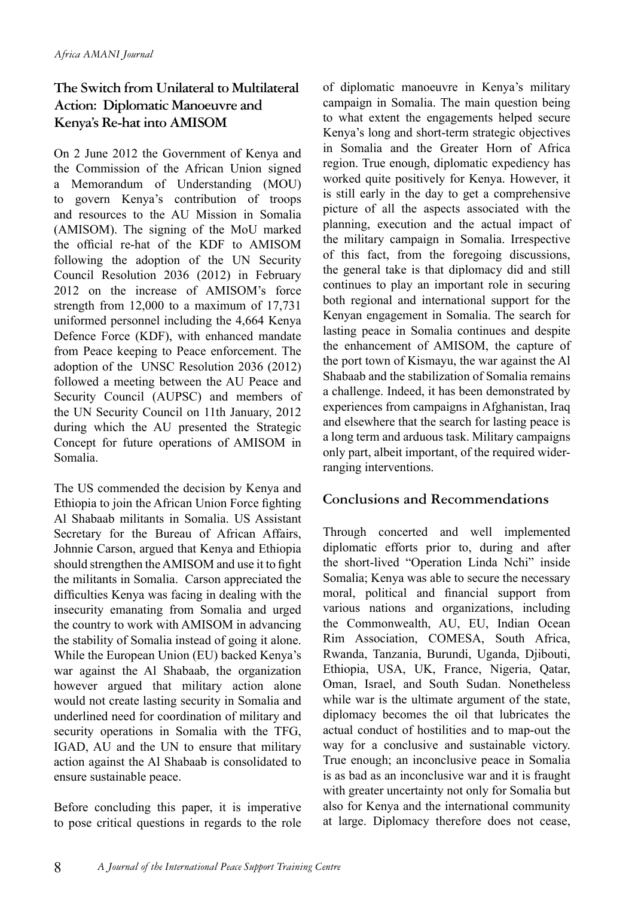## The Switch from Unilateral to Multilateral Action: Diplomatic Manoeuvre and Kenya's Re-hat into AMISOM

On 2 June 2012 the Government of Kenya and the Commission of the African Union signed a Memorandum of Understanding (MOU) to govern Kenya's contribution of troops and resources to the AU Mission in Somalia (AMISOM). The signing of the MoU marked the official re-hat of the KDF to AMISOM following the adoption of the UN Security Council Resolution 2036 (2012) in February 2012 on the increase of AMISOM's force strength from 12,000 to a maximum of 17,731 uniformed personnel including the 4,664 Kenya Defence Force (KDF), with enhanced mandate from Peace keeping to Peace enforcement. The adoption of the UNSC Resolution 2036 (2012) followed a meeting between the AU Peace and Security Council (AUPSC) and members of the UN Security Council on 11th January, 2012 during which the AU presented the Strategic Concept for future operations of AMISOM in Somalia.

The US commended the decision by Kenya and Ethiopia to join the African Union Force fighting Al Shabaab militants in Somalia. US Assistant Secretary for the Bureau of African Affairs, Johnnie Carson, argued that Kenya and Ethiopia should strengthen the AMISOM and use it to fight the militants in Somalia. Carson appreciated the difficulties Kenya was facing in dealing with the insecurity emanating from Somalia and urged the country to work with AMISOM in advancing the stability of Somalia instead of going it alone. While the European Union (EU) backed Kenya's war against the Al Shabaab, the organization however argued that military action alone would not create lasting security in Somalia and underlined need for coordination of military and security operations in Somalia with the TFG, IGAD, AU and the UN to ensure that military action against the Al Shabaab is consolidated to ensure sustainable peace.

Before concluding this paper, it is imperative to pose critical questions in regards to the role of diplomatic manoeuvre in Kenya's military campaign in Somalia. The main question being to what extent the engagements helped secure Kenya's long and short-term strategic objectives in Somalia and the Greater Horn of Africa region. True enough, diplomatic expediency has worked quite positively for Kenya. However, it is still early in the day to get a comprehensive picture of all the aspects associated with the planning, execution and the actual impact of the military campaign in Somalia. Irrespective of this fact, from the foregoing discussions, the general take is that diplomacy did and still continues to play an important role in securing both regional and international support for the Kenyan engagement in Somalia. The search for lasting peace in Somalia continues and despite the enhancement of AMISOM, the capture of the port town of Kismayu, the war against the Al Shabaab and the stabilization of Somalia remains a challenge. Indeed, it has been demonstrated by experiences from campaigns in Afghanistan, Iraq and elsewhere that the search for lasting peace is a long term and arduous task. Military campaigns only part, albeit important, of the required wider-ranging interventions.

## Conclusions and Recommendations

Through concerted and well implemented diplomatic efforts prior to, during and after the short-lived "Operation Linda Nchi" inside Somalia; Kenya was able to secure the necessary moral, political and financial support from various nations and organizations, including the Commonwealth, AU, EU, Indian Ocean Rim Association, COMESA, South Africa, Rwanda, Tanzania, Burundi, Uganda, Djibouti, Ethiopia, USA, UK, France, Nigeria, Qatar, Oman, Israel, and South Sudan. Nonetheless while war is the ultimate argument of the state, diplomacy becomes the oil that lubricates the actual conduct of hostilities and to map-out the way for a conclusive and sustainable victory. True enough; an inconclusive peace in Somalia is as bad as an inconclusive war and it is fraught with greater uncertainty not only for Somalia but also for Kenya and the international community at large. Diplomacy therefore does not cease,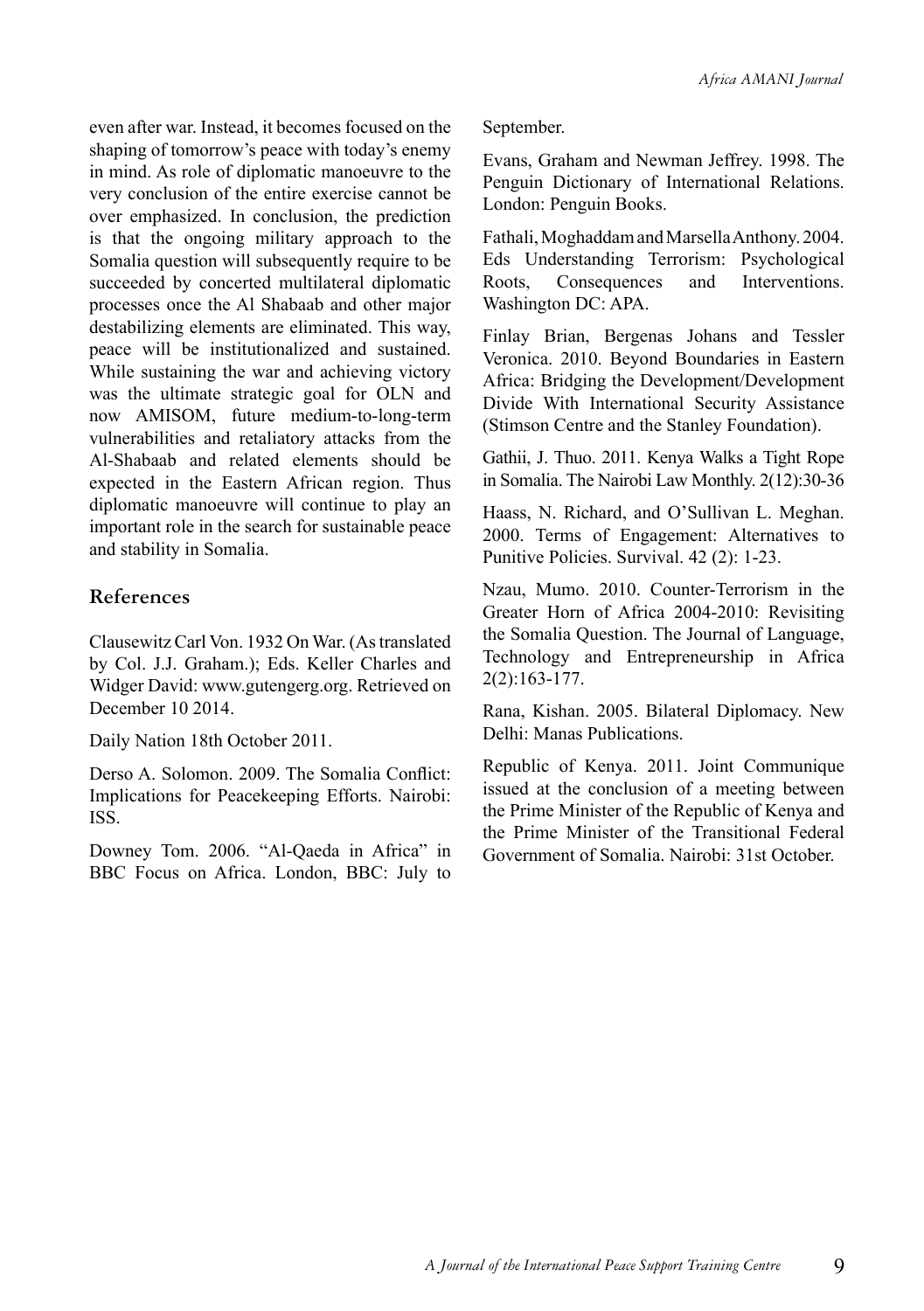even after war. Instead, it becomes focused on the shaping of tomorrow's peace with today's enemy in mind. As role of diplomatic manoeuvre to the very conclusion of the entire exercise cannot be over emphasized. In conclusion, the prediction is that the ongoing military approach to the Somalia question will subsequently require to be succeeded by concerted multilateral diplomatic processes once the Al Shabaab and other major destabilizing elements are eliminated. This way, peace will be institutionalized and sustained. While sustaining the war and achieving victory was the ultimate strategic goal for OLN and now AMISOM, future medium-to-long-term vulnerabilities and retaliatory attacks from the Al-Shabaab and related elements should be expected in the Eastern African region. Thus diplomatic manoeuvre will continue to play an important role in the search for sustainable peace and stability in Somalia.

## References

Clausewitz Carl Von. 1932 On War. (As translated by Col. J.J. Graham.); Eds. Keller Charles and Widger David: www.gutengerg.org. Retrieved on December 10 2014.

Daily Nation 18th October 2011.

Derso A. Solomon. 2009. The Somalia Conflict: Implications for Peacekeeping Efforts. Nairobi: ISS.

Downey Tom. 2006. "Al-Qaeda in Africa" in BBC Focus on Africa. London, BBC: July to September.

Evans, Graham and Newman Jeffrey. 1998. The Penguin Dictionary of International Relations. London: Penguin Books.

Fathali, Moghaddam and Marsella Anthony. 2004. Eds Understanding Terrorism: Psychological Roots, Consequences and Interventions. Washington DC: APA.

Finlay Brian, Bergenas Johans and Tessler Veronica. 2010. Beyond Boundaries in Eastern Africa: Bridging the Development/Development Divide With International Security Assistance (Stimson Centre and the Stanley Foundation).

Gathii, J. Thuo. 2011. Kenya Walks a Tight Rope in Somalia. The Nairobi Law Monthly. 2(12):30-36

Haass, N. Richard, and O'Sullivan L. Meghan. 2000. Terms of Engagement: Alternatives to Punitive Policies. Survival. 42 (2): 1-23.

Nzau, Mumo. 2010. Counter-Terrorism in the Greater Horn of Africa 2004-2010: Revisiting the Somalia Question. The Journal of Language, Technology and Entrepreneurship in Africa 2(2):163-177.

Rana, Kishan. 2005. Bilateral Diplomacy. New Delhi: Manas Publications.

Republic of Kenya. 2011. Joint Communique issued at the conclusion of a meeting between the Prime Minister of the Republic of Kenya and the Prime Minister of the Transitional Federal Government of Somalia. Nairobi: 31st October.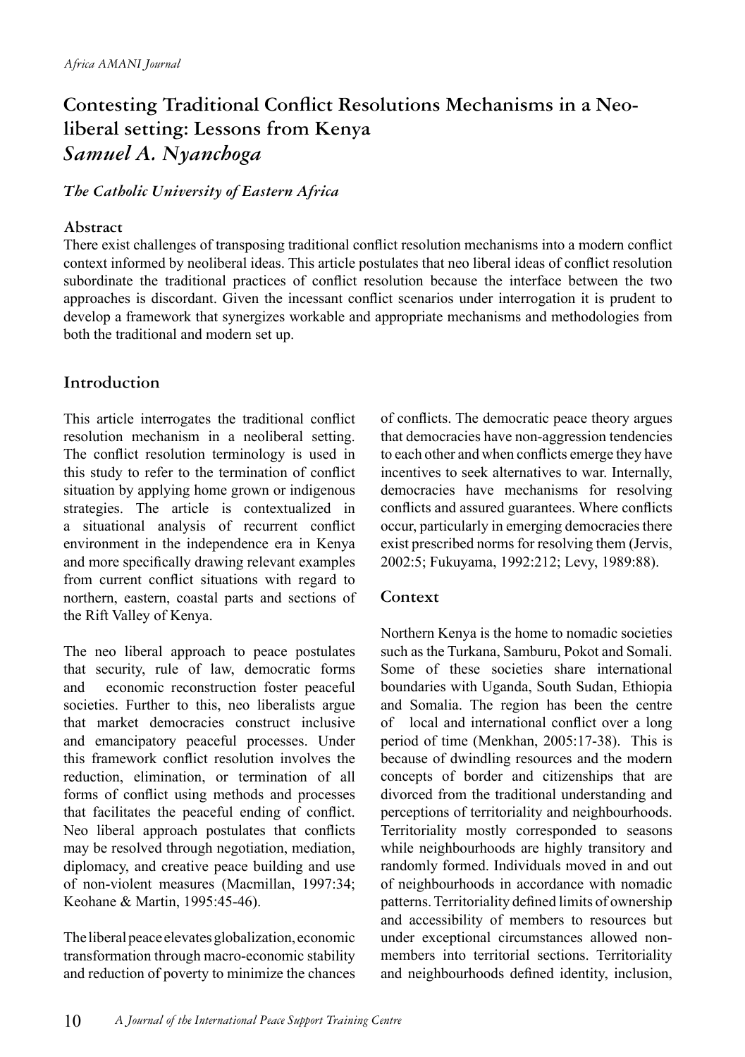# Contesting Traditional Conflict Resolutions Mechanisms in a Neo-liberal setting: Lessons from Kenya

## *Samuel A. Nyanchoga*

***The Catholic University of Eastern Africa***

### Abstract

There exist challenges of transposing traditional conflict resolution mechanisms into a modern conflict context informed by neoliberal ideas. This article postulates that neo liberal ideas of conflict resolution subordinate the traditional practices of conflict resolution because the interface between the two approaches is discordant. Given the incessant conflict scenarios under interrogation it is prudent to develop a framework that synergizes workable and appropriate mechanisms and methodologies from both the traditional and modern set up.

## Introduction

This article interrogates the traditional conflict resolution mechanism in a neoliberal setting. The conflict resolution terminology is used in this study to refer to the termination of conflict situation by applying home grown or indigenous strategies. The article is contextualized in a situational analysis of recurrent conflict environment in the independence era in Kenya and more specifically drawing relevant examples from current conflict situations with regard to northern, eastern, coastal parts and sections of the Rift Valley of Kenya.

The neo liberal approach to peace postulates that security, rule of law, democratic forms and economic reconstruction foster peaceful societies. Further to this, neo liberalists argue that market democracies construct inclusive and emancipatory peaceful processes. Under this framework conflict resolution involves the reduction, elimination, or termination of all forms of conflict using methods and processes that facilitates the peaceful ending of conflict. Neo liberal approach postulates that conflicts may be resolved through negotiation, mediation, diplomacy, and creative peace building and use of non-violent measures (Macmillan, 1997:34; Keohane & Martin, 1995:45-46).

The liberal peace elevates globalization, economic transformation through macro-economic stability and reduction of poverty to minimize the chances of conflicts. The democratic peace theory argues that democracies have non-aggression tendencies to each other and when conflicts emerge they have incentives to seek alternatives to war. Internally, democracies have mechanisms for resolving conflicts and assured guarantees. Where conflicts occur, particularly in emerging democracies there exist prescribed norms for resolving them (Jervis, 2002:5; Fukuyama, 1992:212; Levy, 1989:88).

## Context

Northern Kenya is the home to nomadic societies such as the Turkana, Samburu, Pokot and Somali. Some of these societies share international boundaries with Uganda, South Sudan, Ethiopia and Somalia. The region has been the centre of local and international conflict over a long period of time (Menkhan, 2005:17-38). This is because of dwindling resources and the modern concepts of border and citizenships that are divorced from the traditional understanding and perceptions of territoriality and neighbourhoods. Territoriality mostly corresponded to seasons while neighbourhoods are highly transitory and randomly formed. Individuals moved in and out of neighbourhoods in accordance with nomadic patterns. Territoriality defined limits of ownership and accessibility of members to resources but under exceptional circumstances allowed non-members into territorial sections. Territoriality and neighbourhoods defined identity, inclusion,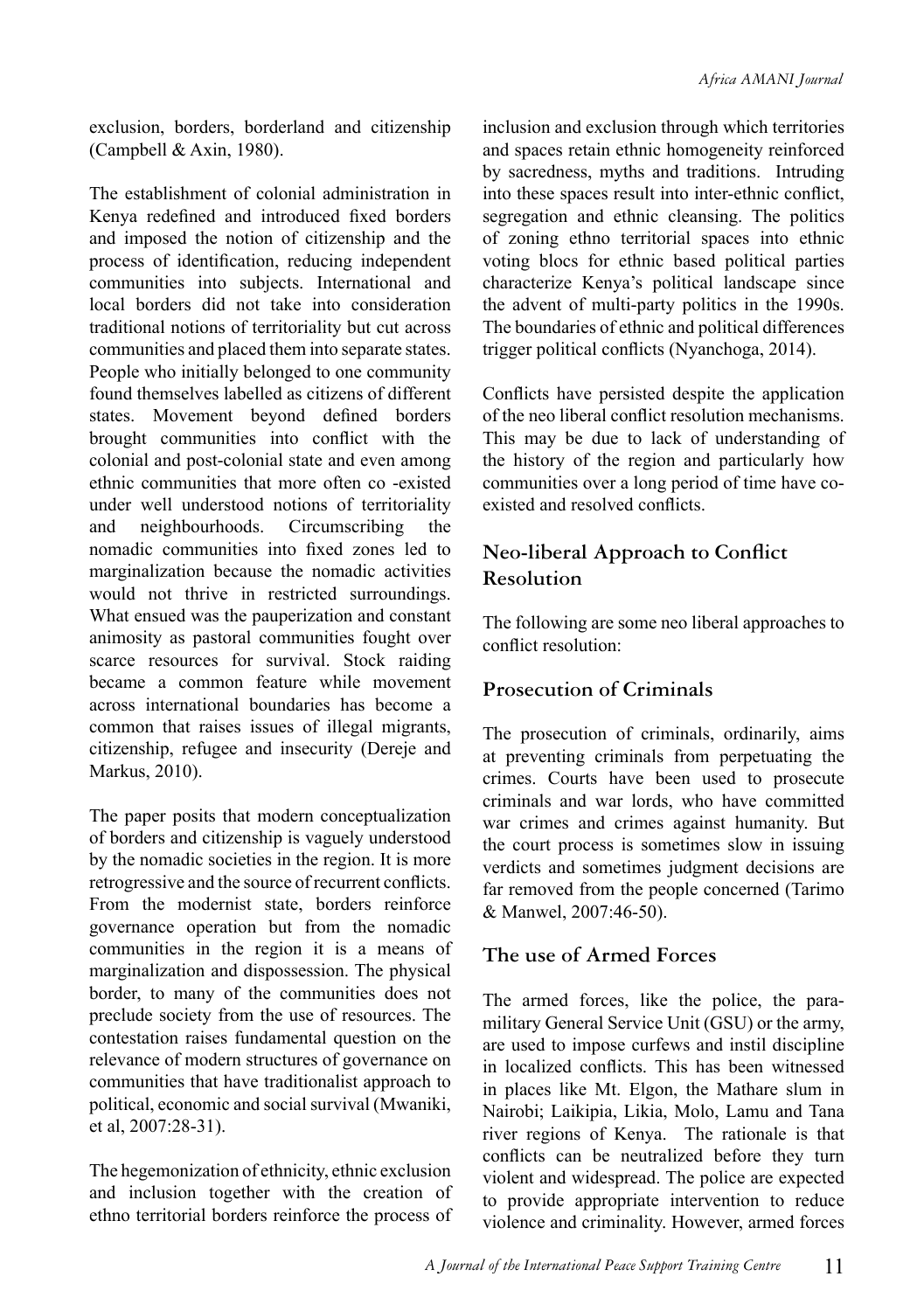exclusion, borders, borderland and citizenship (Campbell & Axin, 1980).

The establishment of colonial administration in Kenya redefined and introduced fixed borders and imposed the notion of citizenship and the process of identification, reducing independent communities into subjects. International and local borders did not take into consideration traditional notions of territoriality but cut across communities and placed them into separate states. People who initially belonged to one community found themselves labelled as citizens of different states. Movement beyond defined borders brought communities into conflict with the colonial and post-colonial state and even among ethnic communities that more often co -existed under well understood notions of territoriality and neighbourhoods. Circumscribing the nomadic communities into fixed zones led to marginalization because the nomadic activities would not thrive in restricted surroundings. What ensued was the pauperization and constant animosity as pastoral communities fought over scarce resources for survival. Stock raiding became a common feature while movement across international boundaries has become a common that raises issues of illegal migrants, citizenship, refugee and insecurity (Dereje and Markus, 2010).

The paper posits that modern conceptualization of borders and citizenship is vaguely understood by the nomadic societies in the region. It is more retrogressive and the source of recurrent conflicts. From the modernist state, borders reinforce governance operation but from the nomadic communities in the region it is a means of marginalization and dispossession. The physical border, to many of the communities does not preclude society from the use of resources. The contestation raises fundamental question on the relevance of modern structures of governance on communities that have traditionalist approach to political, economic and social survival (Mwaniki, et al, 2007:28-31).

The hegemonization of ethnicity, ethnic exclusion and inclusion together with the creation of ethno territorial borders reinforce the process of inclusion and exclusion through which territories and spaces retain ethnic homogeneity reinforced by sacredness, myths and traditions. Intruding into these spaces result into inter-ethnic conflict, segregation and ethnic cleansing. The politics of zoning ethno territorial spaces into ethnic voting blocs for ethnic based political parties characterize Kenya's political landscape since the advent of multi-party politics in the 1990s. The boundaries of ethnic and political differences trigger political conflicts (Nyanchoga, 2014).

Conflicts have persisted despite the application of the neo liberal conflict resolution mechanisms. This may be due to lack of understanding of the history of the region and particularly how communities over a long period of time have co-existed and resolved conflicts.

## Neo-liberal Approach to Conflict Resolution

The following are some neo liberal approaches to conflict resolution:

### Prosecution of Criminals

The prosecution of criminals, ordinarily, aims at preventing criminals from perpetuating the crimes. Courts have been used to prosecute criminals and war lords, who have committed war crimes and crimes against humanity. But the court process is sometimes slow in issuing verdicts and sometimes judgment decisions are far removed from the people concerned (Tarimo & Manwel, 2007:46-50).

### The use of Armed Forces

The armed forces, like the police, the para-military General Service Unit (GSU) or the army, are used to impose curfews and instil discipline in localized conflicts. This has been witnessed in places like Mt. Elgon, the Mathare slum in Nairobi; Laikipia, Likia, Molo, Lamu and Tana river regions of Kenya. The rationale is that conflicts can be neutralized before they turn violent and widespread. The police are expected to provide appropriate intervention to reduce violence and criminality. However, armed forces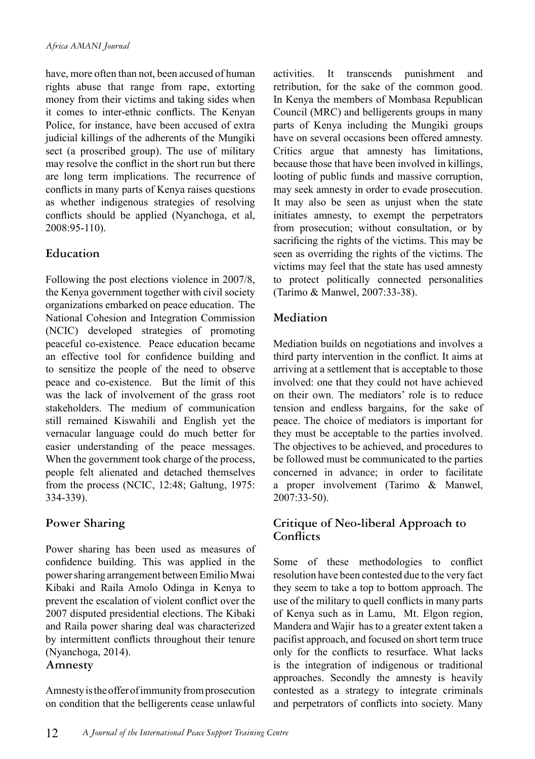have, more often than not, been accused of human rights abuse that range from rape, extorting money from their victims and taking sides when it comes to inter-ethnic conflicts. The Kenyan Police, for instance, have been accused of extra judicial killings of the adherents of the Mungiki sect (a proscribed group). The use of military may resolve the conflict in the short run but there are long term implications. The recurrence of conflicts in many parts of Kenya raises questions as whether indigenous strategies of resolving conflicts should be applied (Nyanchoga, et al, 2008:95-110).

## Education

Following the post elections violence in 2007/8, the Kenya government together with civil society organizations embarked on peace education. The National Cohesion and Integration Commission (NCIC) developed strategies of promoting peaceful co-existence. Peace education became an effective tool for confidence building and to sensitize the people of the need to observe peace and co-existence. But the limit of this was the lack of involvement of the grass root stakeholders. The medium of communication still remained Kiswahili and English yet the vernacular language could do much better for easier understanding of the peace messages. When the government took charge of the process, people felt alienated and detached themselves from the process (NCIC, 12:48; Galtung, 1975: 334-339).

## Power Sharing

Power sharing has been used as measures of confidence building. This was applied in the power sharing arrangement between Emilio Mwai Kibaki and Raila Amolo Odinga in Kenya to prevent the escalation of violent conflict over the 2007 disputed presidential elections. The Kibaki and Raila power sharing deal was characterized by intermittent conflicts throughout their tenure (Nyanchoga, 2014).

## Amnesty

Amnesty is the offer of immunity from prosecution on condition that the belligerents cease unlawful activities. It transcends punishment and retribution, for the sake of the common good. In Kenya the members of Mombasa Republican Council (MRC) and belligerents groups in many parts of Kenya including the Mungiki groups have on several occasions been offered amnesty. Critics argue that amnesty has limitations, because those that have been involved in killings, looting of public funds and massive corruption, may seek amnesty in order to evade prosecution. It may also be seen as unjust when the state initiates amnesty, to exempt the perpetrators from prosecution; without consultation, or by sacrificing the rights of the victims. This may be seen as overriding the rights of the victims. The victims may feel that the state has used amnesty to protect politically connected personalities (Tarimo & Manwel, 2007:33-38).

## Mediation

Mediation builds on negotiations and involves a third party intervention in the conflict. It aims at arriving at a settlement that is acceptable to those involved: one that they could not have achieved on their own. The mediators' role is to reduce tension and endless bargains, for the sake of peace. The choice of mediators is important for they must be acceptable to the parties involved. The objectives to be achieved, and procedures to be followed must be communicated to the parties concerned in advance; in order to facilitate a proper involvement (Tarimo & Manwel, 2007:33-50).

## Critique of Neo-liberal Approach to Conflicts

Some of these methodologies to conflict resolution have been contested due to the very fact they seem to take a top to bottom approach. The use of the military to quell conflicts in many parts of Kenya such as in Lamu, Mt. Elgon region, Mandera and Wajir has to a greater extent taken a pacifist approach, and focused on short term truce only for the conflicts to resurface. What lacks is the integration of indigenous or traditional approaches. Secondly the amnesty is heavily contested as a strategy to integrate criminals and perpetrators of conflicts into society. Many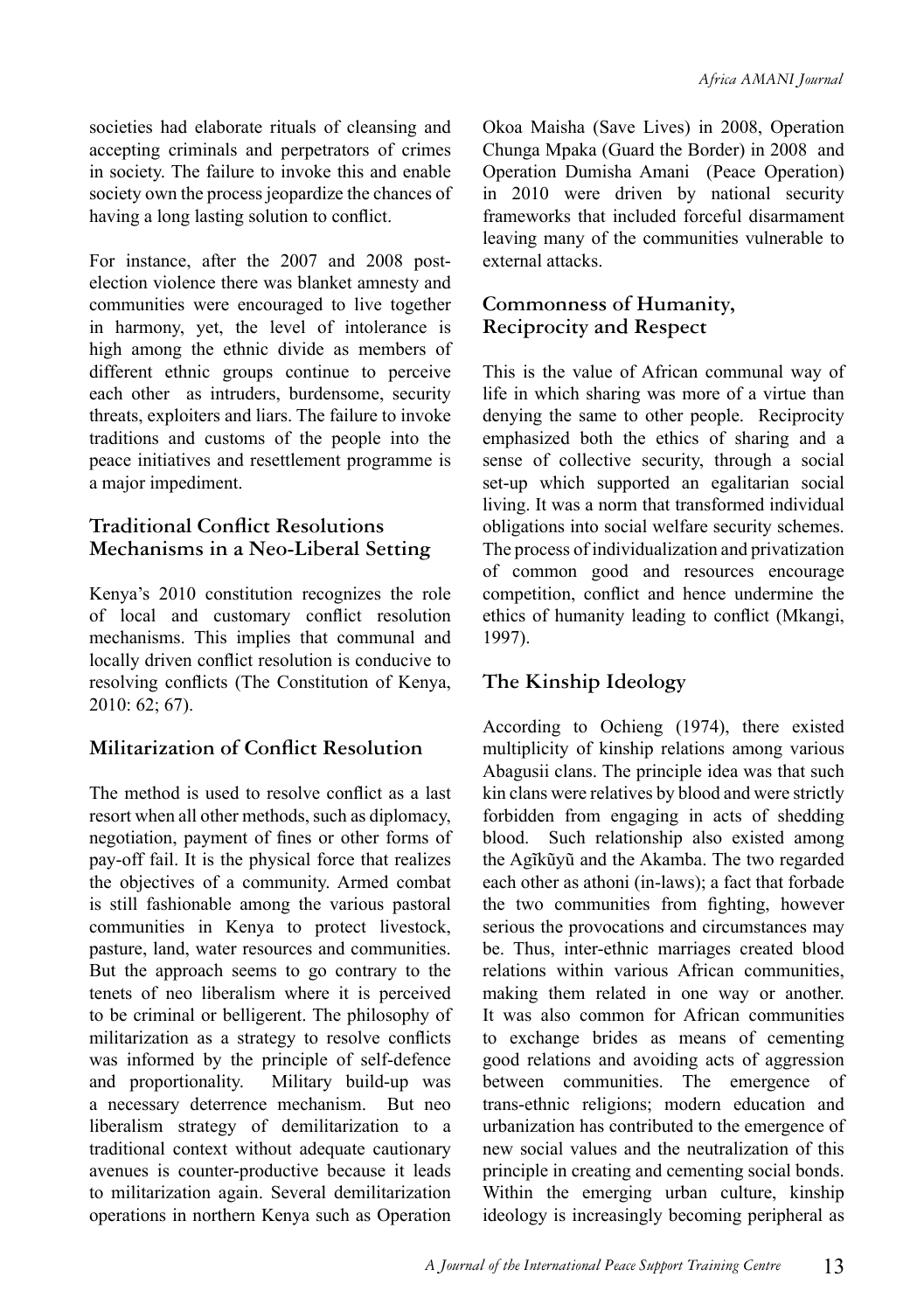societies had elaborate rituals of cleansing and accepting criminals and perpetrators of crimes in society. The failure to invoke this and enable society own the process jeopardize the chances of having a long lasting solution to conflict.

For instance, after the 2007 and 2008 post-election violence there was blanket amnesty and communities were encouraged to live together in harmony, yet, the level of intolerance is high among the ethnic divide as members of different ethnic groups continue to perceive each other as intruders, burdensome, security threats, exploiters and liars. The failure to invoke traditions and customs of the people into the peace initiatives and resettlement programme is a major impediment.

## Traditional Conflict Resolutions Mechanisms in a Neo-Liberal Setting

Kenya's 2010 constitution recognizes the role of local and customary conflict resolution mechanisms. This implies that communal and locally driven conflict resolution is conducive to resolving conflicts (The Constitution of Kenya, 2010: 62; 67).

## Militarization of Conflict Resolution

The method is used to resolve conflict as a last resort when all other methods, such as diplomacy, negotiation, payment of fines or other forms of pay-off fail. It is the physical force that realizes the objectives of a community. Armed combat is still fashionable among the various pastoral communities in Kenya to protect livestock, pasture, land, water resources and communities. But the approach seems to go contrary to the tenets of neo liberalism where it is perceived to be criminal or belligerent. The philosophy of militarization as a strategy to resolve conflicts was informed by the principle of self-defence and proportionality. Military build-up was a necessary deterrence mechanism. But neo liberalism strategy of demilitarization to a traditional context without adequate cautionary avenues is counter-productive because it leads to militarization again. Several demilitarization operations in northern Kenya such as Operation Okoa Maisha (Save Lives) in 2008, Operation Chunga Mpaka (Guard the Border) in 2008 and Operation Dumisha Amani (Peace Operation) in 2010 were driven by national security frameworks that included forceful disarmament leaving many of the communities vulnerable to external attacks.

## Commonness of Humanity, Reciprocity and Respect

This is the value of African communal way of life in which sharing was more of a virtue than denying the same to other people. Reciprocity emphasized both the ethics of sharing and a sense of collective security, through a social set-up which supported an egalitarian social living. It was a norm that transformed individual obligations into social welfare security schemes. The process of individualization and privatization of common good and resources encourage competition, conflict and hence undermine the ethics of humanity leading to conflict (Mkangi, 1997).

## The Kinship Ideology

According to Ochieng (1974), there existed multiplicity of kinship relations among various Abagusii clans. The principle idea was that such kin clans were relatives by blood and were strictly forbidden from engaging in acts of shedding blood. Such relationship also existed among the Agĩkũyũ and the Akamba. The two regarded each other as athoni (in-laws); a fact that forbade the two communities from fighting, however serious the provocations and circumstances may be. Thus, inter-ethnic marriages created blood relations within various African communities, making them related in one way or another. It was also common for African communities to exchange brides as means of cementing good relations and avoiding acts of aggression between communities. The emergence of trans-ethnic religions; modern education and urbanization has contributed to the emergence of new social values and the neutralization of this principle in creating and cementing social bonds. Within the emerging urban culture, kinship ideology is increasingly becoming peripheral as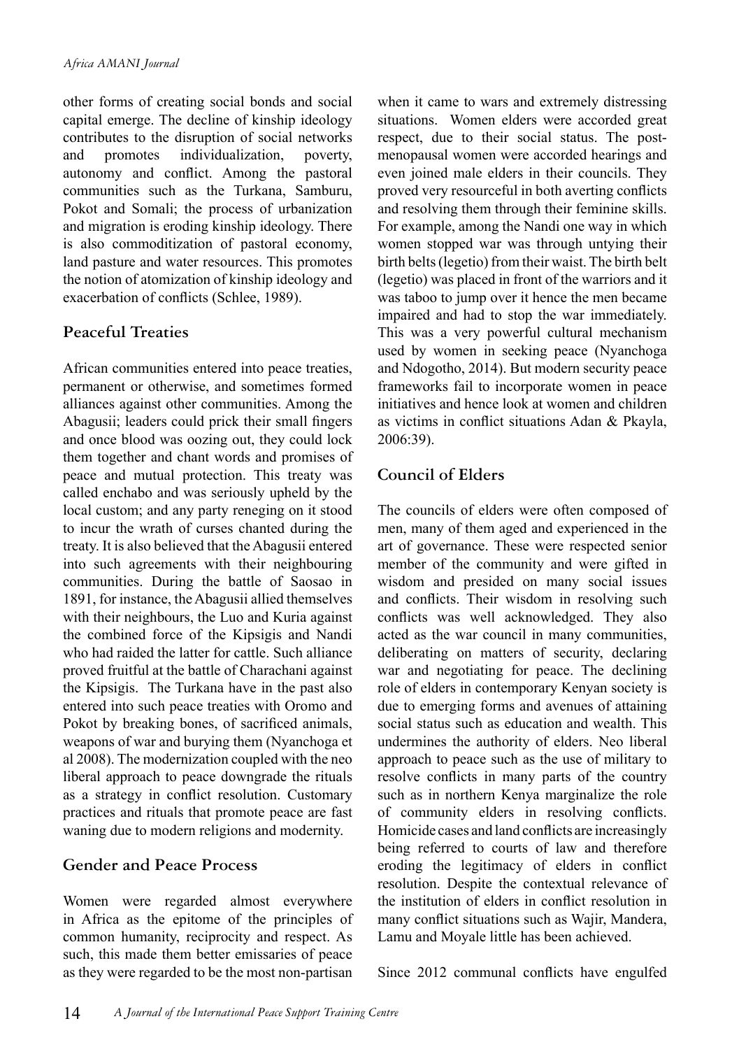other forms of creating social bonds and social capital emerge. The decline of kinship ideology contributes to the disruption of social networks and promotes individualization, poverty, autonomy and conflict. Among the pastoral communities such as the Turkana, Samburu, Pokot and Somali; the process of urbanization and migration is eroding kinship ideology. There is also commoditization of pastoral economy, land pasture and water resources. This promotes the notion of atomization of kinship ideology and exacerbation of conflicts (Schlee, 1989).

## Peaceful Treaties

African communities entered into peace treaties, permanent or otherwise, and sometimes formed alliances against other communities. Among the Abagusii; leaders could prick their small fingers and once blood was oozing out, they could lock them together and chant words and promises of peace and mutual protection. This treaty was called enchabo and was seriously upheld by the local custom; and any party reneging on it stood to incur the wrath of curses chanted during the treaty. It is also believed that the Abagusii entered into such agreements with their neighbouring communities. During the battle of Saosao in 1891, for instance, the Abagusii allied themselves with their neighbours, the Luo and Kuria against the combined force of the Kipsigis and Nandi who had raided the latter for cattle. Such alliance proved fruitful at the battle of Charachani against the Kipsigis. The Turkana have in the past also entered into such peace treaties with Oromo and Pokot by breaking bones, of sacrificed animals, weapons of war and burying them (Nyanchoga et al 2008). The modernization coupled with the neo liberal approach to peace downgrade the rituals as a strategy in conflict resolution. Customary practices and rituals that promote peace are fast waning due to modern religions and modernity.

## Gender and Peace Process

Women were regarded almost everywhere in Africa as the epitome of the principles of common humanity, reciprocity and respect. As such, this made them better emissaries of peace as they were regarded to be the most non-partisan when it came to wars and extremely distressing situations. Women elders were accorded great respect, due to their social status. The post-menopausal women were accorded hearings and even joined male elders in their councils. They proved very resourceful in both averting conflicts and resolving them through their feminine skills. For example, among the Nandi one way in which women stopped war was through untying their birth belts (legetio) from their waist. The birth belt (legetio) was placed in front of the warriors and it was taboo to jump over it hence the men became impaired and had to stop the war immediately. This was a very powerful cultural mechanism used by women in seeking peace (Nyanchoga and Ndogotho, 2014). But modern security peace frameworks fail to incorporate women in peace initiatives and hence look at women and children as victims in conflict situations Adan & Pkayla, 2006:39).

## Council of Elders

The councils of elders were often composed of men, many of them aged and experienced in the art of governance. These were respected senior member of the community and were gifted in wisdom and presided on many social issues and conflicts. Their wisdom in resolving such conflicts was well acknowledged. They also acted as the war council in many communities, deliberating on matters of security, declaring war and negotiating for peace. The declining role of elders in contemporary Kenyan society is due to emerging forms and avenues of attaining social status such as education and wealth. This undermines the authority of elders. Neo liberal approach to peace such as the use of military to resolve conflicts in many parts of the country such as in northern Kenya marginalize the role of community elders in resolving conflicts. Homicide cases and land conflicts are increasingly being referred to courts of law and therefore eroding the legitimacy of elders in conflict resolution. Despite the contextual relevance of the institution of elders in conflict resolution in many conflict situations such as Wajir, Mandera, Lamu and Moyale little has been achieved.

Since 2012 communal conflicts have engulfed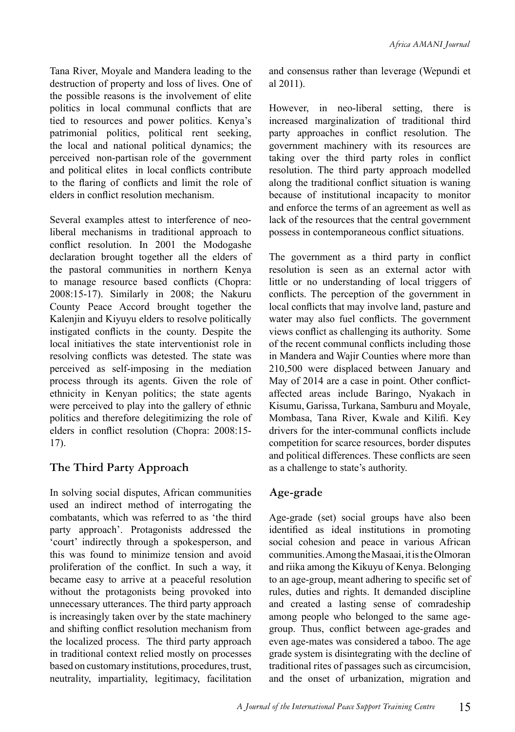Tana River, Moyale and Mandera leading to the destruction of property and loss of lives. One of the possible reasons is the involvement of elite politics in local communal conflicts that are tied to resources and power politics. Kenya's patrimonial politics, political rent seeking, the local and national political dynamics; the perceived non-partisan role of the government and political elites in local conflicts contribute to the flaring of conflicts and limit the role of elders in conflict resolution mechanism.

Several examples attest to interference of neo-liberal mechanisms in traditional approach to conflict resolution. In 2001 the Modogashe declaration brought together all the elders of the pastoral communities in northern Kenya to manage resource based conflicts (Chopra: 2008:15-17). Similarly in 2008; the Nakuru County Peace Accord brought together the Kalenjin and Kiyuyu elders to resolve politically instigated conflicts in the county. Despite the local initiatives the state interventionist role in resolving conflicts was detested. The state was perceived as self-imposing in the mediation process through its agents. Given the role of ethnicity in Kenyan politics; the state agents were perceived to play into the gallery of ethnic politics and therefore delegitimizing the role of elders in conflict resolution (Chopra: 2008:15-17).

## The Third Party Approach

In solving social disputes, African communities used an indirect method of interrogating the combatants, which was referred to as 'the third party approach'. Protagonists addressed the 'court' indirectly through a spokesperson, and this was found to minimize tension and avoid proliferation of the conflict. In such a way, it became easy to arrive at a peaceful resolution without the protagonists being provoked into unnecessary utterances. The third party approach is increasingly taken over by the state machinery and shifting conflict resolution mechanism from the localized process. The third party approach in traditional context relied mostly on processes based on customary institutions, procedures, trust, neutrality, impartiality, legitimacy, facilitation and consensus rather than leverage (Wepundi et al 2011).

However, in neo-liberal setting, there is increased marginalization of traditional third party approaches in conflict resolution. The government machinery with its resources are taking over the third party roles in conflict resolution. The third party approach modelled along the traditional conflict situation is waning because of institutional incapacity to monitor and enforce the terms of an agreement as well as lack of the resources that the central government possess in contemporaneous conflict situations.

The government as a third party in conflict resolution is seen as an external actor with little or no understanding of local triggers of conflicts. The perception of the government in local conflicts that may involve land, pasture and water may also fuel conflicts. The government views conflict as challenging its authority. Some of the recent communal conflicts including those in Mandera and Wajir Counties where more than 210,500 were displaced between January and May of 2014 are a case in point. Other conflict-affected areas include Baringo, Nyakach in Kisumu, Garissa, Turkana, Samburu and Moyale, Mombasa, Tana River, Kwale and Kilifi. Key drivers for the inter-communal conflicts include competition for scarce resources, border disputes and political differences. These conflicts are seen as a challenge to state's authority.

## Age-grade

Age-grade (set) social groups have also been identified as ideal institutions in promoting social cohesion and peace in various African communities. Among the Masaai, it is the Olmoran and riika among the Kikuyu of Kenya. Belonging to an age-group, meant adhering to specific set of rules, duties and rights. It demanded discipline and created a lasting sense of comradeship among people who belonged to the same age-group. Thus, conflict between age-grades and even age-mates was considered a taboo. The age grade system is disintegrating with the decline of traditional rites of passages such as circumcision, and the onset of urbanization, migration and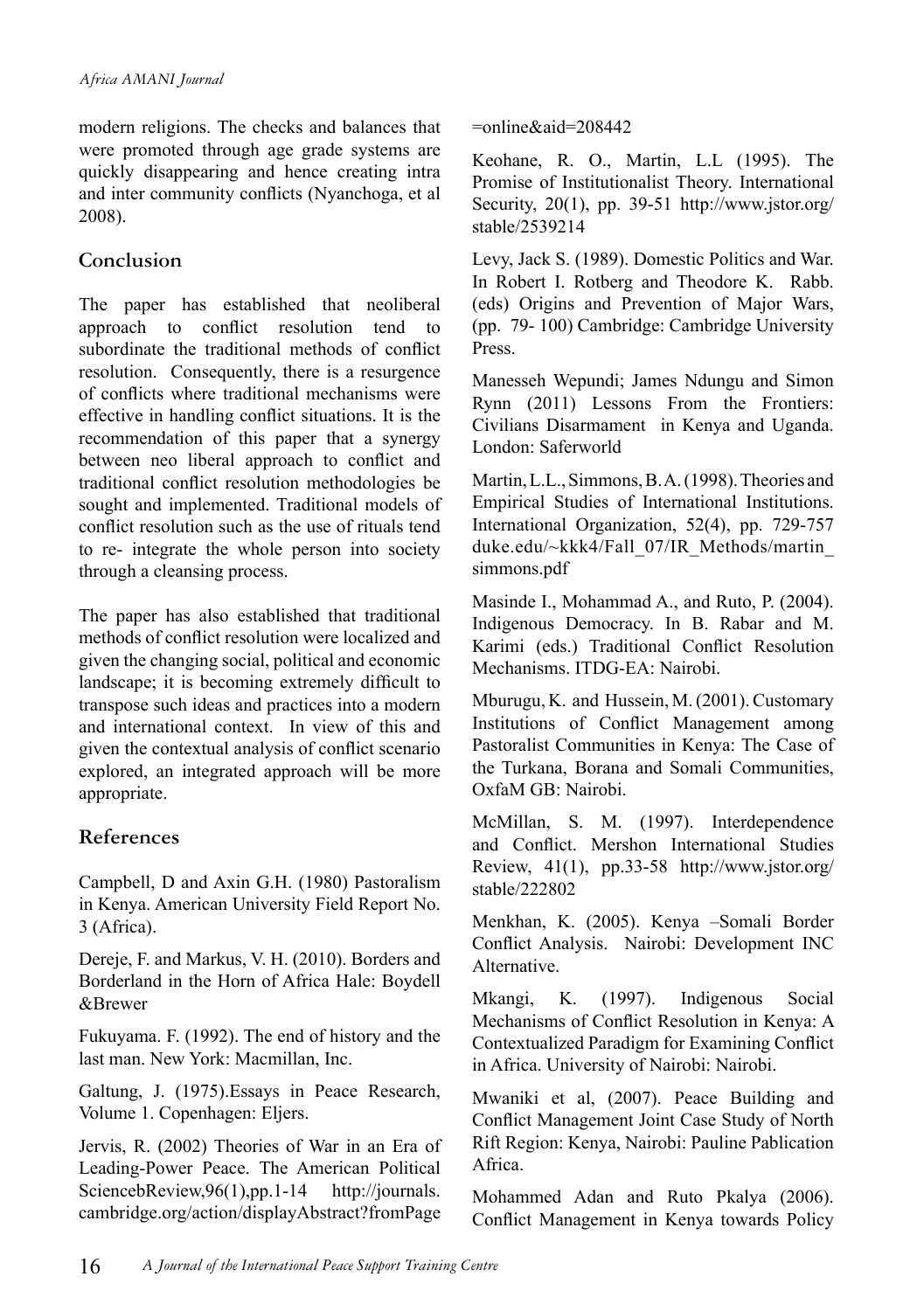modern religions. The checks and balances that were promoted through age grade systems are quickly disappearing and hence creating intra and inter community conflicts (Nyanchoga, et al 2008).

## Conclusion

The paper has established that neoliberal approach to conflict resolution tend to subordinate the traditional methods of conflict resolution. Consequently, there is a resurgence of conflicts where traditional mechanisms were effective in handling conflict situations. It is the recommendation of this paper that a synergy between neo liberal approach to conflict and traditional conflict resolution methodologies be sought and implemented. Traditional models of conflict resolution such as the use of rituals tend to re- integrate the whole person into society through a cleansing process.

The paper has also established that traditional methods of conflict resolution were localized and given the changing social, political and economic landscape; it is becoming extremely difficult to transpose such ideas and practices into a modern and international context. In view of this and given the contextual analysis of conflict scenario explored, an integrated approach will be more appropriate.

## References

Campbell, D and Axin G.H. (1980) Pastoralism in Kenya. American University Field Report No. 3 (Africa).

Dereje, F. and Markus, V. H. (2010). Borders and Borderland in the Horn of Africa Hale: Boydell &Brewer

Fukuyama. F. (1992). The end of history and the last man. New York: Macmillan, Inc.

Galtung, J. (1975).Essays in Peace Research, Volume 1. Copenhagen: Eljers.

Jervis, R. (2002) Theories of War in an Era of Leading-Power Peace. The American Political SciencebReview,96(1),pp.1-14 http://journals.cambridge.org/action/displayAbstract?fromPage=online&aid=208442

Keohane, R. O., Martin, L.L (1995). The Promise of Institutionalist Theory. International Security, 20(1), pp. 39-51 http://www.jstor.org/stable/2539214

Levy, Jack S. (1989). Domestic Politics and War. In Robert I. Rotberg and Theodore K. Rabb. (eds) Origins and Prevention of Major Wars, (pp. 79- 100) Cambridge: Cambridge University Press.

Manesseh Wepundi; James Ndungu and Simon Rynn (2011) Lessons From the Frontiers: Civilians Disarmament in Kenya and Uganda. London: Saferworld

Martin, L.L., Simmons, B.A. (1998). Theories and Empirical Studies of International Institutions. International Organization, 52(4), pp. 729-757 duke.edu/~kkk4/Fall_07/IR_Methods/martin_simmons.pdf

Masinde I., Mohammad A., and Ruto, P. (2004). Indigenous Democracy. In B. Rabar and M. Karimi (eds.) Traditional Conflict Resolution Mechanisms. ITDG-EA: Nairobi.

Mburugu, K. and Hussein, M. (2001). Customary Institutions of Conflict Management among Pastoralist Communities in Kenya: The Case of the Turkana, Borana and Somali Communities, OxfaM GB: Nairobi.

McMillan, S. M. (1997). Interdependence and Conflict. Mershon International Studies Review, 41(1), pp.33-58 http://www.jstor.org/stable/222802

Menkhan, K. (2005). Kenya –Somali Border Conflict Analysis. Nairobi: Development INC Alternative.

Mkangi, K. (1997). Indigenous Social Mechanisms of Conflict Resolution in Kenya: A Contextualized Paradigm for Examining Conflict in Africa. University of Nairobi: Nairobi.

Mwaniki et al, (2007). Peace Building and Conflict Management Joint Case Study of North Rift Region: Kenya, Nairobi: Pauline Pablication Africa.

Mohammed Adan and Ruto Pkalya (2006). Conflict Management in Kenya towards Policy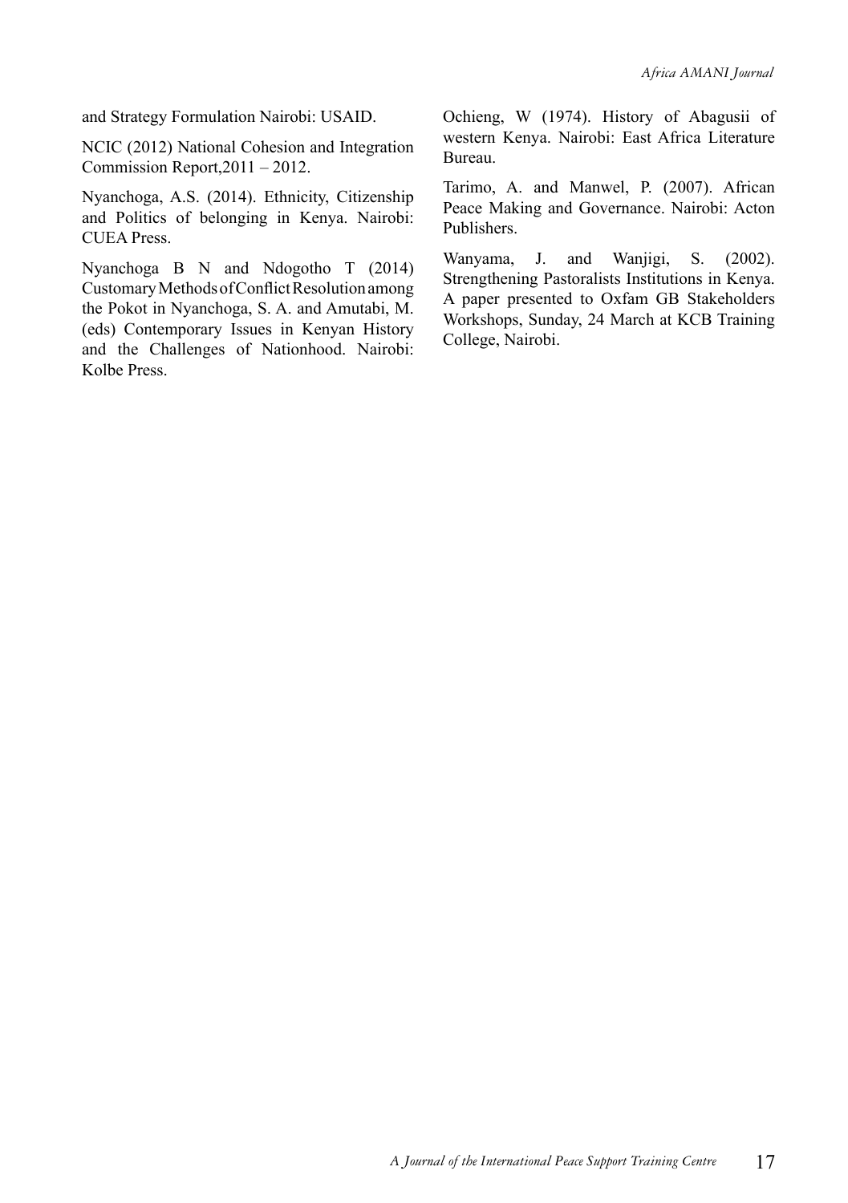and Strategy Formulation Nairobi: USAID.

NCIC (2012) National Cohesion and Integration Commission Report,2011 – 2012.

Nyanchoga, A.S. (2014). Ethnicity, Citizenship and Politics of belonging in Kenya. Nairobi: CUEA Press.

Nyanchoga B N and Ndogotho T (2014) Customary Methods of Conflict Resolution among the Pokot in Nyanchoga, S. A. and Amutabi, M. (eds) Contemporary Issues in Kenyan History and the Challenges of Nationhood. Nairobi: Kolbe Press.

Ochieng, W (1974). History of Abagusii of western Kenya. Nairobi: East Africa Literature Bureau.

Tarimo, A. and Manwel, P. (2007). African Peace Making and Governance. Nairobi: Acton Publishers.

Wanyama, J. and Wanjigi, S. (2002). Strengthening Pastoralists Institutions in Kenya. A paper presented to Oxfam GB Stakeholders Workshops, Sunday, 24 March at KCB Training College, Nairobi.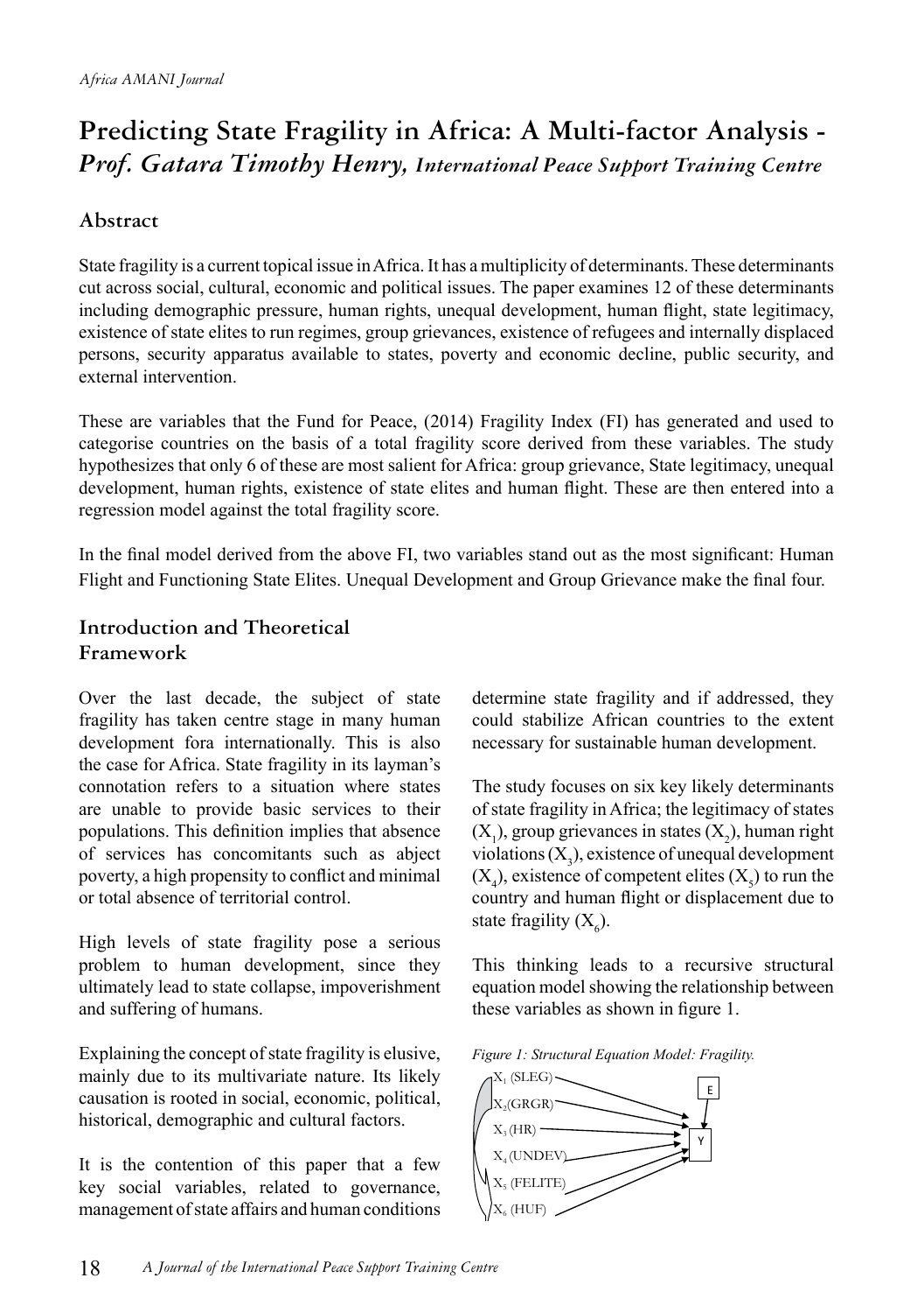# Predicting State Fragility in Africa: A Multi-factor Analysis - *Prof. Gatara Timothy Henry, International Peace Support Training Centre*

## Abstract

State fragility is a current topical issue in Africa. It has a multiplicity of determinants. These determinants cut across social, cultural, economic and political issues. The paper examines 12 of these determinants including demographic pressure, human rights, unequal development, human flight, state legitimacy, existence of state elites to run regimes, group grievances, existence of refugees and internally displaced persons, security apparatus available to states, poverty and economic decline, public security, and external intervention.

These are variables that the Fund for Peace, (2014) Fragility Index (FI) has generated and used to categorise countries on the basis of a total fragility score derived from these variables. The study hypothesizes that only 6 of these are most salient for Africa: group grievance, State legitimacy, unequal development, human rights, existence of state elites and human flight. These are then entered into a regression model against the total fragility score.

In the final model derived from the above FI, two variables stand out as the most significant: Human Flight and Functioning State Elites. Unequal Development and Group Grievance make the final four.

## Introduction and Theoretical Framework

Over the last decade, the subject of state fragility has taken centre stage in many human development fora internationally. This is also the case for Africa. State fragility in its layman's connotation refers to a situation where states are unable to provide basic services to their populations. This definition implies that absence of services has concomitants such as abject poverty, a high propensity to conflict and minimal or total absence of territorial control.

High levels of state fragility pose a serious problem to human development, since they ultimately lead to state collapse, impoverishment and suffering of humans.

Explaining the concept of state fragility is elusive, mainly due to its multivariate nature. Its likely causation is rooted in social, economic, political, historical, demographic and cultural factors.

It is the contention of this paper that a few key social variables, related to governance, management of state affairs and human conditions determine state fragility and if addressed, they could stabilize African countries to the extent necessary for sustainable human development.

The study focuses on six key likely determinants of state fragility in Africa; the legitimacy of states ($X_1$), group grievances in states ($X_2$), human right violations ($X_3$), existence of unequal development ($X_4$), existence of competent elites ($X_5$) to run the country and human flight or displacement due to state fragility ($X_6$).

This thinking leads to a recursive structural equation model showing the relationship between these variables as shown in figure 1.

*Figure 1: Structural Equation Model: Fragility.*

$X_1$ (SLEG), $X_2$ (GRGR), $X_3$ (HR), $X_4$ (UNDEV), $X_5$ (FELITE), $X_6$ (HUF) → Y ← E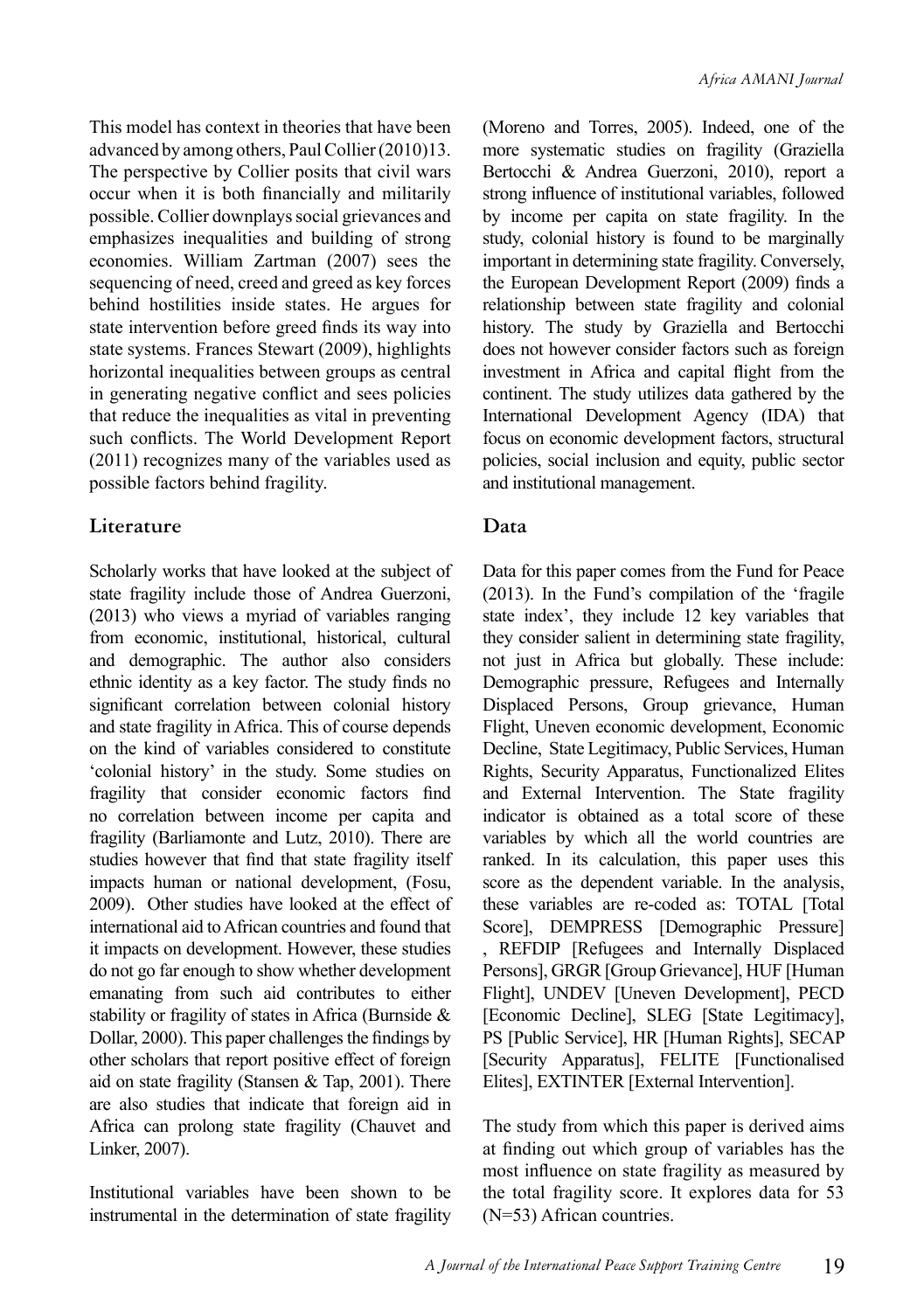This model has context in theories that have been advanced by among others, Paul Collier (2010)13. The perspective by Collier posits that civil wars occur when it is both financially and militarily possible. Collier downplays social grievances and emphasizes inequalities and building of strong economies. William Zartman (2007) sees the sequencing of need, creed and greed as key forces behind hostilities inside states. He argues for state intervention before greed finds its way into state systems. Frances Stewart (2009), highlights horizontal inequalities between groups as central in generating negative conflict and sees policies that reduce the inequalities as vital in preventing such conflicts. The World Development Report (2011) recognizes many of the variables used as possible factors behind fragility.

## Literature

Scholarly works that have looked at the subject of state fragility include those of Andrea Guerzoni, (2013) who views a myriad of variables ranging from economic, institutional, historical, cultural and demographic. The author also considers ethnic identity as a key factor. The study finds no significant correlation between colonial history and state fragility in Africa. This of course depends on the kind of variables considered to constitute 'colonial history' in the study. Some studies on fragility that consider economic factors find no correlation between income per capita and fragility (Barliamonte and Lutz, 2010). There are studies however that find that state fragility itself impacts human or national development, (Fosu, 2009). Other studies have looked at the effect of international aid to African countries and found that it impacts on development. However, these studies do not go far enough to show whether development emanating from such aid contributes to either stability or fragility of states in Africa (Burnside & Dollar, 2000). This paper challenges the findings by other scholars that report positive effect of foreign aid on state fragility (Stansen & Tap, 2001). There are also studies that indicate that foreign aid in Africa can prolong state fragility (Chauvet and Linker, 2007).

Institutional variables have been shown to be instrumental in the determination of state fragility (Moreno and Torres, 2005). Indeed, one of the more systematic studies on fragility (Graziella Bertocchi & Andrea Guerzoni, 2010), report a strong influence of institutional variables, followed by income per capita on state fragility. In the study, colonial history is found to be marginally important in determining state fragility. Conversely, the European Development Report (2009) finds a relationship between state fragility and colonial history. The study by Graziella and Bertocchi does not however consider factors such as foreign investment in Africa and capital flight from the continent. The study utilizes data gathered by the International Development Agency (IDA) that focus on economic development factors, structural policies, social inclusion and equity, public sector and institutional management.

## Data

Data for this paper comes from the Fund for Peace (2013). In the Fund's compilation of the 'fragile state index', they include 12 key variables that they consider salient in determining state fragility, not just in Africa but globally. These include: Demographic pressure, Refugees and Internally Displaced Persons, Group grievance, Human Flight, Uneven economic development, Economic Decline, State Legitimacy, Public Services, Human Rights, Security Apparatus, Functionalized Elites and External Intervention. The State fragility indicator is obtained as a total score of these variables by which all the world countries are ranked. In its calculation, this paper uses this score as the dependent variable. In the analysis, these variables are re-coded as: TOTAL [Total Score], DEMPRESS [Demographic Pressure] , REFDIP [Refugees and Internally Displaced Persons], GRGR [Group Grievance], HUF [Human Flight], UNDEV [Uneven Development], PECD [Economic Decline], SLEG [State Legitimacy], PS [Public Service], HR [Human Rights], SECAP [Security Apparatus], FELITE [Functionalised Elites], EXTINTER [External Intervention].

The study from which this paper is derived aims at finding out which group of variables has the most influence on state fragility as measured by the total fragility score. It explores data for 53 (N=53) African countries.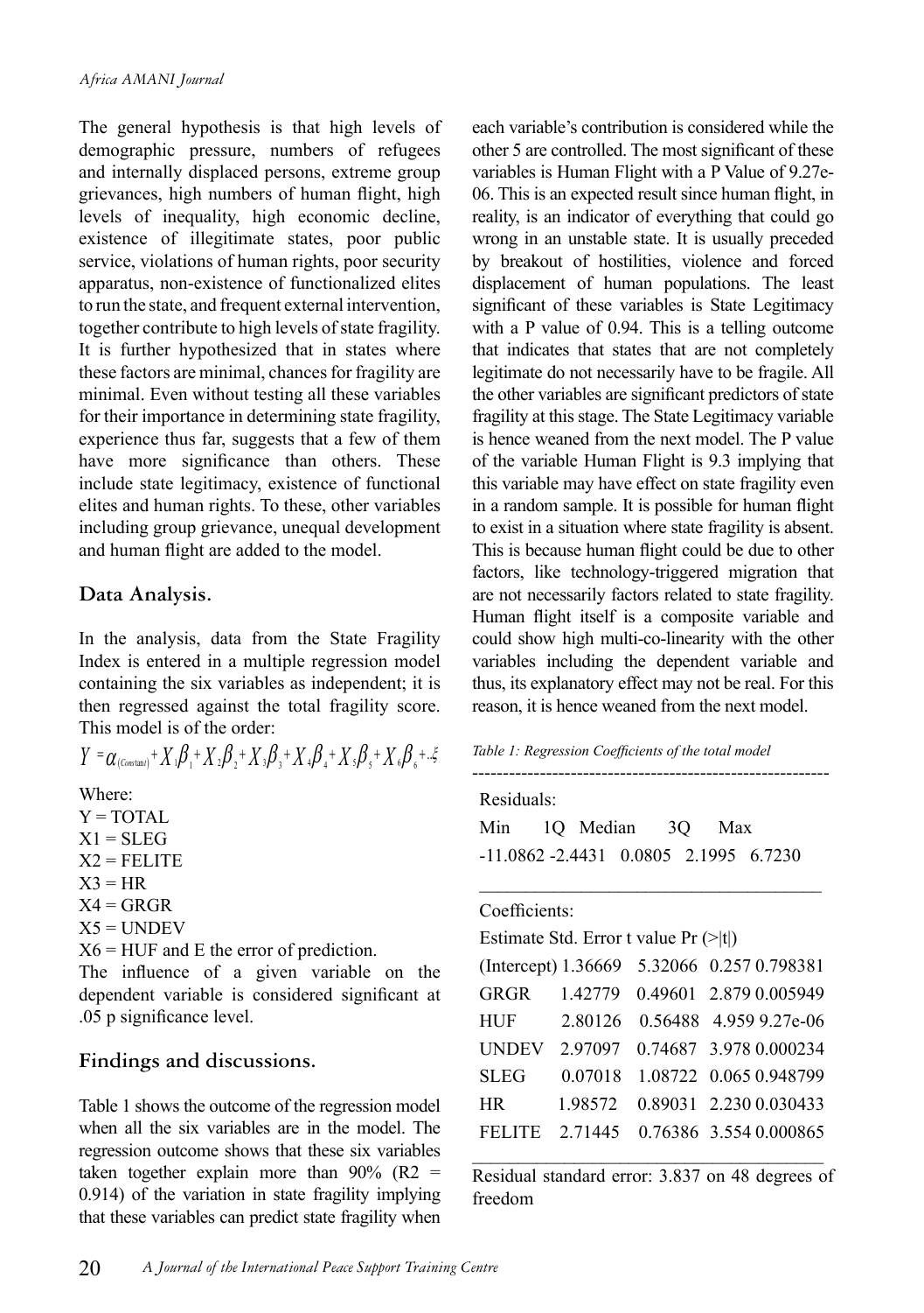The general hypothesis is that high levels of demographic pressure, numbers of refugees and internally displaced persons, extreme group grievances, high numbers of human flight, high levels of inequality, high economic decline, existence of illegitimate states, poor public service, violations of human rights, poor security apparatus, non-existence of functionalized elites to run the state, and frequent external intervention, together contribute to high levels of state fragility. It is further hypothesized that in states where these factors are minimal, chances for fragility are minimal. Even without testing all these variables for their importance in determining state fragility, experience thus far, suggests that a few of them have more significance than others. These include state legitimacy, existence of functional elites and human rights. To these, other variables including group grievance, unequal development and human flight are added to the model.

## Data Analysis.

In the analysis, data from the State Fragility Index is entered in a multiple regression model containing the six variables as independent; it is then regressed against the total fragility score. This model is of the order:

$$Y = \alpha_{(Constant)} + X_1\beta_1 + X_2\beta_2 + X_3\beta_3 + X_4\beta_4 + X_5\beta_5 + X_6\beta_6 + ..\xi$$

Where:
Y = TOTAL
X1 = SLEG
X2 = FELITE
X3 = HR
X4 = GRGR
X5 = UNDEV
X6 = HUF and E the error of prediction.
The influence of a given variable on the dependent variable is considered significant at .05 p significance level.

## Findings and discussions.

Table 1 shows the outcome of the regression model when all the six variables are in the model. The regression outcome shows that these six variables taken together explain more than 90% ($R2 = 0.914$) of the variation in state fragility implying that these variables can predict state fragility when each variable's contribution is considered while the other 5 are controlled. The most significant of these variables is Human Flight with a P Value of 9.27e-06. This is an expected result since human flight, in reality, is an indicator of everything that could go wrong in an unstable state. It is usually preceded by breakout of hostilities, violence and forced displacement of human populations. The least significant of these variables is State Legitimacy with a P value of 0.94. This is a telling outcome that indicates that states that are not completely legitimate do not necessarily have to be fragile. All the other variables are significant predictors of state fragility at this stage. The State Legitimacy variable is hence weaned from the next model. The P value of the variable Human Flight is 9.3 implying that this variable may have effect on state fragility even in a random sample. It is possible for human flight to exist in a situation where state fragility is absent. This is because human flight could be due to other factors, like technology-triggered migration that are not necessarily factors related to state fragility. Human flight itself is a composite variable and could show high multi-co-linearity with the other variables including the dependent variable and thus, its explanatory effect may not be real. For this reason, it is hence weaned from the next model.

*Table 1: Regression Coefficients of the total model*

Residuals:

| Min | 1Q | Median | 3Q | Max |
|---|---|---|---|---|
| -11.0862 | -2.4431 | 0.0805 | 2.1995 | 6.7230 |

Coefficients:

| | Estimate | Std. Error | t value | Pr (>\|t\|) |
|---|---|---|---|---|
| (Intercept) | 1.36669 | 5.32066 | 0.257 | 0.798381 |
| GRGR | 1.42779 | 0.49601 | 2.879 | 0.005949 |
| HUF | 2.80126 | 0.56488 | 4.959 | 9.27e-06 |
| UNDEV | 2.97097 | 0.74687 | 3.978 | 0.000234 |
| SLEG | 0.07018 | 1.08722 | 0.065 | 0.948799 |
| HR | 1.98572 | 0.89031 | 2.230 | 0.030433 |
| FELITE | 2.71445 | 0.76386 | 3.554 | 0.000865 |

Residual standard error: 3.837 on 48 degrees of freedom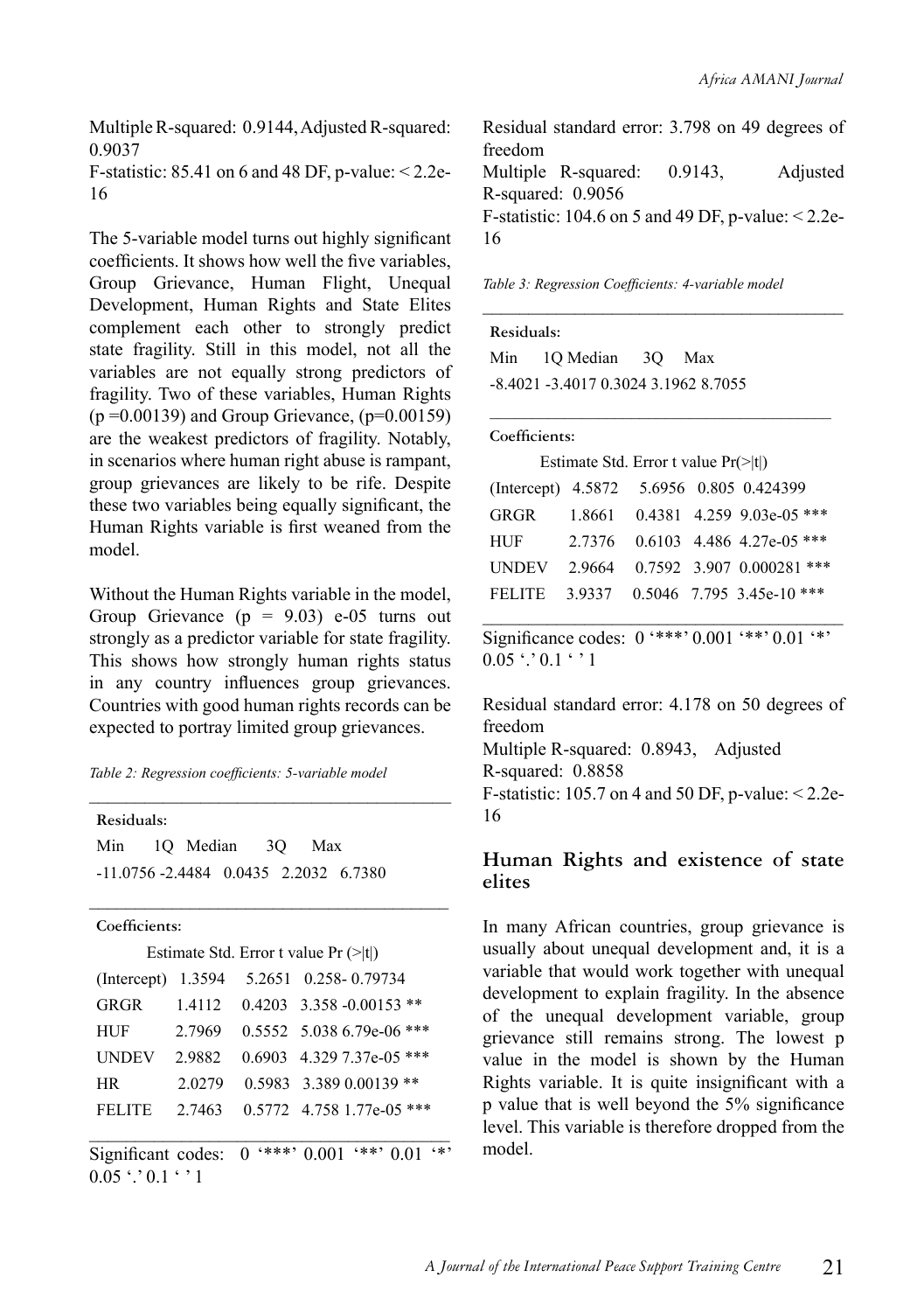Multiple R-squared: 0.9144, Adjusted R-squared: 0.9037

F-statistic: 85.41 on 6 and 48 DF, p-value: < 2.2e-16

The 5-variable model turns out highly significant coefficients. It shows how well the five variables, Group Grievance, Human Flight, Unequal Development, Human Rights and State Elites complement each other to strongly predict state fragility. Still in this model, not all the variables are not equally strong predictors of fragility. Two of these variables, Human Rights (p =0.00139) and Group Grievance, (p=0.00159) are the weakest predictors of fragility. Notably, in scenarios where human right abuse is rampant, group grievances are likely to be rife. Despite these two variables being equally significant, the Human Rights variable is first weaned from the model.

Without the Human Rights variable in the model, Group Grievance (p = 9.03) e-05 turns out strongly as a predictor variable for state fragility. This shows how strongly human rights status in any country influences group grievances. Countries with good human rights records can be expected to portray limited group grievances.

*Table 2: Regression coefficients: 5-variable model*

**Residuals:**

| Min | 1Q | Median | 3Q | Max |
|---|---|---|---|---|
| -11.0756 | -2.4484 | 0.0435 | 2.2032 | 6.7380 |

**Coefficients:**

| | Estimate | Std. Error | t value | Pr (>\|t\|) | |
|---|---|---|---|---|---|
| (Intercept) | 1.3594 | 5.2651 | 0.258- | 0.79734 | |
| GRGR | 1.4112 | 0.4203 | 3.358 | -0.00153 | ** |
| HUF | 2.7969 | 0.5552 | 5.038 | 6.79e-06 | *** |
| UNDEV | 2.9882 | 0.6903 | 4.329 | 7.37e-05 | *** |
| HR | 2.0279 | 0.5983 | 3.389 | 0.00139 | ** |
| FELITE | 2.7463 | 0.5772 | 4.758 | 1.77e-05 | *** |

Significant codes: 0 '***' 0.001 '**' 0.01 '*' 0.05 '.' 0.1 ' ' 1

Residual standard error: 3.798 on 49 degrees of freedom

Multiple R-squared: 0.9143, Adjusted R-squared: 0.9056

F-statistic: 104.6 on 5 and 49 DF, p-value: < 2.2e-16

*Table 3: Regression Coefficients: 4-variable model*

**Residuals:**

| Min | 1Q | Median | 3Q | Max |
|---|---|---|---|---|
| -8.4021 | -3.4017 | 0.3024 | 3.1962 | 8.7055 |

**Coefficients:**

| | Estimate | Std. Error | t value | Pr(>\|t\|) | |
|---|---|---|---|---|---|
| (Intercept) | 4.5872 | 5.6956 | 0.805 | 0.424399 | |
| GRGR | 1.8661 | 0.4381 | 4.259 | 9.03e-05 | *** |
| HUF | 2.7376 | 0.6103 | 4.486 | 4.27e-05 | *** |
| UNDEV | 2.9664 | 0.7592 | 3.907 | 0.000281 | *** |
| FELITE | 3.9337 | 0.5046 | 7.795 | 3.45e-10 | *** |

Significance codes: 0 '***' 0.001 '**' 0.01 '*' 0.05 '.' 0.1 ' ' 1

Residual standard error: 4.178 on 50 degrees of freedom

Multiple R-squared: 0.8943, Adjusted R-squared: 0.8858

F-statistic: 105.7 on 4 and 50 DF, p-value: < 2.2e-16

## Human Rights and existence of state elites

In many African countries, group grievance is usually about unequal development and, it is a variable that would work together with unequal development to explain fragility. In the absence of the unequal development variable, group grievance still remains strong. The lowest p value in the model is shown by the Human Rights variable. It is quite insignificant with a p value that is well beyond the 5% significance level. This variable is therefore dropped from the model.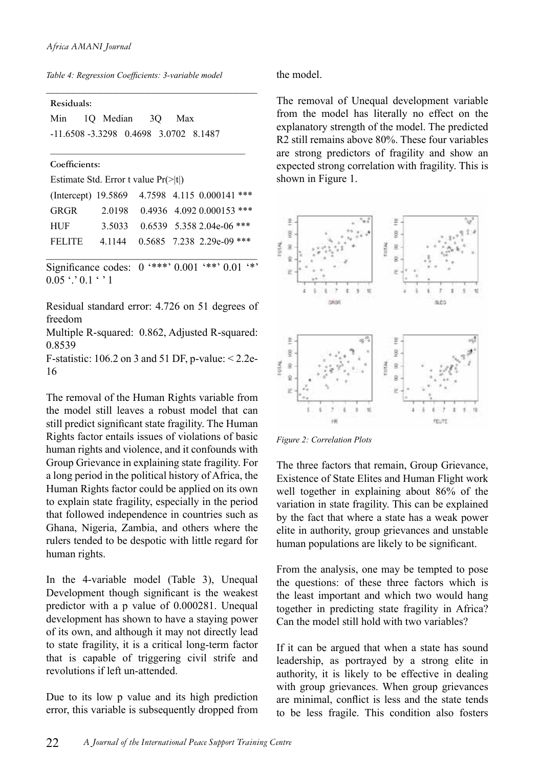*Table 4: Regression Coefficients: 3-variable model*

```
Residuals:
Min      1Q   Median     3Q      Max
-11.6508 -3.3298  0.4698  3.0702  8.1487

Coefficients:
Estimate Std. Error t value Pr(>|t|)
(Intercept)  19.5869   4.7598  4.115 0.000141 ***
GRGR          2.0198   0.4936  4.092 0.000153 ***
HUF           3.5033   0.6539  5.358 2.04e-06 ***
FELITE        4.1144   0.5685  7.238 2.29e-09 ***
```

Significance codes: 0 '***' 0.001 '**' 0.01 '*' 0.05 '.' 0.1 ' ' 1

Residual standard error: 4.726 on 51 degrees of freedom

Multiple R-squared: 0.862, Adjusted R-squared: 0.8539

F-statistic: 106.2 on 3 and 51 DF, p-value: < 2.2e-16

The removal of the Human Rights variable from the model still leaves a robust model that can still predict significant state fragility. The Human Rights factor entails issues of violations of basic human rights and violence, and it confounds with Group Grievance in explaining state fragility. For a long period in the political history of Africa, the Human Rights factor could be applied on its own to explain state fragility, especially in the period that followed independence in countries such as Ghana, Nigeria, Zambia, and others where the rulers tended to be despotic with little regard for human rights.

In the 4-variable model (Table 3), Unequal Development though significant is the weakest predictor with a p value of 0.000281. Unequal development has shown to have a staying power of its own, and although it may not directly lead to state fragility, it is a critical long-term factor that is capable of triggering civil strife and revolutions if left un-attended.

Due to its low p value and its high prediction error, this variable is subsequently dropped from the model.

The removal of Unequal development variable from the model has literally no effect on the explanatory strength of the model. The predicted R2 still remains above 80%. These four variables are strong predictors of fragility and show an expected strong correlation with fragility. This is shown in Figure 1.

*Figure 2: Correlation Plots*

The three factors that remain, Group Grievance, Existence of State Elites and Human Flight work well together in explaining about 86% of the variation in state fragility. This can be explained by the fact that where a state has a weak power elite in authority, group grievances and unstable human populations are likely to be significant.

From the analysis, one may be tempted to pose the questions: of these three factors which is the least important and which two would hang together in predicting state fragility in Africa? Can the model still hold with two variables?

If it can be argued that when a state has sound leadership, as portrayed by a strong elite in authority, it is likely to be effective in dealing with group grievances. When group grievances are minimal, conflict is less and the state tends to be less fragile. This condition also fosters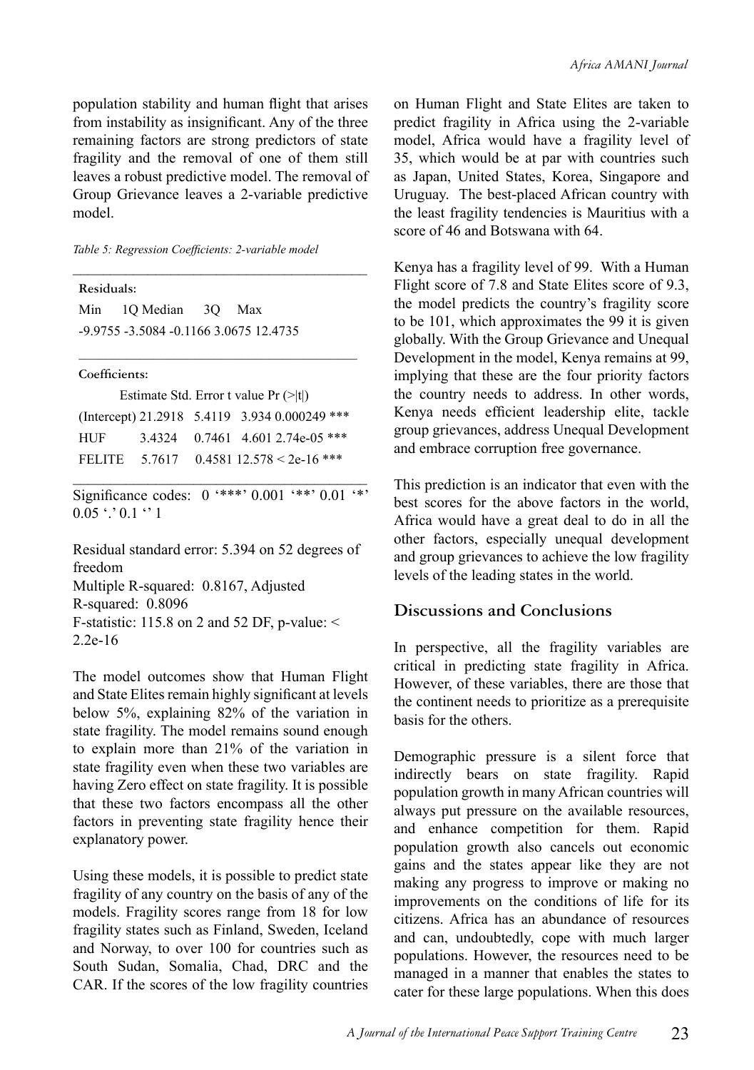population stability and human flight that arises from instability as insignificant. Any of the three remaining factors are strong predictors of state fragility and the removal of one of them still leaves a robust predictive model. The removal of Group Grievance leaves a 2-variable predictive model.

*Table 5: Regression Coefficients: 2-variable model*

**Residuals:**

| Min | 1Q | Median | 3Q | Max |
|---|---|---|---|---|
| -9.9755 | -3.5084 | -0.1166 | 3.0675 | 12.4735 |

**Coefficients:**

| | Estimate | Std. Error | t value | Pr (>\|t\|) | |
|---|---|---|---|---|---|
| (Intercept) | 21.2918 | 5.4119 | 3.934 | 0.000249 | *** |
| HUF | 3.4324 | 0.7461 | 4.601 | 2.74e-05 | *** |
| FELITE | 5.7617 | 0.4581 | 12.578 | < 2e-16 | *** |

Significance codes: 0 '***' 0.001 '**' 0.01 '*' 0.05 '.' 0.1 '' 1

Residual standard error: 5.394 on 52 degrees of freedom
Multiple R-squared: 0.8167, Adjusted R-squared: 0.8096
F-statistic: 115.8 on 2 and 52 DF, p-value: < 2.2e-16

The model outcomes show that Human Flight and State Elites remain highly significant at levels below 5%, explaining 82% of the variation in state fragility. The model remains sound enough to explain more than 21% of the variation in state fragility even when these two variables are having Zero effect on state fragility. It is possible that these two factors encompass all the other factors in preventing state fragility hence their explanatory power.

Using these models, it is possible to predict state fragility of any country on the basis of any of the models. Fragility scores range from 18 for low fragility states such as Finland, Sweden, Iceland and Norway, to over 100 for countries such as South Sudan, Somalia, Chad, DRC and the CAR. If the scores of the low fragility countries on Human Flight and State Elites are taken to predict fragility in Africa using the 2-variable model, Africa would have a fragility level of 35, which would be at par with countries such as Japan, United States, Korea, Singapore and Uruguay. The best-placed African country with the least fragility tendencies is Mauritius with a score of 46 and Botswana with 64.

Kenya has a fragility level of 99. With a Human Flight score of 7.8 and State Elites score of 9.3, the model predicts the country's fragility score to be 101, which approximates the 99 it is given globally. With the Group Grievance and Unequal Development in the model, Kenya remains at 99, implying that these are the four priority factors the country needs to address. In other words, Kenya needs efficient leadership elite, tackle group grievances, address Unequal Development and embrace corruption free governance.

This prediction is an indicator that even with the best scores for the above factors in the world, Africa would have a great deal to do in all the other factors, especially unequal development and group grievances to achieve the low fragility levels of the leading states in the world.

## Discussions and Conclusions

In perspective, all the fragility variables are critical in predicting state fragility in Africa. However, of these variables, there are those that the continent needs to prioritize as a prerequisite basis for the others.

Demographic pressure is a silent force that indirectly bears on state fragility. Rapid population growth in many African countries will always put pressure on the available resources, and enhance competition for them. Rapid population growth also cancels out economic gains and the states appear like they are not making any progress to improve or making no improvements on the conditions of life for its citizens. Africa has an abundance of resources and can, undoubtedly, cope with much larger populations. However, the resources need to be managed in a manner that enables the states to cater for these large populations. When this does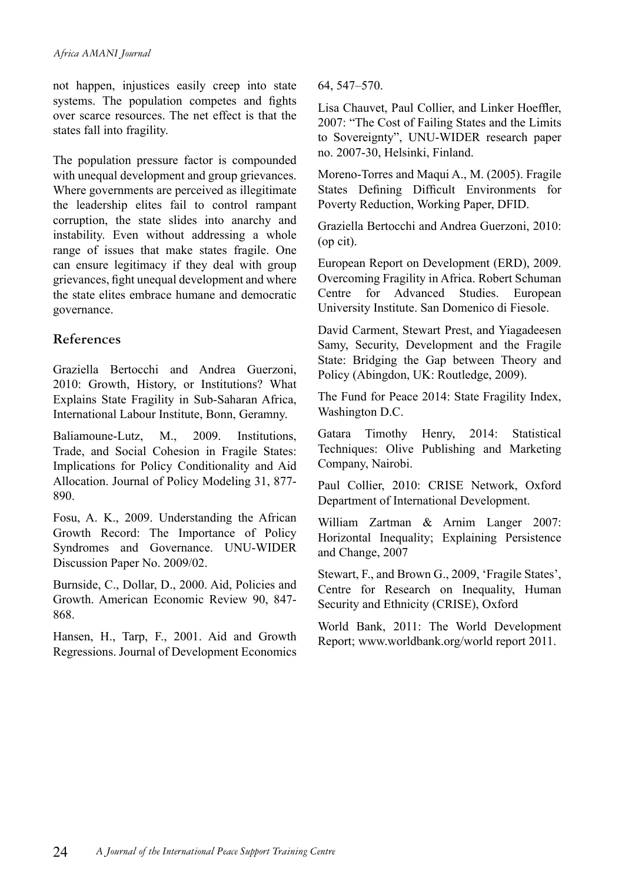not happen, injustices easily creep into state systems. The population competes and fights over scarce resources. The net effect is that the states fall into fragility.

The population pressure factor is compounded with unequal development and group grievances. Where governments are perceived as illegitimate the leadership elites fail to control rampant corruption, the state slides into anarchy and instability. Even without addressing a whole range of issues that make states fragile. One can ensure legitimacy if they deal with group grievances, fight unequal development and where the state elites embrace humane and democratic governance.

## References

Graziella Bertocchi and Andrea Guerzoni, 2010: Growth, History, or Institutions? What Explains State Fragility in Sub-Saharan Africa, International Labour Institute, Bonn, Geramny.

Baliamoune-Lutz, M., 2009. Institutions, Trade, and Social Cohesion in Fragile States: Implications for Policy Conditionality and Aid Allocation. Journal of Policy Modeling 31, 877-890.

Fosu, A. K., 2009. Understanding the African Growth Record: The Importance of Policy Syndromes and Governance. UNU-WIDER Discussion Paper No. 2009/02.

Burnside, C., Dollar, D., 2000. Aid, Policies and Growth. American Economic Review 90, 847-868.

Hansen, H., Tarp, F., 2001. Aid and Growth Regressions. Journal of Development Economics 64, 547–570.

Lisa Chauvet, Paul Collier, and Linker Hoeffler, 2007: "The Cost of Failing States and the Limits to Sovereignty", UNU-WIDER research paper no. 2007-30, Helsinki, Finland.

Moreno-Torres and Maqui A., M. (2005). Fragile States Defining Difficult Environments for Poverty Reduction, Working Paper, DFID.

Graziella Bertocchi and Andrea Guerzoni, 2010: (op cit).

European Report on Development (ERD), 2009. Overcoming Fragility in Africa. Robert Schuman Centre for Advanced Studies. European University Institute. San Domenico di Fiesole.

David Carment, Stewart Prest, and Yiagadeesen Samy, Security, Development and the Fragile State: Bridging the Gap between Theory and Policy (Abingdon, UK: Routledge, 2009).

The Fund for Peace 2014: State Fragility Index, Washington D.C.

Gatara Timothy Henry, 2014: Statistical Techniques: Olive Publishing and Marketing Company, Nairobi.

Paul Collier, 2010: CRISE Network, Oxford Department of International Development.

William Zartman & Arnim Langer 2007: Horizontal Inequality; Explaining Persistence and Change, 2007

Stewart, F., and Brown G., 2009, 'Fragile States', Centre for Research on Inequality, Human Security and Ethnicity (CRISE), Oxford

World Bank, 2011: The World Development Report; www.worldbank.org/world report 2011.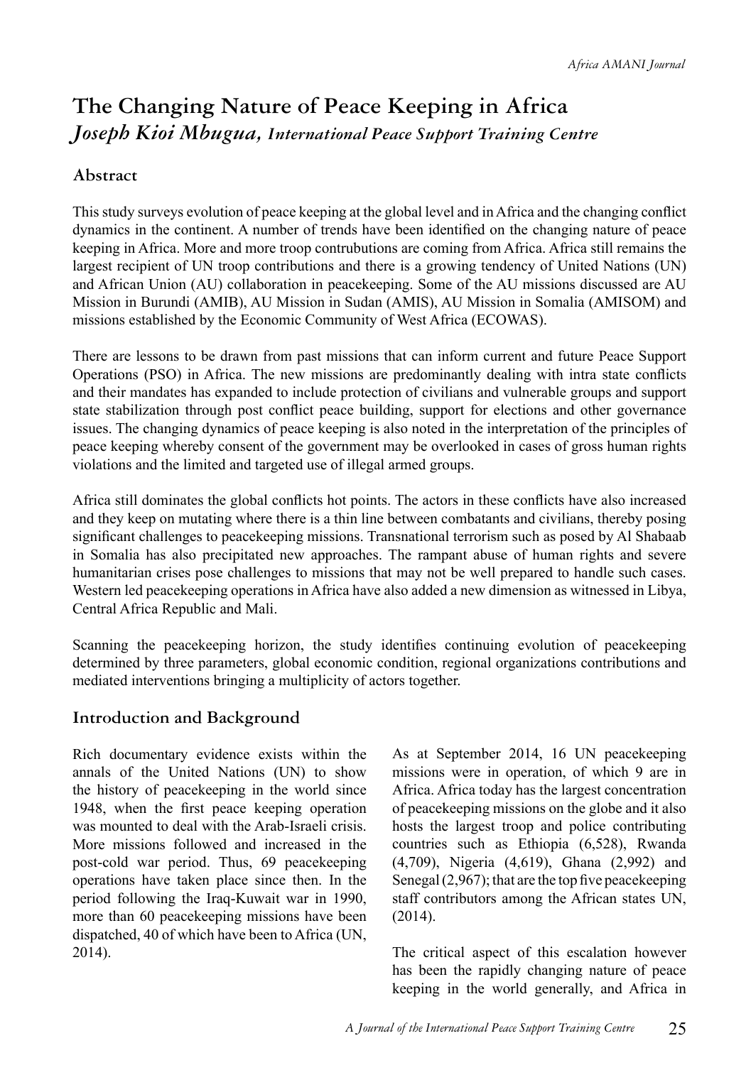# The Changing Nature of Peace Keeping in Africa

*Joseph Kioi Mbugua, International Peace Support Training Centre*

## Abstract

This study surveys evolution of peace keeping at the global level and in Africa and the changing conflict dynamics in the continent. A number of trends have been identified on the changing nature of peace keeping in Africa. More and more troop contrubutions are coming from Africa. Africa still remains the largest recipient of UN troop contributions and there is a growing tendency of United Nations (UN) and African Union (AU) collaboration in peacekeeping. Some of the AU missions discussed are AU Mission in Burundi (AMIB), AU Mission in Sudan (AMIS), AU Mission in Somalia (AMISOM) and missions established by the Economic Community of West Africa (ECOWAS).

There are lessons to be drawn from past missions that can inform current and future Peace Support Operations (PSO) in Africa. The new missions are predominantly dealing with intra state conflicts and their mandates has expanded to include protection of civilians and vulnerable groups and support state stabilization through post conflict peace building, support for elections and other governance issues. The changing dynamics of peace keeping is also noted in the interpretation of the principles of peace keeping whereby consent of the government may be overlooked in cases of gross human rights violations and the limited and targeted use of illegal armed groups.

Africa still dominates the global conflicts hot points. The actors in these conflicts have also increased and they keep on mutating where there is a thin line between combatants and civilians, thereby posing significant challenges to peacekeeping missions. Transnational terrorism such as posed by Al Shabaab in Somalia has also precipitated new approaches. The rampant abuse of human rights and severe humanitarian crises pose challenges to missions that may not be well prepared to handle such cases. Western led peacekeeping operations in Africa have also added a new dimension as witnessed in Libya, Central Africa Republic and Mali.

Scanning the peacekeeping horizon, the study identifies continuing evolution of peacekeeping determined by three parameters, global economic condition, regional organizations contributions and mediated interventions bringing a multiplicity of actors together.

## Introduction and Background

Rich documentary evidence exists within the annals of the United Nations (UN) to show the history of peacekeeping in the world since 1948, when the first peace keeping operation was mounted to deal with the Arab-Israeli crisis. More missions followed and increased in the post-cold war period. Thus, 69 peacekeeping operations have taken place since then. In the period following the Iraq-Kuwait war in 1990, more than 60 peacekeeping missions have been dispatched, 40 of which have been to Africa (UN, 2014).

As at September 2014, 16 UN peacekeeping missions were in operation, of which 9 are in Africa. Africa today has the largest concentration of peacekeeping missions on the globe and it also hosts the largest troop and police contributing countries such as Ethiopia (6,528), Rwanda (4,709), Nigeria (4,619), Ghana (2,992) and Senegal (2,967); that are the top five peacekeeping staff contributors among the African states UN, (2014).

The critical aspect of this escalation however has been the rapidly changing nature of peace keeping in the world generally, and Africa in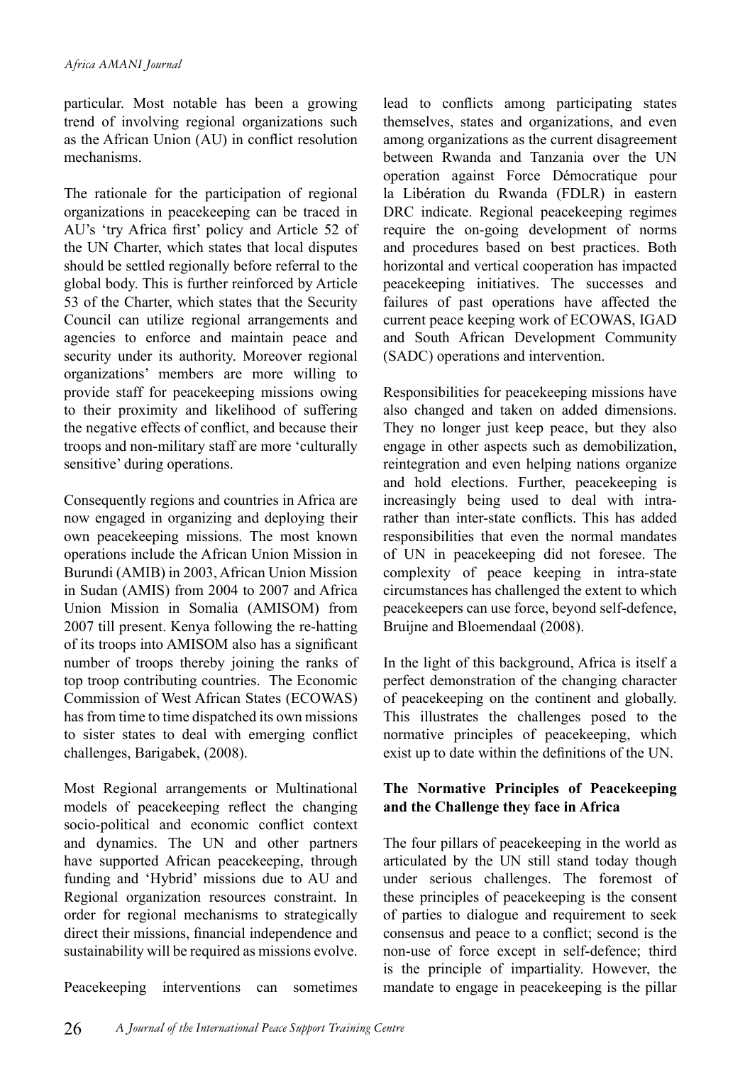particular. Most notable has been a growing trend of involving regional organizations such as the African Union (AU) in conflict resolution mechanisms.

The rationale for the participation of regional organizations in peacekeeping can be traced in AU's 'try Africa first' policy and Article 52 of the UN Charter, which states that local disputes should be settled regionally before referral to the global body. This is further reinforced by Article 53 of the Charter, which states that the Security Council can utilize regional arrangements and agencies to enforce and maintain peace and security under its authority. Moreover regional organizations' members are more willing to provide staff for peacekeeping missions owing to their proximity and likelihood of suffering the negative effects of conflict, and because their troops and non-military staff are more 'culturally sensitive' during operations.

Consequently regions and countries in Africa are now engaged in organizing and deploying their own peacekeeping missions. The most known operations include the African Union Mission in Burundi (AMIB) in 2003, African Union Mission in Sudan (AMIS) from 2004 to 2007 and Africa Union Mission in Somalia (AMISOM) from 2007 till present. Kenya following the re-hatting of its troops into AMISOM also has a significant number of troops thereby joining the ranks of top troop contributing countries. The Economic Commission of West African States (ECOWAS) has from time to time dispatched its own missions to sister states to deal with emerging conflict challenges, Barigabek, (2008).

Most Regional arrangements or Multinational models of peacekeeping reflect the changing socio-political and economic conflict context and dynamics. The UN and other partners have supported African peacekeeping, through funding and 'Hybrid' missions due to AU and Regional organization resources constraint. In order for regional mechanisms to strategically direct their missions, financial independence and sustainability will be required as missions evolve.

Peacekeeping interventions can sometimes lead to conflicts among participating states themselves, states and organizations, and even among organizations as the current disagreement between Rwanda and Tanzania over the UN operation against Force Démocratique pour la Libération du Rwanda (FDLR) in eastern DRC indicate. Regional peacekeeping regimes require the on-going development of norms and procedures based on best practices. Both horizontal and vertical cooperation has impacted peacekeeping initiatives. The successes and failures of past operations have affected the current peace keeping work of ECOWAS, IGAD and South African Development Community (SADC) operations and intervention.

Responsibilities for peacekeeping missions have also changed and taken on added dimensions. They no longer just keep peace, but they also engage in other aspects such as demobilization, reintegration and even helping nations organize and hold elections. Further, peacekeeping is increasingly being used to deal with intra- rather than inter-state conflicts. This has added responsibilities that even the normal mandates of UN in peacekeeping did not foresee. The complexity of peace keeping in intra-state circumstances has challenged the extent to which peacekeepers can use force, beyond self-defence, Bruijne and Bloemendaal (2008).

In the light of this background, Africa is itself a perfect demonstration of the changing character of peacekeeping on the continent and globally. This illustrates the challenges posed to the normative principles of peacekeeping, which exist up to date within the definitions of the UN.

## The Normative Principles of Peacekeeping and the Challenge they face in Africa

The four pillars of peacekeeping in the world as articulated by the UN still stand today though under serious challenges. The foremost of these principles of peacekeeping is the consent of parties to dialogue and requirement to seek consensus and peace to a conflict; second is the non-use of force except in self-defence; third is the principle of impartiality. However, the mandate to engage in peacekeeping is the pillar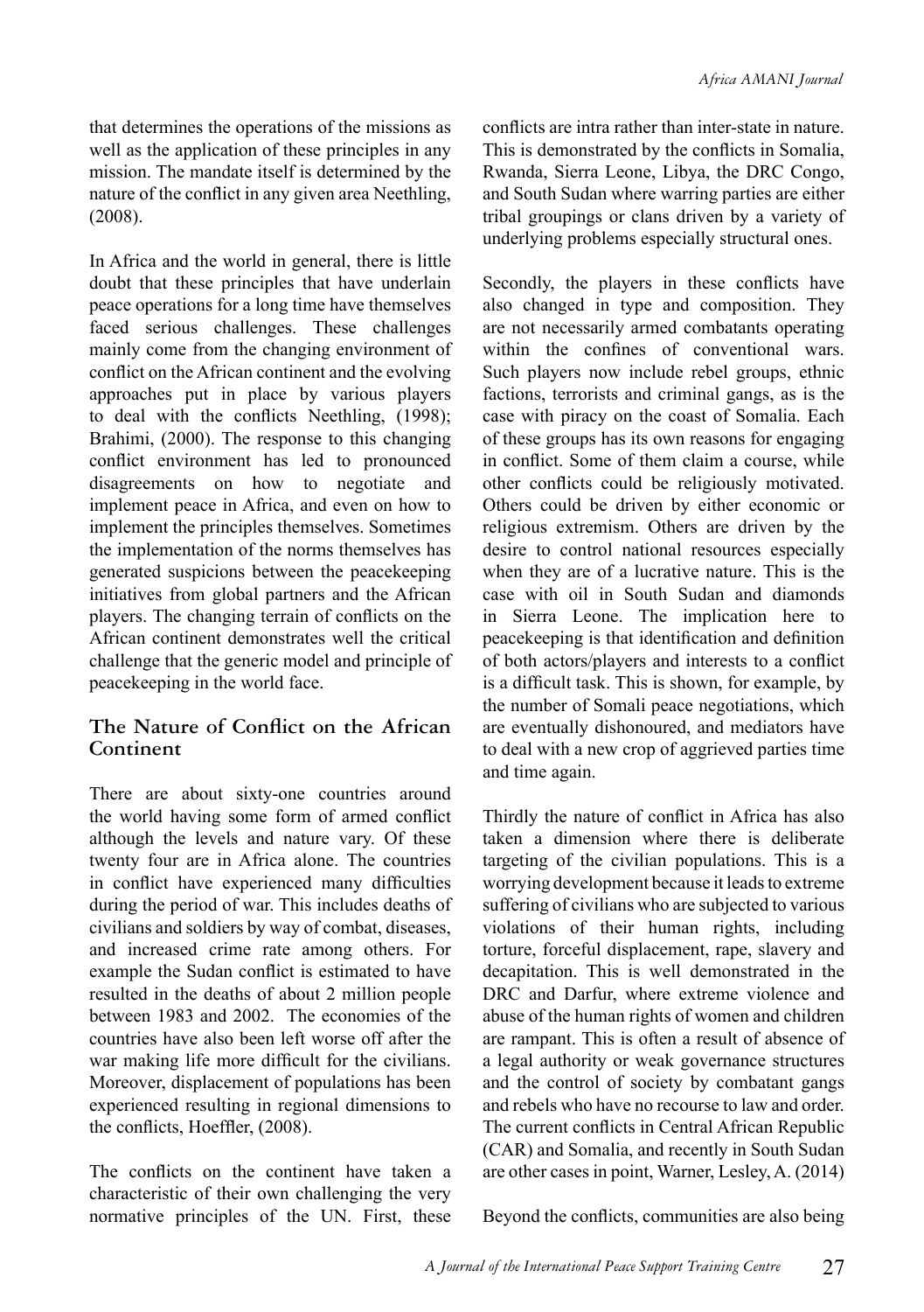that determines the operations of the missions as well as the application of these principles in any mission. The mandate itself is determined by the nature of the conflict in any given area Neethling, (2008).

In Africa and the world in general, there is little doubt that these principles that have underlain peace operations for a long time have themselves faced serious challenges. These challenges mainly come from the changing environment of conflict on the African continent and the evolving approaches put in place by various players to deal with the conflicts Neethling, (1998); Brahimi, (2000). The response to this changing conflict environment has led to pronounced disagreements on how to negotiate and implement peace in Africa, and even on how to implement the principles themselves. Sometimes the implementation of the norms themselves has generated suspicions between the peacekeeping initiatives from global partners and the African players. The changing terrain of conflicts on the African continent demonstrates well the critical challenge that the generic model and principle of peacekeeping in the world face.

## The Nature of Conflict on the African Continent

There are about sixty-one countries around the world having some form of armed conflict although the levels and nature vary. Of these twenty four are in Africa alone. The countries in conflict have experienced many difficulties during the period of war. This includes deaths of civilians and soldiers by way of combat, diseases, and increased crime rate among others. For example the Sudan conflict is estimated to have resulted in the deaths of about 2 million people between 1983 and 2002. The economies of the countries have also been left worse off after the war making life more difficult for the civilians. Moreover, displacement of populations has been experienced resulting in regional dimensions to the conflicts, Hoeffler, (2008).

The conflicts on the continent have taken a characteristic of their own challenging the very normative principles of the UN. First, these conflicts are intra rather than inter-state in nature. This is demonstrated by the conflicts in Somalia, Rwanda, Sierra Leone, Libya, the DRC Congo, and South Sudan where warring parties are either tribal groupings or clans driven by a variety of underlying problems especially structural ones.

Secondly, the players in these conflicts have also changed in type and composition. They are not necessarily armed combatants operating within the confines of conventional wars. Such players now include rebel groups, ethnic factions, terrorists and criminal gangs, as is the case with piracy on the coast of Somalia. Each of these groups has its own reasons for engaging in conflict. Some of them claim a course, while other conflicts could be religiously motivated. Others could be driven by either economic or religious extremism. Others are driven by the desire to control national resources especially when they are of a lucrative nature. This is the case with oil in South Sudan and diamonds in Sierra Leone. The implication here to peacekeeping is that identification and definition of both actors/players and interests to a conflict is a difficult task. This is shown, for example, by the number of Somali peace negotiations, which are eventually dishonoured, and mediators have to deal with a new crop of aggrieved parties time and time again.

Thirdly the nature of conflict in Africa has also taken a dimension where there is deliberate targeting of the civilian populations. This is a worrying development because it leads to extreme suffering of civilians who are subjected to various violations of their human rights, including torture, forceful displacement, rape, slavery and decapitation. This is well demonstrated in the DRC and Darfur, where extreme violence and abuse of the human rights of women and children are rampant. This is often a result of absence of a legal authority or weak governance structures and the control of society by combatant gangs and rebels who have no recourse to law and order. The current conflicts in Central African Republic (CAR) and Somalia, and recently in South Sudan are other cases in point, Warner, Lesley, A. (2014)

Beyond the conflicts, communities are also being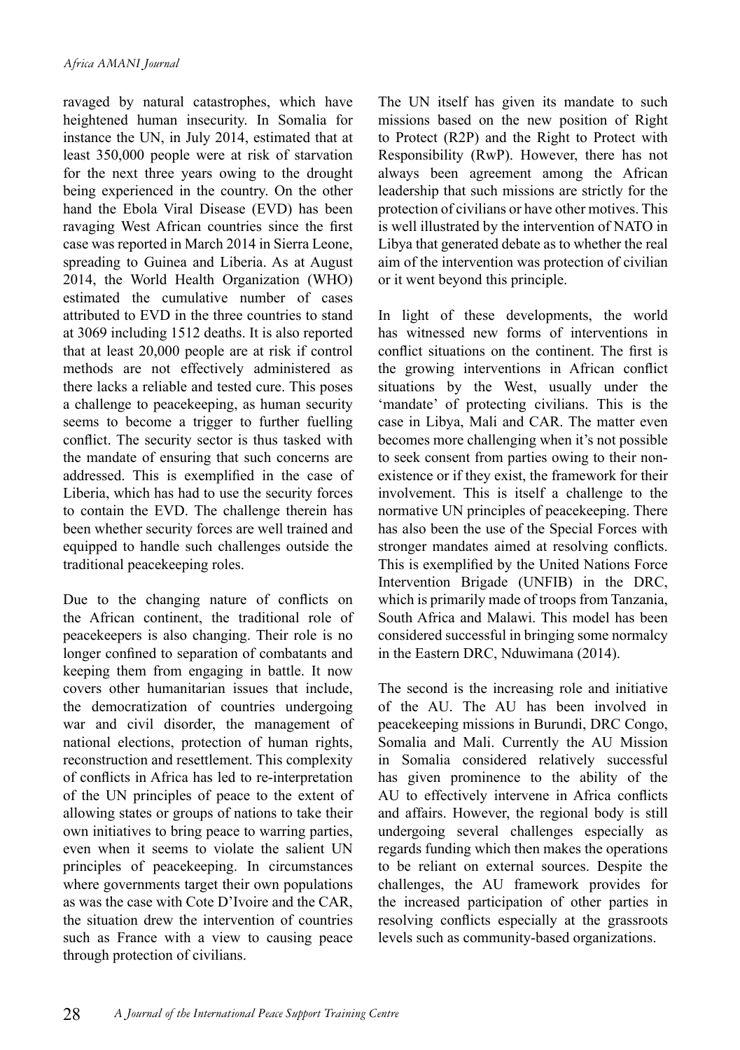ravaged by natural catastrophes, which have heightened human insecurity. In Somalia for instance the UN, in July 2014, estimated that at least 350,000 people were at risk of starvation for the next three years owing to the drought being experienced in the country. On the other hand the Ebola Viral Disease (EVD) has been ravaging West African countries since the first case was reported in March 2014 in Sierra Leone, spreading to Guinea and Liberia. As at August 2014, the World Health Organization (WHO) estimated the cumulative number of cases attributed to EVD in the three countries to stand at 3069 including 1512 deaths. It is also reported that at least 20,000 people are at risk if control methods are not effectively administered as there lacks a reliable and tested cure. This poses a challenge to peacekeeping, as human security seems to become a trigger to further fuelling conflict. The security sector is thus tasked with the mandate of ensuring that such concerns are addressed. This is exemplified in the case of Liberia, which has had to use the security forces to contain the EVD. The challenge therein has been whether security forces are well trained and equipped to handle such challenges outside the traditional peacekeeping roles.

Due to the changing nature of conflicts on the African continent, the traditional role of peacekeepers is also changing. Their role is no longer confined to separation of combatants and keeping them from engaging in battle. It now covers other humanitarian issues that include, the democratization of countries undergoing war and civil disorder, the management of national elections, protection of human rights, reconstruction and resettlement. This complexity of conflicts in Africa has led to re-interpretation of the UN principles of peace to the extent of allowing states or groups of nations to take their own initiatives to bring peace to warring parties, even when it seems to violate the salient UN principles of peacekeeping. In circumstances where governments target their own populations as was the case with Cote D'Ivoire and the CAR, the situation drew the intervention of countries such as France with a view to causing peace through protection of civilians.

The UN itself has given its mandate to such missions based on the new position of Right to Protect (R2P) and the Right to Protect with Responsibility (RwP). However, there has not always been agreement among the African leadership that such missions are strictly for the protection of civilians or have other motives. This is well illustrated by the intervention of NATO in Libya that generated debate as to whether the real aim of the intervention was protection of civilian or it went beyond this principle.

In light of these developments, the world has witnessed new forms of interventions in conflict situations on the continent. The first is the growing interventions in African conflict situations by the West, usually under the 'mandate' of protecting civilians. This is the case in Libya, Mali and CAR. The matter even becomes more challenging when it's not possible to seek consent from parties owing to their non-existence or if they exist, the framework for their involvement. This is itself a challenge to the normative UN principles of peacekeeping. There has also been the use of the Special Forces with stronger mandates aimed at resolving conflicts. This is exemplified by the United Nations Force Intervention Brigade (UNFIB) in the DRC, which is primarily made of troops from Tanzania, South Africa and Malawi. This model has been considered successful in bringing some normalcy in the Eastern DRC, Nduwimana (2014).

The second is the increasing role and initiative of the AU. The AU has been involved in peacekeeping missions in Burundi, DRC Congo, Somalia and Mali. Currently the AU Mission in Somalia considered relatively successful has given prominence to the ability of the AU to effectively intervene in Africa conflicts and affairs. However, the regional body is still undergoing several challenges especially as regards funding which then makes the operations to be reliant on external sources. Despite the challenges, the AU framework provides for the increased participation of other parties in resolving conflicts especially at the grassroots levels such as community-based organizations.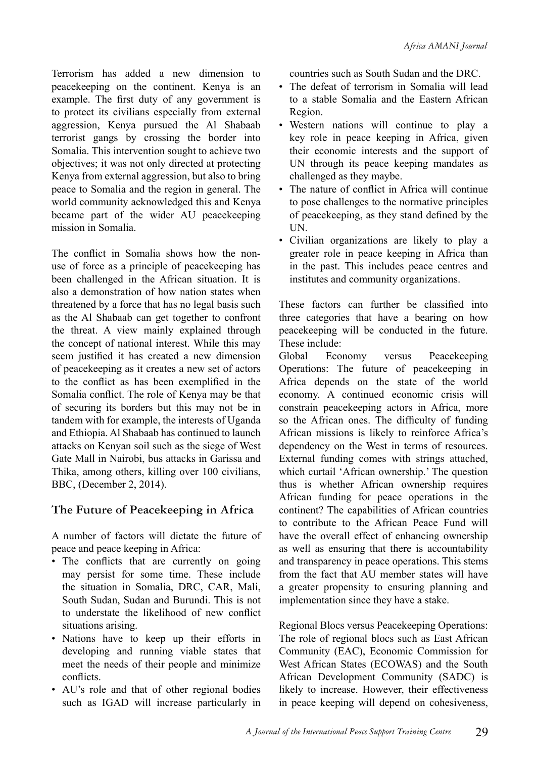Terrorism has added a new dimension to peacekeeping on the continent. Kenya is an example. The first duty of any government is to protect its civilians especially from external aggression, Kenya pursued the Al Shabaab terrorist gangs by crossing the border into Somalia. This intervention sought to achieve two objectives; it was not only directed at protecting Kenya from external aggression, but also to bring peace to Somalia and the region in general. The world community acknowledged this and Kenya became part of the wider AU peacekeeping mission in Somalia.

The conflict in Somalia shows how the non-use of force as a principle of peacekeeping has been challenged in the African situation. It is also a demonstration of how nation states when threatened by a force that has no legal basis such as the Al Shabaab can get together to confront the threat. A view mainly explained through the concept of national interest. While this may seem justified it has created a new dimension of peacekeeping as it creates a new set of actors to the conflict as has been exemplified in the Somalia conflict. The role of Kenya may be that of securing its borders but this may not be in tandem with for example, the interests of Uganda and Ethiopia. Al Shabaab has continued to launch attacks on Kenyan soil such as the siege of West Gate Mall in Nairobi, bus attacks in Garissa and Thika, among others, killing over 100 civilians, BBC, (December 2, 2014).

## The Future of Peacekeeping in Africa

A number of factors will dictate the future of peace and peace keeping in Africa:

- The conflicts that are currently on going may persist for some time. These include the situation in Somalia, DRC, CAR, Mali, South Sudan, Sudan and Burundi. This is not to understate the likelihood of new conflict situations arising.
- Nations have to keep up their efforts in developing and running viable states that meet the needs of their people and minimize conflicts.
- AU's role and that of other regional bodies such as IGAD will increase particularly in countries such as South Sudan and the DRC.
- The defeat of terrorism in Somalia will lead to a stable Somalia and the Eastern African Region.
- Western nations will continue to play a key role in peace keeping in Africa, given their economic interests and the support of UN through its peace keeping mandates as challenged as they maybe.
- The nature of conflict in Africa will continue to pose challenges to the normative principles of peacekeeping, as they stand defined by the UN.
- Civilian organizations are likely to play a greater role in peace keeping in Africa than in the past. This includes peace centres and institutes and community organizations.

These factors can further be classified into three categories that have a bearing on how peacekeeping will be conducted in the future. These include:

Global Economy versus Peacekeeping Operations: The future of peacekeeping in Africa depends on the state of the world economy. A continued economic crisis will constrain peacekeeping actors in Africa, more so the African ones. The difficulty of funding African missions is likely to reinforce Africa's dependency on the West in terms of resources. External funding comes with strings attached, which curtail 'African ownership.' The question thus is whether African ownership requires African funding for peace operations in the continent? The capabilities of African countries to contribute to the African Peace Fund will have the overall effect of enhancing ownership as well as ensuring that there is accountability and transparency in peace operations. This stems from the fact that AU member states will have a greater propensity to ensuring planning and implementation since they have a stake.

Regional Blocs versus Peacekeeping Operations: The role of regional blocs such as East African Community (EAC), Economic Commission for West African States (ECOWAS) and the South African Development Community (SADC) is likely to increase. However, their effectiveness in peace keeping will depend on cohesiveness,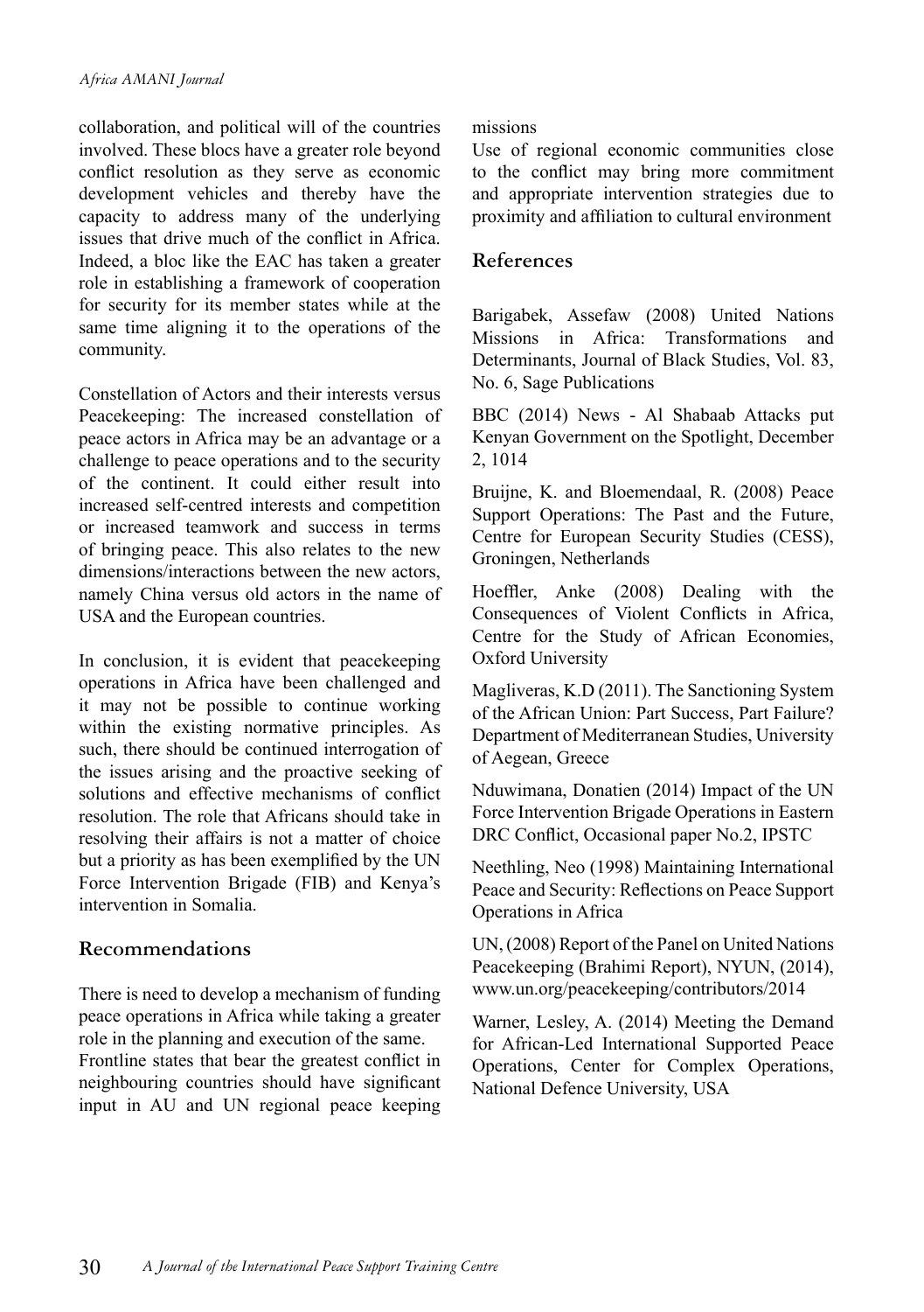collaboration, and political will of the countries involved. These blocs have a greater role beyond conflict resolution as they serve as economic development vehicles and thereby have the capacity to address many of the underlying issues that drive much of the conflict in Africa. Indeed, a bloc like the EAC has taken a greater role in establishing a framework of cooperation for security for its member states while at the same time aligning it to the operations of the community.

Constellation of Actors and their interests versus Peacekeeping: The increased constellation of peace actors in Africa may be an advantage or a challenge to peace operations and to the security of the continent. It could either result into increased self-centred interests and competition or increased teamwork and success in terms of bringing peace. This also relates to the new dimensions/interactions between the new actors, namely China versus old actors in the name of USA and the European countries.

In conclusion, it is evident that peacekeeping operations in Africa have been challenged and it may not be possible to continue working within the existing normative principles. As such, there should be continued interrogation of the issues arising and the proactive seeking of solutions and effective mechanisms of conflict resolution. The role that Africans should take in resolving their affairs is not a matter of choice but a priority as has been exemplified by the UN Force Intervention Brigade (FIB) and Kenya's intervention in Somalia.

## Recommendations

There is need to develop a mechanism of funding peace operations in Africa while taking a greater role in the planning and execution of the same.

Frontline states that bear the greatest conflict in neighbouring countries should have significant input in AU and UN regional peace keeping missions

Use of regional economic communities close to the conflict may bring more commitment and appropriate intervention strategies due to proximity and affiliation to cultural environment

## References

Barigabek, Assefaw (2008) United Nations Missions in Africa: Transformations and Determinants, Journal of Black Studies, Vol. 83, No. 6, Sage Publications

BBC (2014) News - Al Shabaab Attacks put Kenyan Government on the Spotlight, December 2, 1014

Bruijne, K. and Bloemendaal, R. (2008) Peace Support Operations: The Past and the Future, Centre for European Security Studies (CESS), Groningen, Netherlands

Hoeffler, Anke (2008) Dealing with the Consequences of Violent Conflicts in Africa, Centre for the Study of African Economies, Oxford University

Magliveras, K.D (2011). The Sanctioning System of the African Union: Part Success, Part Failure? Department of Mediterranean Studies, University of Aegean, Greece

Nduwimana, Donatien (2014) Impact of the UN Force Intervention Brigade Operations in Eastern DRC Conflict, Occasional paper No.2, IPSTC

Neethling, Neo (1998) Maintaining International Peace and Security: Reflections on Peace Support Operations in Africa

UN, (2008) Report of the Panel on United Nations Peacekeeping (Brahimi Report), NYUN, (2014), www.un.org/peacekeeping/contributors/2014

Warner, Lesley, A. (2014) Meeting the Demand for African-Led International Supported Peace Operations, Center for Complex Operations, National Defence University, USA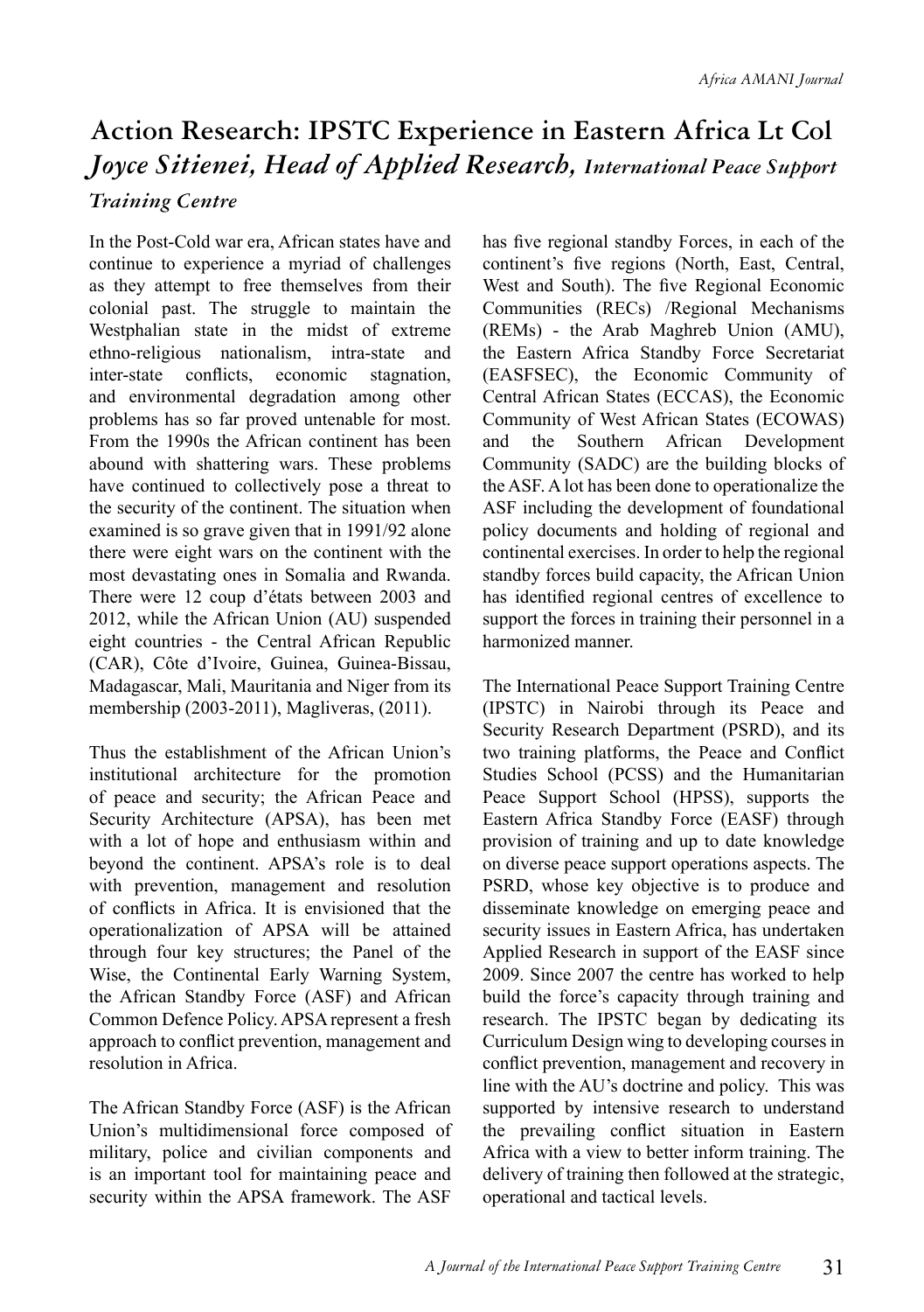# Action Research: IPSTC Experience in Eastern Africa Lt Col *Joyce Sitienei, Head of Applied Research, International Peace Support Training Centre*

In the Post-Cold war era, African states have and continue to experience a myriad of challenges as they attempt to free themselves from their colonial past. The struggle to maintain the Westphalian state in the midst of extreme ethno-religious nationalism, intra-state and inter-state conflicts, economic stagnation, and environmental degradation among other problems has so far proved untenable for most. From the 1990s the African continent has been abound with shattering wars. These problems have continued to collectively pose a threat to the security of the continent. The situation when examined is so grave given that in 1991/92 alone there were eight wars on the continent with the most devastating ones in Somalia and Rwanda. There were 12 coup d'états between 2003 and 2012, while the African Union (AU) suspended eight countries - the Central African Republic (CAR), Côte d'Ivoire, Guinea, Guinea-Bissau, Madagascar, Mali, Mauritania and Niger from its membership (2003-2011), Magliveras, (2011).

Thus the establishment of the African Union's institutional architecture for the promotion of peace and security; the African Peace and Security Architecture (APSA), has been met with a lot of hope and enthusiasm within and beyond the continent. APSA's role is to deal with prevention, management and resolution of conflicts in Africa. It is envisioned that the operationalization of APSA will be attained through four key structures; the Panel of the Wise, the Continental Early Warning System, the African Standby Force (ASF) and African Common Defence Policy. APSA represent a fresh approach to conflict prevention, management and resolution in Africa.

The African Standby Force (ASF) is the African Union's multidimensional force composed of military, police and civilian components and is an important tool for maintaining peace and security within the APSA framework. The ASF has five regional standby Forces, in each of the continent's five regions (North, East, Central, West and South). The five Regional Economic Communities (RECs) /Regional Mechanisms (REMs) - the Arab Maghreb Union (AMU), the Eastern Africa Standby Force Secretariat (EASFSEC), the Economic Community of Central African States (ECCAS), the Economic Community of West African States (ECOWAS) and the Southern African Development Community (SADC) are the building blocks of the ASF. A lot has been done to operationalize the ASF including the development of foundational policy documents and holding of regional and continental exercises. In order to help the regional standby forces build capacity, the African Union has identified regional centres of excellence to support the forces in training their personnel in a harmonized manner.

The International Peace Support Training Centre (IPSTC) in Nairobi through its Peace and Security Research Department (PSRD), and its two training platforms, the Peace and Conflict Studies School (PCSS) and the Humanitarian Peace Support School (HPSS), supports the Eastern Africa Standby Force (EASF) through provision of training and up to date knowledge on diverse peace support operations aspects. The PSRD, whose key objective is to produce and disseminate knowledge on emerging peace and security issues in Eastern Africa, has undertaken Applied Research in support of the EASF since 2009. Since 2007 the centre has worked to help build the force's capacity through training and research. The IPSTC began by dedicating its Curriculum Design wing to developing courses in conflict prevention, management and recovery in line with the AU's doctrine and policy. This was supported by intensive research to understand the prevailing conflict situation in Eastern Africa with a view to better inform training. The delivery of training then followed at the strategic, operational and tactical levels.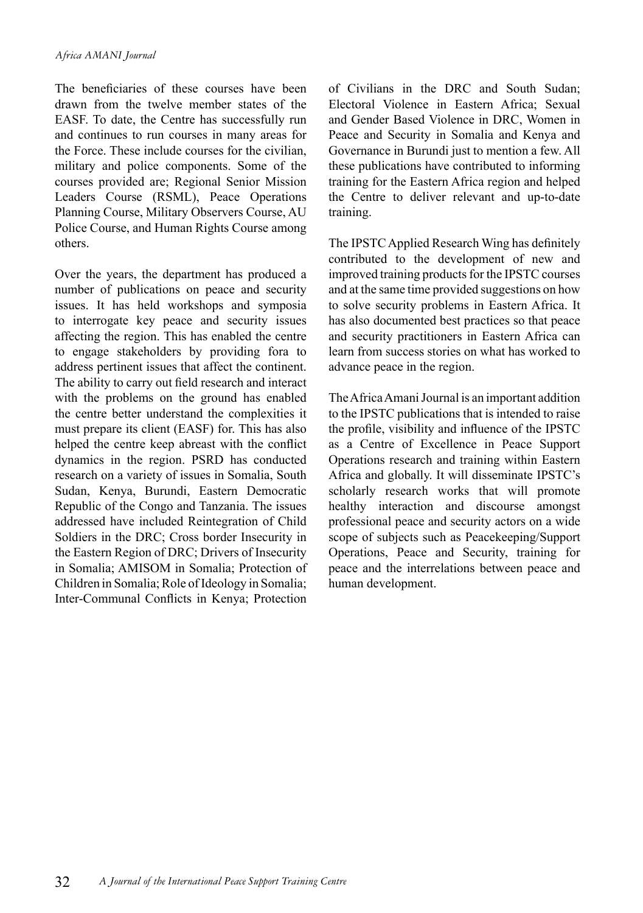The beneficiaries of these courses have been drawn from the twelve member states of the EASF. To date, the Centre has successfully run and continues to run courses in many areas for the Force. These include courses for the civilian, military and police components. Some of the courses provided are; Regional Senior Mission Leaders Course (RSML), Peace Operations Planning Course, Military Observers Course, AU Police Course, and Human Rights Course among others.

Over the years, the department has produced a number of publications on peace and security issues. It has held workshops and symposia to interrogate key peace and security issues affecting the region. This has enabled the centre to engage stakeholders by providing fora to address pertinent issues that affect the continent. The ability to carry out field research and interact with the problems on the ground has enabled the centre better understand the complexities it must prepare its client (EASF) for. This has also helped the centre keep abreast with the conflict dynamics in the region. PSRD has conducted research on a variety of issues in Somalia, South Sudan, Kenya, Burundi, Eastern Democratic Republic of the Congo and Tanzania. The issues addressed have included Reintegration of Child Soldiers in the DRC; Cross border Insecurity in the Eastern Region of DRC; Drivers of Insecurity in Somalia; AMISOM in Somalia; Protection of Children in Somalia; Role of Ideology in Somalia; Inter-Communal Conflicts in Kenya; Protection of Civilians in the DRC and South Sudan; Electoral Violence in Eastern Africa; Sexual and Gender Based Violence in DRC, Women in Peace and Security in Somalia and Kenya and Governance in Burundi just to mention a few. All these publications have contributed to informing training for the Eastern Africa region and helped the Centre to deliver relevant and up-to-date training.

The IPSTC Applied Research Wing has definitely contributed to the development of new and improved training products for the IPSTC courses and at the same time provided suggestions on how to solve security problems in Eastern Africa. It has also documented best practices so that peace and security practitioners in Eastern Africa can learn from success stories on what has worked to advance peace in the region.

The Africa Amani Journal is an important addition to the IPSTC publications that is intended to raise the profile, visibility and influence of the IPSTC as a Centre of Excellence in Peace Support Operations research and training within Eastern Africa and globally. It will disseminate IPSTC's scholarly research works that will promote healthy interaction and discourse amongst professional peace and security actors on a wide scope of subjects such as Peacekeeping/Support Operations, Peace and Security, training for peace and the interrelations between peace and human development.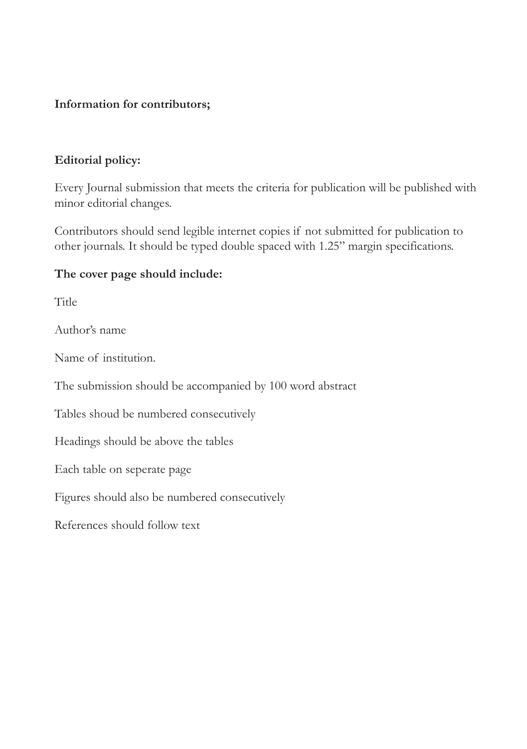**Information for contributors;**

**Editorial policy:**

Every Journal submission that meets the criteria for publication will be published with minor editorial changes.

Contributors should send legible internet copies if not submitted for publication to other journals. It should be typed double spaced with 1.25" margin specifications.

**The cover page should include:**

Title

Author's name

Name of institution.

The submission should be accompanied by 100 word abstract

Tables shoud be numbered consecutively

Headings should be above the tables

Each table on seperate page

Figures should also be numbered consecutively

References should follow text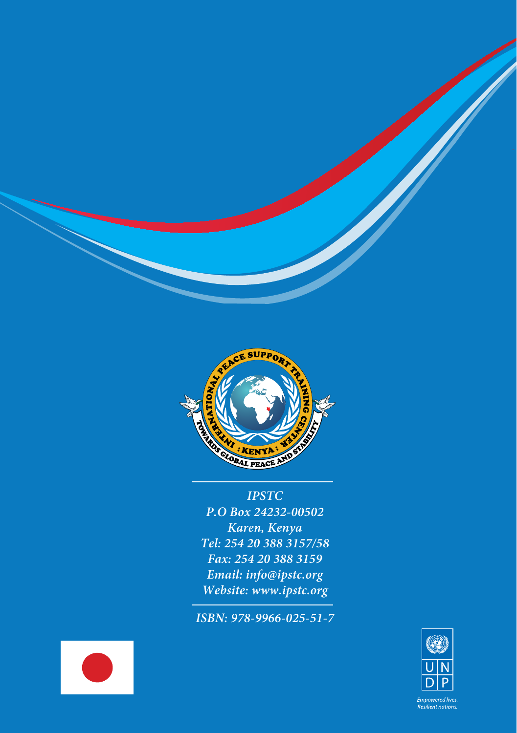*IPSTC*
*P.O Box 24232-00502*
*Karen, Kenya*
*Tel: 254 20 388 3157/58*
*Fax: 254 20 388 3159*
*Email: info@ipstc.org*
*Website: www.ipstc.org*

*ISBN: 978-9966-025-51-7*